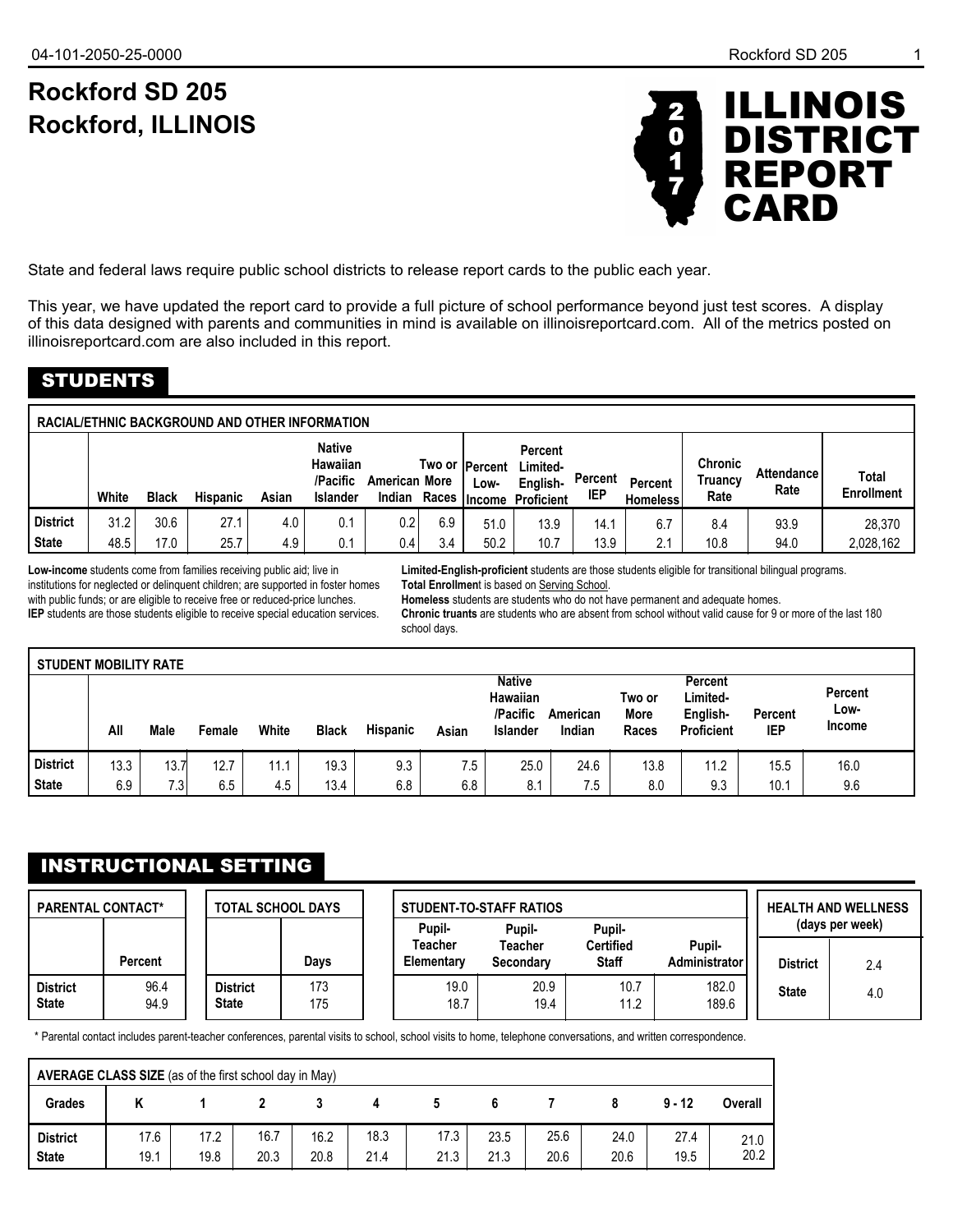# Rockford SD 205
# Rockford, ILLINOIS

# ILLINOIS DISTRICT REPORT CARD 2017

State and federal laws require public school districts to release report cards to the public each year.

This year, we have updated the report card to provide a full picture of school performance beyond just test scores. A display of this data designed with parents and communities in mind is available on illinoisreportcard.com. All of the metrics posted on illinoisreportcard.com are also included in this report.

## STUDENTS

**RACIAL/ETHNIC BACKGROUND AND OTHER INFORMATION**

| | White | Black | Hispanic | Asian | Native Hawaiian /Pacific Islander | American Indian | Two or More Races | Percent Low-Income | Percent Limited-English-Proficient | Percent IEP | Percent Homeless | Chronic Truancy Rate | Attendance Rate | Total Enrollment |
|---|---|---|---|---|---|---|---|---|---|---|---|---|---|---|
| District | 31.2 | 30.6 | 27.1 | 4.0 | 0.1 | 0.2 | 6.9 | 51.0 | 13.9 | 14.1 | 6.7 | 8.4 | 93.9 | 28,370 |
| State | 48.5 | 17.0 | 25.7 | 4.9 | 0.1 | 0.4 | 3.4 | 50.2 | 10.7 | 13.9 | 2.1 | 10.8 | 94.0 | 2,028,162 |

**Low-income** students come from families receiving public aid; live in institutions for neglected or delinquent children; are supported in foster homes with public funds; or are eligible to receive free or reduced-price lunches.
**IEP** students are those students eligible to receive special education services.
**Limited-English-proficient** students are those students eligible for transitional bilingual programs.
**Total Enrollment** is based on Serving School.
**Homeless** students are students who do not have permanent and adequate homes.
**Chronic truants** are students who are absent from school without valid cause for 9 or more of the last 180 school days.

**STUDENT MOBILITY RATE**

| | All | Male | Female | White | Black | Hispanic | Asian | Native Hawaiian /Pacific Islander | American Indian | Two or More Races | Percent Limited-English-Proficient | Percent IEP | Percent Low-Income |
|---|---|---|---|---|---|---|---|---|---|---|---|---|---|
| District | 13.3 | 13.7 | 12.7 | 11.1 | 19.3 | 9.3 | 7.5 | 25.0 | 24.6 | 13.8 | 11.2 | 15.5 | 16.0 |
| State | 6.9 | 7.3 | 6.5 | 4.5 | 13.4 | 6.8 | 6.8 | 8.1 | 7.5 | 8.0 | 9.3 | 10.1 | 9.6 |

## INSTRUCTIONAL SETTING

**PARENTAL CONTACT***

| | Percent |
|---|---|
| District | 96.4 |
| State | 94.9 |

**TOTAL SCHOOL DAYS**

| | Days |
|---|---|
| District | 173 |
| State | 175 |

**STUDENT-TO-STAFF RATIOS**

| | Pupil-Teacher Elementary | Pupil-Teacher Secondary | Pupil-Certified Staff | Pupil-Administrator |
|---|---|---|---|---|
| District | 19.0 | 20.9 | 10.7 | 182.0 |
| State | 18.7 | 19.4 | 11.2 | 189.6 |

**HEALTH AND WELLNESS (days per week)**

| | |
|---|---|
| District | 2.4 |
| State | 4.0 |

\* Parental contact includes parent-teacher conferences, parental visits to school, school visits to home, telephone conversations, and written correspondence.

**AVERAGE CLASS SIZE** (as of the first school day in May)

| Grades | K | 1 | 2 | 3 | 4 | 5 | 6 | 7 | 8 | 9 - 12 | Overall |
|---|---|---|---|---|---|---|---|---|---|---|---|
| District | 17.6 | 17.2 | 16.7 | 16.2 | 18.3 | 17.3 | 23.5 | 25.6 | 24.0 | 27.4 | 21.0 |
| State | 19.1 | 19.8 | 20.3 | 20.8 | 21.4 | 21.3 | 21.3 | 20.6 | 20.6 | 19.5 | 20.2 |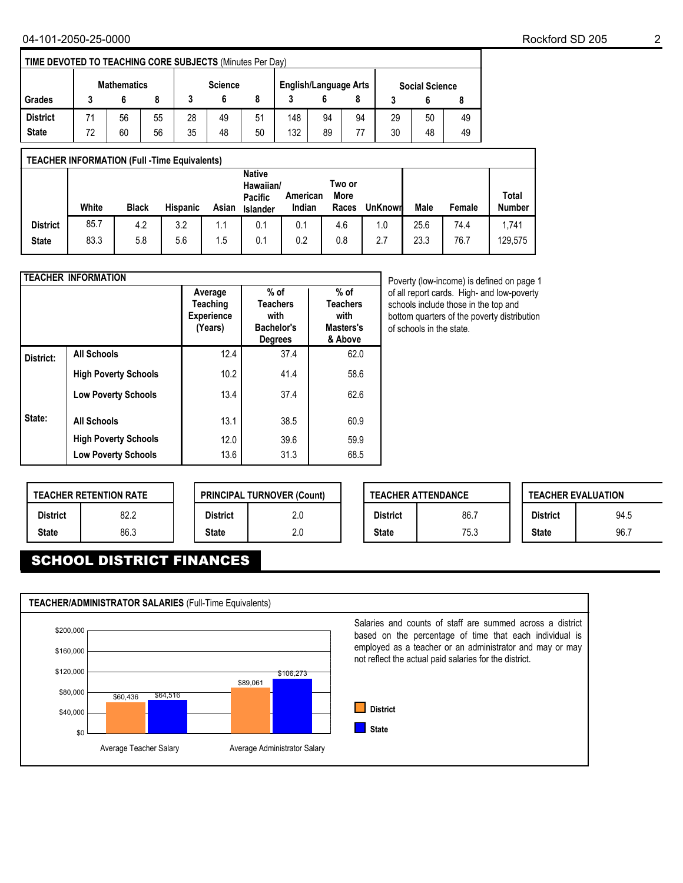**TIME DEVOTED TO TEACHING CORE SUBJECTS** (Minutes Per Day)

| | Mathematics | | | Science | | | English/Language Arts | | | Social Science | | |
|---|---|---|---|---|---|---|---|---|---|---|---|---|
| Grades | 3 | 6 | 8 | 3 | 6 | 8 | 3 | 6 | 8 | 3 | 6 | 8 |
| District | 71 | 56 | 55 | 28 | 49 | 51 | 148 | 94 | 94 | 29 | 50 | 49 |
| State | 72 | 60 | 56 | 35 | 48 | 50 | 132 | 89 | 77 | 30 | 48 | 49 |

**TEACHER INFORMATION (Full -Time Equivalents)**

| | White | Black | Hispanic | Asian | Native Hawaiian/ Pacific Islander | American Indian | Two or More Races | UnKnown | Male | Female | Total Number |
|---|---|---|---|---|---|---|---|---|---|---|---|
| District | 85.7 | 4.2 | 3.2 | 1.1 | 0.1 | 0.1 | 4.6 | 1.0 | 25.6 | 74.4 | 1,741 |
| State | 83.3 | 5.8 | 5.6 | 1.5 | 0.1 | 0.2 | 0.8 | 2.7 | 23.3 | 76.7 | 129,575 |

**TEACHER INFORMATION**

| | | Average Teaching Experience (Years) | % of Teachers with Bachelor's Degrees | % of Teachers with Masters's & Above |
|---|---|---|---|---|
| District: | All Schools | 12.4 | 37.4 | 62.0 |
| | High Poverty Schools | 10.2 | 41.4 | 58.6 |
| | Low Poverty Schools | 13.4 | 37.4 | 62.6 |
| State: | All Schools | 13.1 | 38.5 | 60.9 |
| | High Poverty Schools | 12.0 | 39.6 | 59.9 |
| | Low Poverty Schools | 13.6 | 31.3 | 68.5 |

Poverty (low-income) is defined on page 1 of all report cards. High- and low-poverty schools include those in the top and bottom quarters of the poverty distribution of schools in the state.

| TEACHER RETENTION RATE | |
|---|---|
| District | 82.2 |
| State | 86.3 |

| PRINCIPAL TURNOVER (Count) | |
|---|---|
| District | 2.0 |
| State | 2.0 |

| TEACHER ATTENDANCE | |
|---|---|
| District | 86.7 |
| State | 75.3 |

| TEACHER EVALUATION | |
|---|---|
| District | 94.5 |
| State | 96.7 |

## SCHOOL DISTRICT FINANCES

**TEACHER/ADMINISTRATOR SALARIES** (Full-Time Equivalents)

| | District | State |
|---|---|---|
| Average Teacher Salary | $60,436 | $64,516 |
| Average Administrator Salary | $89,061 | $106,273 |

Salaries and counts of staff are summed across a district based on the percentage of time that each individual is employed as a teacher or an administrator and may or may not reflect the actual paid salaries for the district.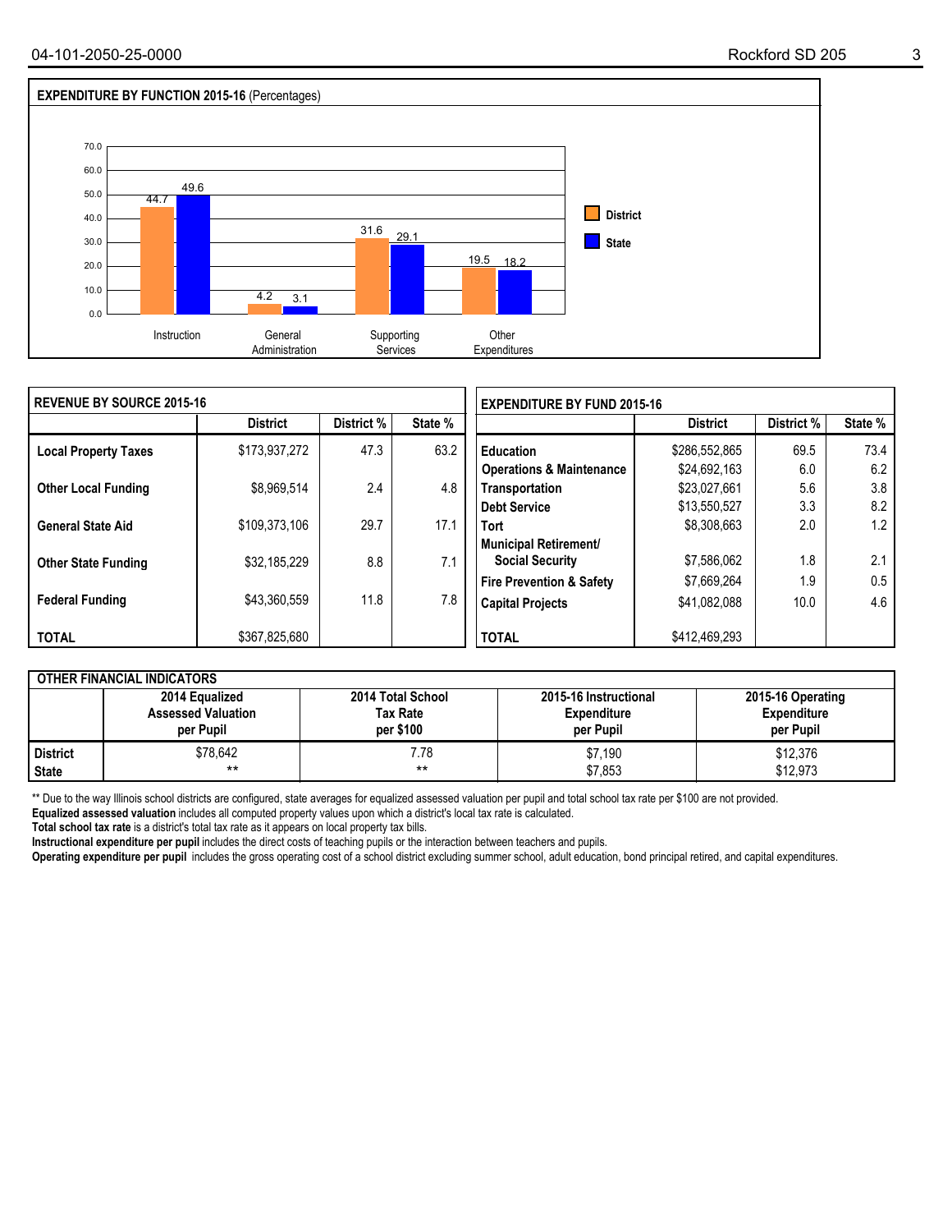## EXPENDITURE BY FUNCTION 2015-16 (Percentages)

| | District | State |
|---|---|---|
| Instruction | 44.7 | 49.6 |
| General Administration | 4.2 | 3.1 |
| Supporting Services | 31.6 | 29.1 |
| Other Expenditures | 19.5 | 18.2 |

## REVENUE BY SOURCE 2015-16

| | District | District % | State % |
|---|---|---|---|
| **Local Property Taxes** | $173,937,272 | 47.3 | 63.2 |
| **Other Local Funding** | $8,969,514 | 2.4 | 4.8 |
| **General State Aid** | $109,373,106 | 29.7 | 17.1 |
| **Other State Funding** | $32,185,229 | 8.8 | 7.1 |
| **Federal Funding** | $43,360,559 | 11.8 | 7.8 |
| **TOTAL** | $367,825,680 | | |

## EXPENDITURE BY FUND 2015-16

| | District | District % | State % |
|---|---|---|---|
| **Education** | $286,552,865 | 69.5 | 73.4 |
| **Operations & Maintenance** | $24,692,163 | 6.0 | 6.2 |
| **Transportation** | $23,027,661 | 5.6 | 3.8 |
| **Debt Service** | $13,550,527 | 3.3 | 8.2 |
| **Tort** | $8,308,663 | 2.0 | 1.2 |
| **Municipal Retirement/ Social Security** | $7,586,062 | 1.8 | 2.1 |
| **Fire Prevention & Safety** | $7,669,264 | 1.9 | 0.5 |
| **Capital Projects** | $41,082,088 | 10.0 | 4.6 |
| **TOTAL** | $412,469,293 | | |

## OTHER FINANCIAL INDICATORS

| | 2014 Equalized Assessed Valuation per Pupil | 2014 Total School Tax Rate per $100 | 2015-16 Instructional Expenditure per Pupil | 2015-16 Operating Expenditure per Pupil |
|---|---|---|---|---|
| **District** | $78,642 | 7.78 | $7,190 | $12,376 |
| **State** | ** | ** | $7,853 | $12,973 |

** Due to the way Illinois school districts are configured, state averages for equalized assessed valuation per pupil and total school tax rate per $100 are not provided.

**Equalized assessed valuation** includes all computed property values upon which a district's local tax rate is calculated.

**Total school tax rate** is a district's total tax rate as it appears on local property tax bills.

**Instructional expenditure per pupil** includes the direct costs of teaching pupils or the interaction between teachers and pupils.

**Operating expenditure per pupil** includes the gross operating cost of a school district excluding summer school, adult education, bond principal retired, and capital expenditures.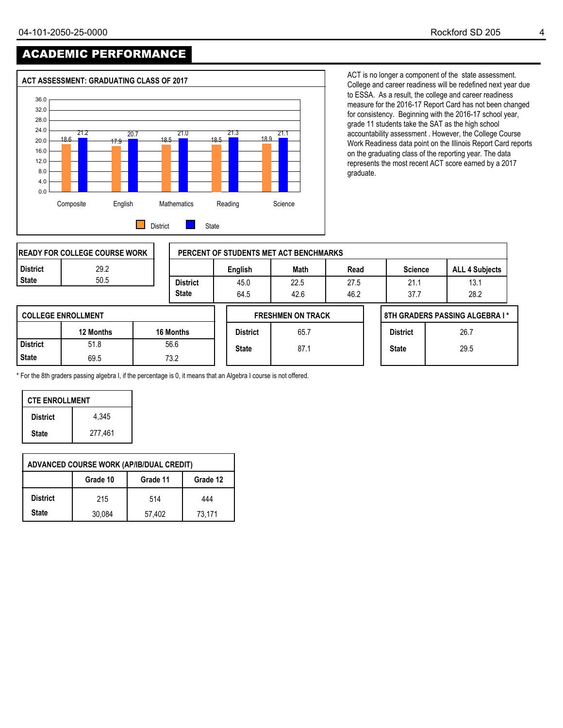# ACADEMIC PERFORMANCE

## ACT ASSESSMENT: GRADUATING CLASS OF 2017

| | Composite | English | Mathematics | Reading | Science |
|---|---|---|---|---|---|
| District | 18.6 | 17.9 | 18.5 | 18.5 | 18.9 |
| State | 21.2 | 20.7 | 21.0 | 21.3 | 21.1 |

ACT is no longer a component of the state assessment. College and career readiness will be redefined next year due to ESSA. As a result, the college and career readiness measure for the 2016-17 Report Card has not been changed for consistency. Beginning with the 2016-17 school year, grade 11 students take the SAT as the high school accountability assessment . However, the College Course Work Readiness data point on the Illinois Report Card reports on the graduating class of the reporting year. The data represents the most recent ACT score earned by a 2017 graduate.

| READY FOR COLLEGE COURSE WORK | |
|---|---|
| District | 29.2 |
| State | 50.5 |

| PERCENT OF STUDENTS MET ACT BENCHMARKS | | | | | |
|---|---|---|---|---|---|
| | English | Math | Read | Science | ALL 4 Subjects |
| District | 45.0 | 22.5 | 27.5 | 21.1 | 13.1 |
| State | 64.5 | 42.6 | 46.2 | 37.7 | 28.2 |

| COLLEGE ENROLLMENT | | |
|---|---|---|
| | 12 Months | 16 Months |
| District | 51.8 | 56.6 |
| State | 69.5 | 73.2 |

| FRESHMEN ON TRACK | |
|---|---|
| District | 65.7 |
| State | 87.1 |

| 8TH GRADERS PASSING ALGEBRA I * | |
|---|---|
| District | 26.7 |
| State | 29.5 |

\* For the 8th graders passing algebra I, if the percentage is 0, it means that an Algebra I course is not offered.

| CTE ENROLLMENT | |
|---|---|
| District | 4,345 |
| State | 277,461 |

| ADVANCED COURSE WORK (AP/IB/DUAL CREDIT) | | | |
|---|---|---|---|
| | Grade 10 | Grade 11 | Grade 12 |
| District | 215 | 514 | 444 |
| State | 30,084 | 57,402 | 73,171 |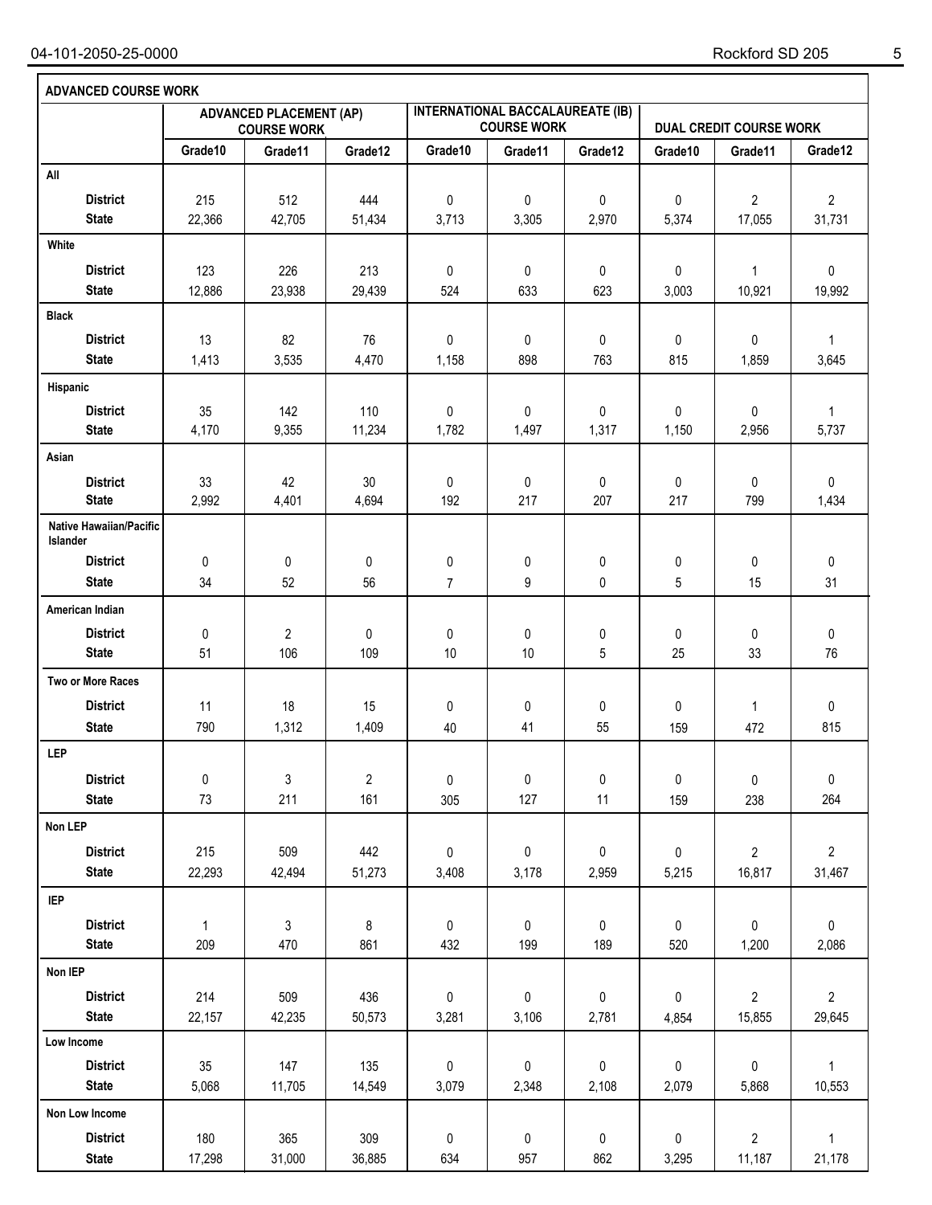## ADVANCED COURSE WORK

| | ADVANCED PLACEMENT (AP) COURSE WORK | | | INTERNATIONAL BACCALAUREATE (IB) COURSE WORK | | | DUAL CREDIT COURSE WORK | | |
|---|---|---|---|---|---|---|---|---|---|
| | Grade10 | Grade11 | Grade12 | Grade10 | Grade11 | Grade12 | Grade10 | Grade11 | Grade12 |
| **All** | | | | | | | | | |
| District | 215 | 512 | 444 | 0 | 0 | 0 | 0 | 2 | 2 |
| State | 22,366 | 42,705 | 51,434 | 3,713 | 3,305 | 2,970 | 5,374 | 17,055 | 31,731 |
| **White** | | | | | | | | | |
| District | 123 | 226 | 213 | 0 | 0 | 0 | 0 | 1 | 0 |
| State | 12,886 | 23,938 | 29,439 | 524 | 633 | 623 | 3,003 | 10,921 | 19,992 |
| **Black** | | | | | | | | | |
| District | 13 | 82 | 76 | 0 | 0 | 0 | 0 | 0 | 1 |
| State | 1,413 | 3,535 | 4,470 | 1,158 | 898 | 763 | 815 | 1,859 | 3,645 |
| **Hispanic** | | | | | | | | | |
| District | 35 | 142 | 110 | 0 | 0 | 0 | 0 | 0 | 1 |
| State | 4,170 | 9,355 | 11,234 | 1,782 | 1,497 | 1,317 | 1,150 | 2,956 | 5,737 |
| **Asian** | | | | | | | | | |
| District | 33 | 42 | 30 | 0 | 0 | 0 | 0 | 0 | 0 |
| State | 2,992 | 4,401 | 4,694 | 192 | 217 | 207 | 217 | 799 | 1,434 |
| **Native Hawaiian/Pacific Islander** | | | | | | | | | |
| District | 0 | 0 | 0 | 0 | 0 | 0 | 0 | 0 | 0 |
| State | 34 | 52 | 56 | 7 | 9 | 0 | 5 | 15 | 31 |
| **American Indian** | | | | | | | | | |
| District | 0 | 2 | 0 | 0 | 0 | 0 | 0 | 0 | 0 |
| State | 51 | 106 | 109 | 10 | 10 | 5 | 25 | 33 | 76 |
| **Two or More Races** | | | | | | | | | |
| District | 11 | 18 | 15 | 0 | 0 | 0 | 0 | 1 | 0 |
| State | 790 | 1,312 | 1,409 | 40 | 41 | 55 | 159 | 472 | 815 |
| **LEP** | | | | | | | | | |
| District | 0 | 3 | 2 | 0 | 0 | 0 | 0 | 0 | 0 |
| State | 73 | 211 | 161 | 305 | 127 | 11 | 159 | 238 | 264 |
| **Non LEP** | | | | | | | | | |
| District | 215 | 509 | 442 | 0 | 0 | 0 | 0 | 2 | 2 |
| State | 22,293 | 42,494 | 51,273 | 3,408 | 3,178 | 2,959 | 5,215 | 16,817 | 31,467 |
| **IEP** | | | | | | | | | |
| District | 1 | 3 | 8 | 0 | 0 | 0 | 0 | 0 | 0 |
| State | 209 | 470 | 861 | 432 | 199 | 189 | 520 | 1,200 | 2,086 |
| **Non IEP** | | | | | | | | | |
| District | 214 | 509 | 436 | 0 | 0 | 0 | 0 | 2 | 2 |
| State | 22,157 | 42,235 | 50,573 | 3,281 | 3,106 | 2,781 | 4,854 | 15,855 | 29,645 |
| **Low Income** | | | | | | | | | |
| District | 35 | 147 | 135 | 0 | 0 | 0 | 0 | 0 | 1 |
| State | 5,068 | 11,705 | 14,549 | 3,079 | 2,348 | 2,108 | 2,079 | 5,868 | 10,553 |
| **Non Low Income** | | | | | | | | | |
| District | 180 | 365 | 309 | 0 | 0 | 0 | 0 | 2 | 1 |
| State | 17,298 | 31,000 | 36,885 | 634 | 957 | 862 | 3,295 | 11,187 | 21,178 |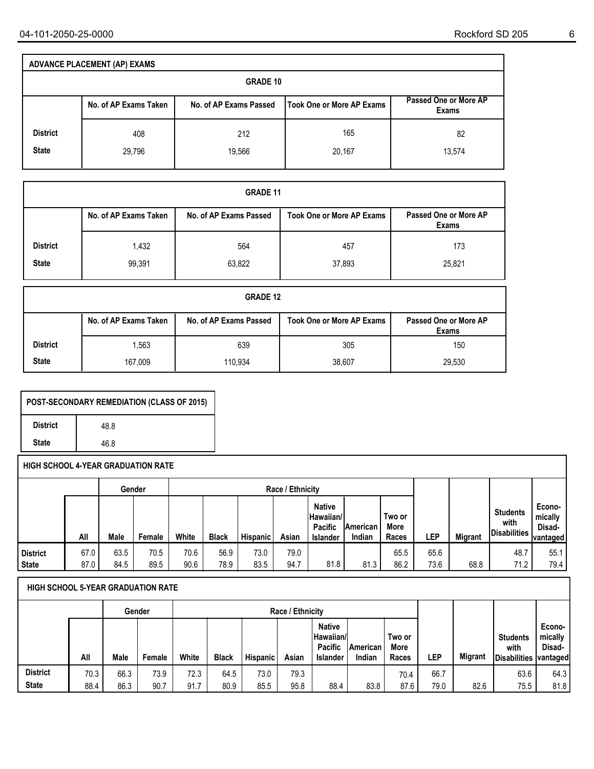## ADVANCE PLACEMENT (AP) EXAMS

### GRADE 10

| | No. of AP Exams Taken | No. of AP Exams Passed | Took One or More AP Exams | Passed One or More AP Exams |
|---|---|---|---|---|
| District | 408 | 212 | 165 | 82 |
| State | 29,796 | 19,566 | 20,167 | 13,574 |

### GRADE 11

| | No. of AP Exams Taken | No. of AP Exams Passed | Took One or More AP Exams | Passed One or More AP Exams |
|---|---|---|---|---|
| District | 1,432 | 564 | 457 | 173 |
| State | 99,391 | 63,822 | 37,893 | 25,821 |

### GRADE 12

| | No. of AP Exams Taken | No. of AP Exams Passed | Took One or More AP Exams | Passed One or More AP Exams |
|---|---|---|---|---|
| District | 1,563 | 639 | 305 | 150 |
| State | 167,009 | 110,934 | 38,607 | 29,530 |

## POST-SECONDARY REMEDIATION (CLASS OF 2015)

| | |
|---|---|
| District | 48.8 |
| State | 46.8 |

## HIGH SCHOOL 4-YEAR GRADUATION RATE

| | | Gender | | Race / Ethnicity | | | | | | | | | | |
|---|---|---|---|---|---|---|---|---|---|---|---|---|---|---|
| | All | Male | Female | White | Black | Hispanic | Asian | Native Hawaiian/ Pacific Islander | American Indian | Two or More Races | LEP | Migrant | Students with Disabilities | Economically Disadvantaged |
| District | 67.0 | 63.5 | 70.5 | 70.6 | 56.9 | 73.0 | 79.0 | | | 65.5 | 65.6 | | 48.7 | 55.1 |
| State | 87.0 | 84.5 | 89.5 | 90.6 | 78.9 | 83.5 | 94.7 | 81.8 | 81.3 | 86.2 | 73.6 | 68.8 | 71.2 | 79.4 |

## HIGH SCHOOL 5-YEAR GRADUATION RATE

| | | Gender | | Race / Ethnicity | | | | | | | | | | |
|---|---|---|---|---|---|---|---|---|---|---|---|---|---|---|
| | All | Male | Female | White | Black | Hispanic | Asian | Native Hawaiian/ Pacific Islander | American Indian | Two or More Races | LEP | Migrant | Students with Disabilities | Economically Disadvantaged |
| District | 70.3 | 66.3 | 73.9 | 72.3 | 64.5 | 73.0 | 79.3 | | | 70.4 | 66.7 | | 63.6 | 64.3 |
| State | 88.4 | 86.3 | 90.7 | 91.7 | 80.9 | 85.5 | 95.8 | 88.4 | 83.8 | 87.6 | 79.0 | 82.6 | 75.5 | 81.8 |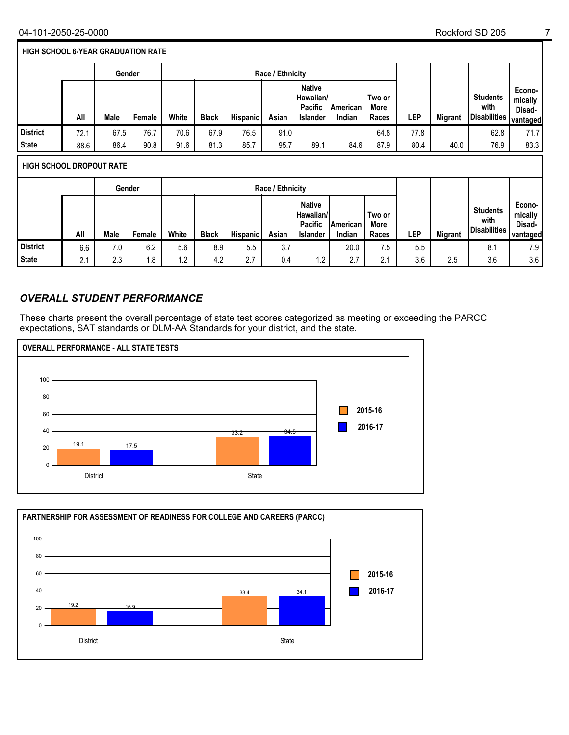## HIGH SCHOOL 6-YEAR GRADUATION RATE

| | All | Gender | | Race / Ethnicity | | | | | | | LEP | Migrant | Students with Disabilities | Economically Disadvantaged |
|---|---|---|---|---|---|---|---|---|---|---|---|---|---|---|
| | | Male | Female | White | Black | Hispanic | Asian | Native Hawaiian/ Pacific Islander | American Indian | Two or More Races | | | | |
| District | 72.1 | 67.5 | 76.7 | 70.6 | 67.9 | 76.5 | 91.0 | | | 64.8 | 77.8 | | 62.8 | 71.7 |
| State | 88.6 | 86.4 | 90.8 | 91.6 | 81.3 | 85.7 | 95.7 | 89.1 | 84.6 | 87.9 | 80.4 | 40.0 | 76.9 | 83.3 |

## HIGH SCHOOL DROPOUT RATE

| | All | Gender | | Race / Ethnicity | | | | | | | LEP | Migrant | Students with Disabilities | Economically Disadvantaged |
|---|---|---|---|---|---|---|---|---|---|---|---|---|---|---|
| | | Male | Female | White | Black | Hispanic | Asian | Native Hawaiian/ Pacific Islander | American Indian | Two or More Races | | | | |
| District | 6.6 | 7.0 | 6.2 | 5.6 | 8.9 | 5.5 | 3.7 | | 20.0 | 7.5 | 5.5 | | 8.1 | 7.9 |
| State | 2.1 | 2.3 | 1.8 | 1.2 | 4.2 | 2.7 | 0.4 | 1.2 | 2.7 | 2.1 | 3.6 | 2.5 | 3.6 | 3.6 |

## *OVERALL STUDENT PERFORMANCE*

These charts present the overall percentage of state test scores categorized as meeting or exceeding the PARCC expectations, SAT standards or DLM-AA Standards for your district, and the state.

### OVERALL PERFORMANCE - ALL STATE TESTS

| | 2015-16 | 2016-17 |
|---|---|---|
| District | 19.1 | 17.5 |
| State | 33.2 | 34.5 |

### PARTNERSHIP FOR ASSESSMENT OF READINESS FOR COLLEGE AND CAREERS (PARCC)

| | 2015-16 | 2016-17 |
|---|---|---|
| District | 19.2 | 16.9 |
| State | 33.4 | 34.1 |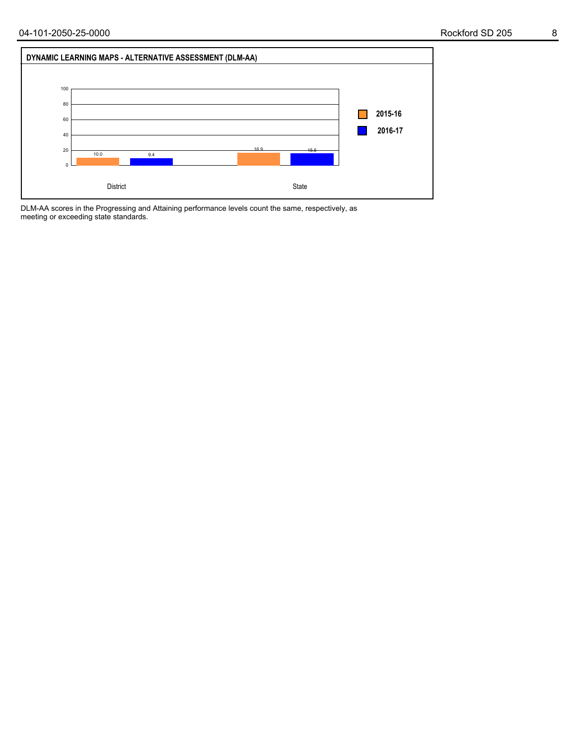## DYNAMIC LEARNING MAPS - ALTERNATIVE ASSESSMENT (DLM-AA)

| | 2015-16 | 2016-17 |
|---|---|---|
| District | 10.0 | 9.4 |
| State | 16.9 | 15.6 |

DLM-AA scores in the Progressing and Attaining performance levels count the same, respectively, as meeting or exceeding state standards.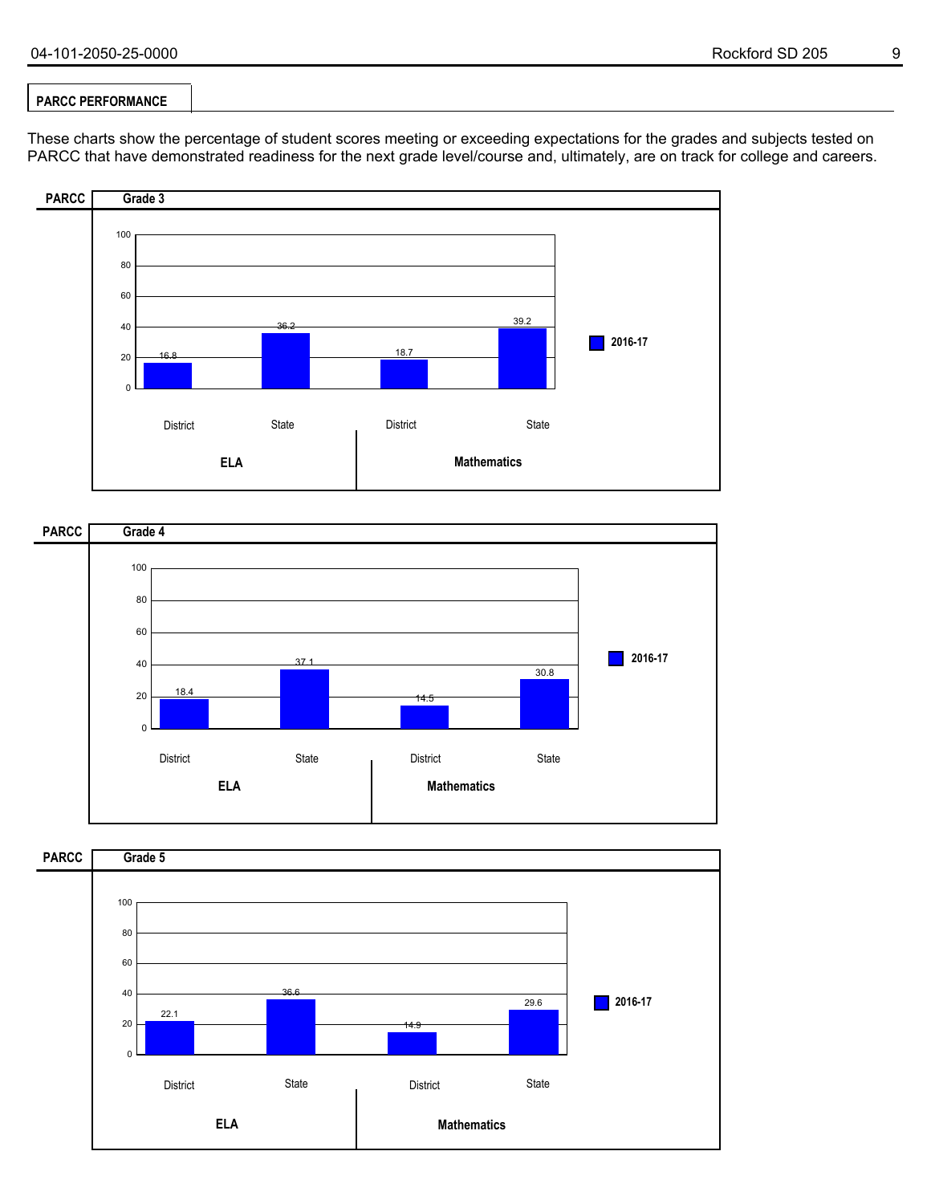## PARCC PERFORMANCE

These charts show the percentage of student scores meeting or exceeding expectations for the grades and subjects tested on PARCC that have demonstrated readiness for the next grade level/course and, ultimately, are on track for college and careers.

### PARCC Grade 3

| | ELA District | ELA State | Mathematics District | Mathematics State |
|---|---|---|---|---|
| 2016-17 | 16.8 | 36.2 | 18.7 | 39.2 |

### PARCC Grade 4

| | ELA District | ELA State | Mathematics District | Mathematics State |
|---|---|---|---|---|
| 2016-17 | 18.4 | 37.1 | 14.5 | 30.8 |

### PARCC Grade 5

| | ELA District | ELA State | Mathematics District | Mathematics State |
|---|---|---|---|---|
| 2016-17 | 22.1 | 36.6 | 14.9 | 29.6 |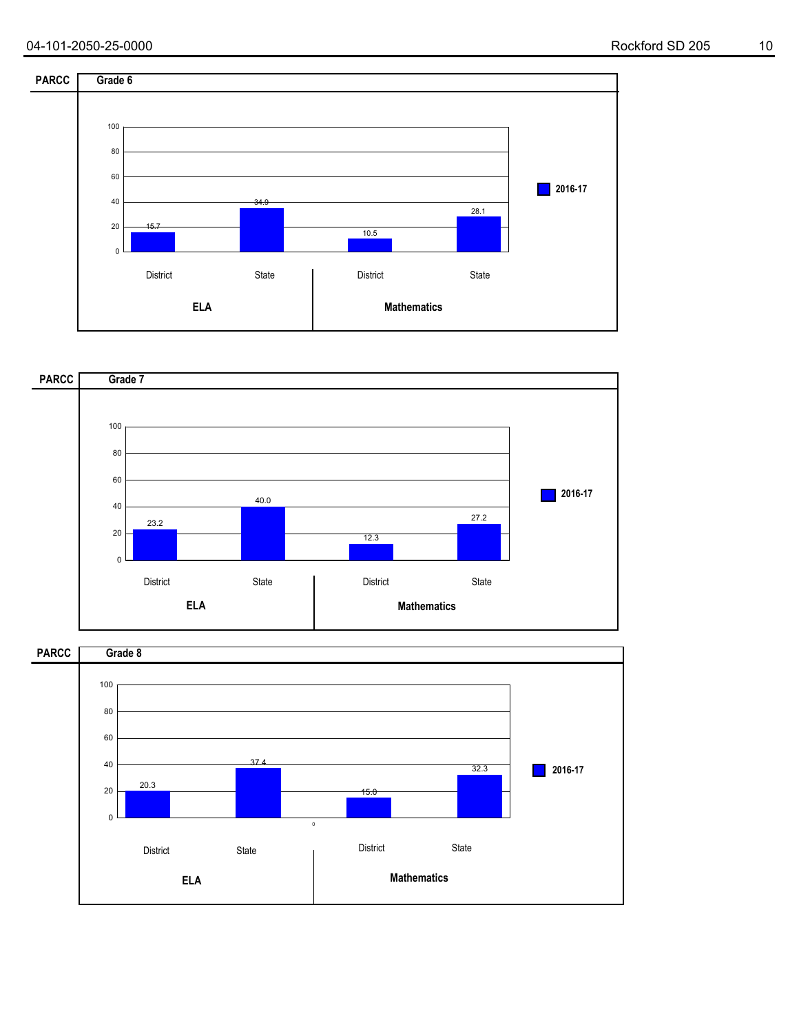## PARCC Grade 6

| | ELA | | Mathematics | |
|---|---|---|---|---|
| | District | State | District | State |
| 2016-17 | 15.7 | 34.9 | 10.5 | 28.1 |

## PARCC Grade 7

| | ELA | | Mathematics | |
|---|---|---|---|---|
| | District | State | District | State |
| 2016-17 | 23.2 | 40.0 | 12.3 | 27.2 |

## PARCC Grade 8

| | ELA | | Mathematics | |
|---|---|---|---|---|
| | District | State | District | State |
| 2016-17 | 20.3 | 37.4 | 15.0 | 32.3 |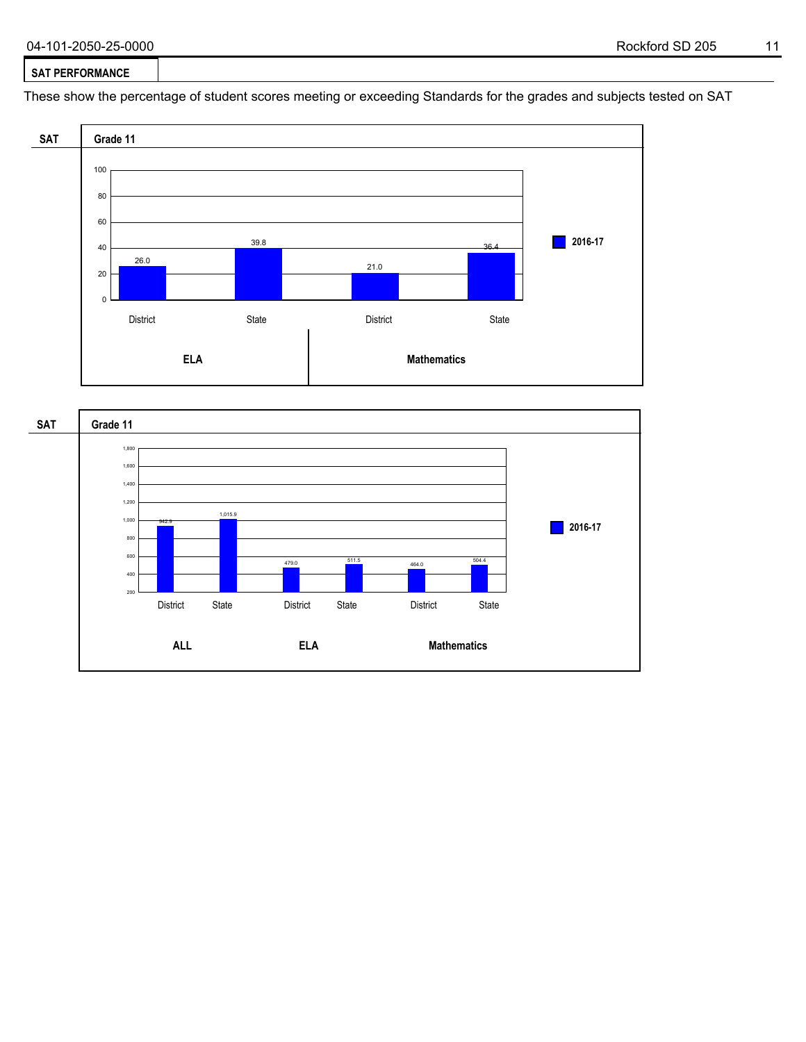## SAT PERFORMANCE

These show the percentage of student scores meeting or exceeding Standards for the grades and subjects tested on SAT

### SAT — Grade 11

| | ELA | | Mathematics | |
|---|---|---|---|---|
| | District | State | District | State |
| 2016-17 | 26.0 | 39.8 | 21.0 | 36.4 |

### SAT — Grade 11

| | ALL | | ELA | | Mathematics | |
|---|---|---|---|---|---|---|
| | District | State | District | State | District | State |
| 2016-17 | 942.9 | 1,015.9 | 479.0 | 511.5 | 464.0 | 504.4 |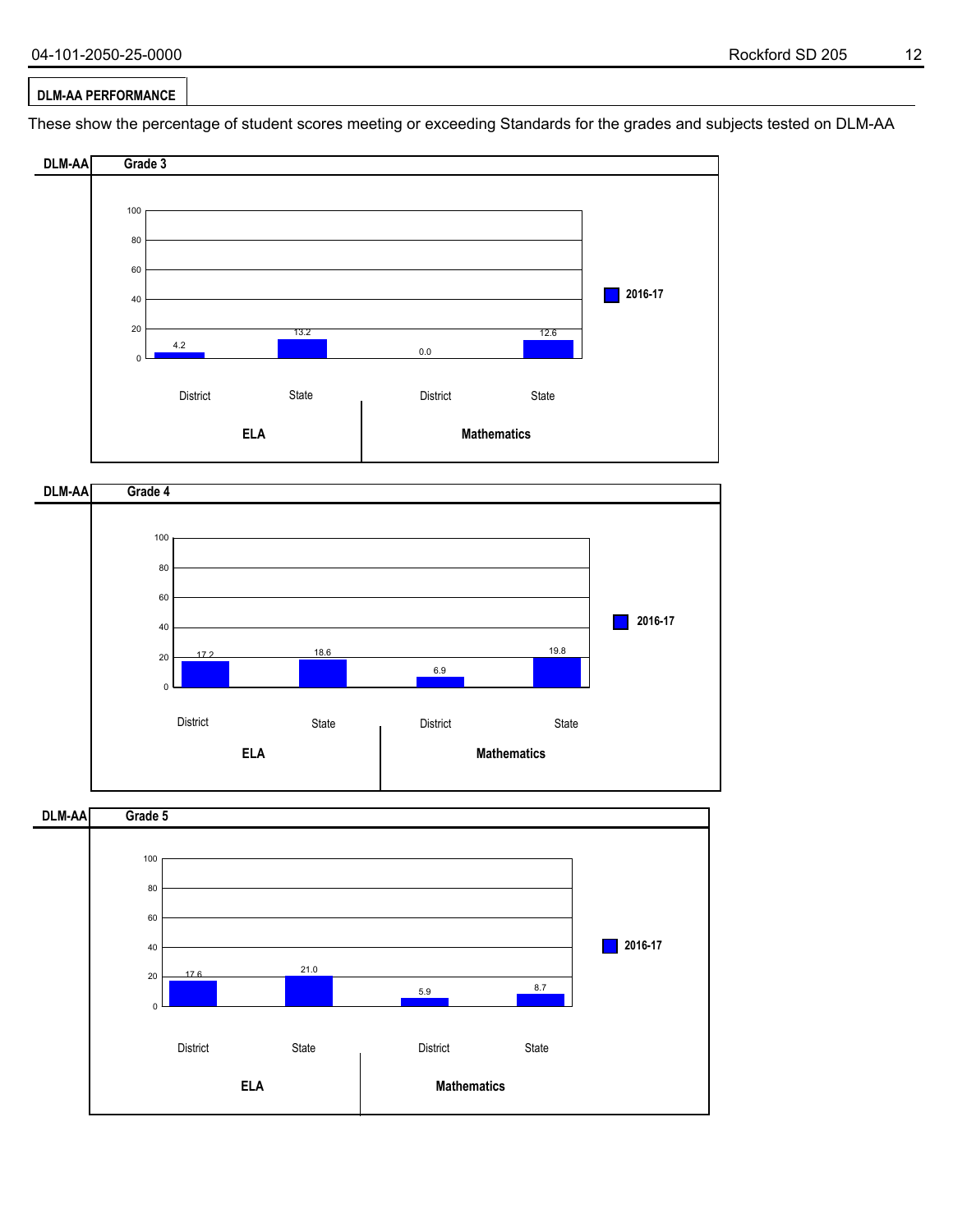## DLM-AA PERFORMANCE

These show the percentage of student scores meeting or exceeding Standards for the grades and subjects tested on DLM-AA

### DLM-AA Grade 3

| | ELA District | ELA State | Mathematics District | Mathematics State |
|---|---|---|---|---|
| 2016-17 | 4.2 | 13.2 | 0.0 | 12.6 |

### DLM-AA Grade 4

| | ELA District | ELA State | Mathematics District | Mathematics State |
|---|---|---|---|---|
| 2016-17 | 17.2 | 18.6 | 6.9 | 19.8 |

### DLM-AA Grade 5

| | ELA District | ELA State | Mathematics District | Mathematics State |
|---|---|---|---|---|
| 2016-17 | 17.6 | 21.0 | 5.9 | 8.7 |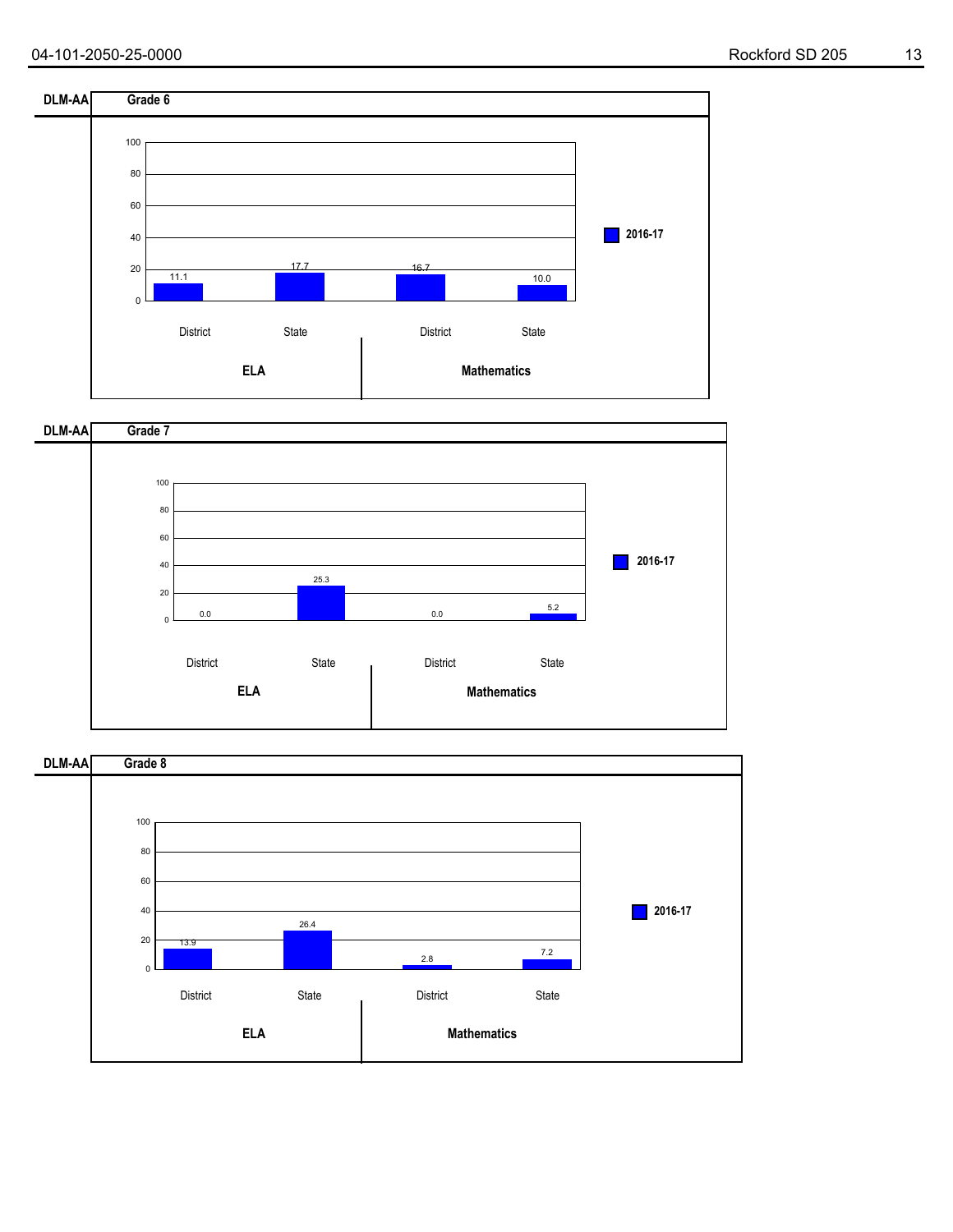## DLM-AA Grade 6

| | ELA District | ELA State | Mathematics District | Mathematics State |
|---|---|---|---|---|
| 2016-17 | 11.1 | 17.7 | 16.7 | 10.0 |

## DLM-AA Grade 7

| | ELA District | ELA State | Mathematics District | Mathematics State |
|---|---|---|---|---|
| 2016-17 | 0.0 | 25.3 | 0.0 | 5.2 |

## DLM-AA Grade 8

| | ELA District | ELA State | Mathematics District | Mathematics State |
|---|---|---|---|---|
| 2016-17 | 13.9 | 26.4 | 2.8 | 7.2 |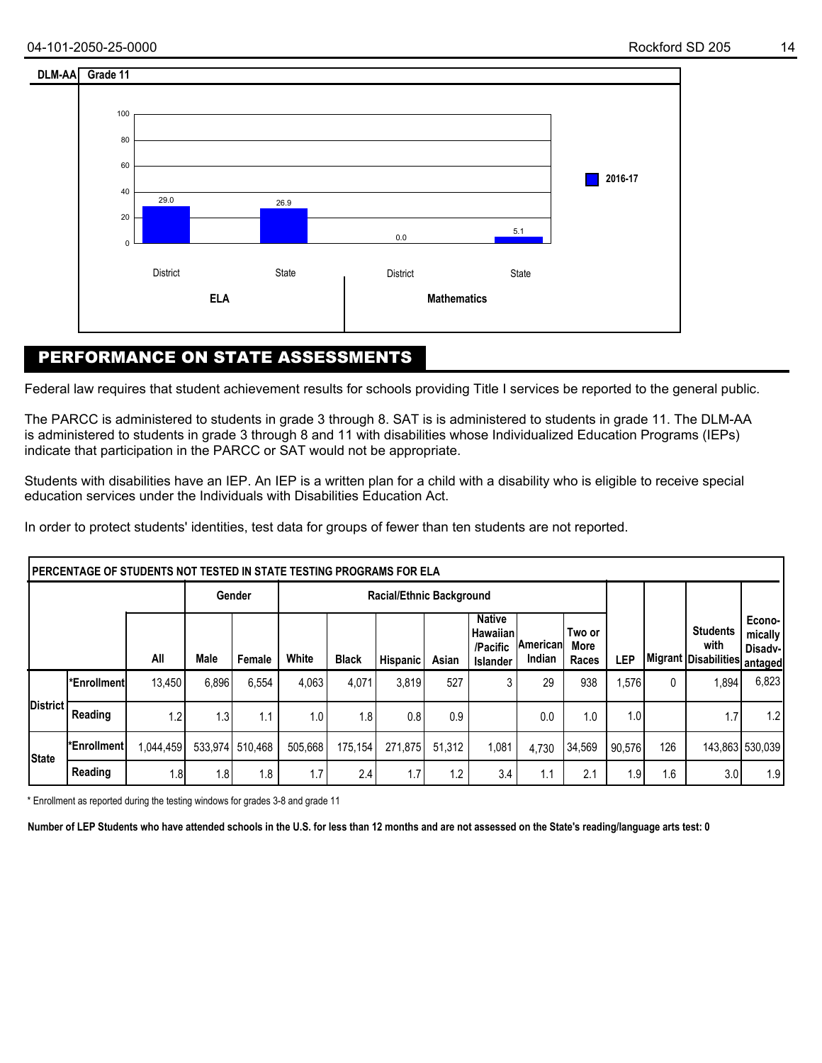**DLM-AA Grade 11**

| | ELA District | ELA State | Mathematics District | Mathematics State |
|---|---|---|---|---|
| 2016-17 | 29.0 | 26.9 | 0.0 | 5.1 |

## PERFORMANCE ON STATE ASSESSMENTS

Federal law requires that student achievement results for schools providing Title I services be reported to the general public.

The PARCC is administered to students in grade 3 through 8. SAT is is administered to students in grade 11. The DLM-AA is administered to students in grade 3 through 8 and 11 with disabilities whose Individualized Education Programs (IEPs) indicate that participation in the PARCC or SAT would not be appropriate.

Students with disabilities have an IEP. An IEP is a written plan for a child with a disability who is eligible to receive special education services under the Individuals with Disabilities Education Act.

In order to protect students' identities, test data for groups of fewer than ten students are not reported.

**PERCENTAGE OF STUDENTS NOT TESTED IN STATE TESTING PROGRAMS FOR ELA**

| | | | Gender | | Racial/Ethnic Background | | | | | | | | | | |
|---|---|---|---|---|---|---|---|---|---|---|---|---|---|---|---|
| | | All | Male | Female | White | Black | Hispanic | Asian | Native Hawaiian /Pacific Islander | American Indian | Two or More Races | LEP | Migrant | Students with Disabilities | Economically Disadvantaged |
| District | *Enrollment | 13,450 | 6,896 | 6,554 | 4,063 | 4,071 | 3,819 | 527 | 3 | 29 | 938 | 1,576 | 0 | 1,894 | 6,823 |
| | Reading | 1.2 | 1.3 | 1.1 | 1.0 | 1.8 | 0.8 | 0.9 | | 0.0 | 1.0 | 1.0 | | 1.7 | 1.2 |
| State | *Enrollment | 1,044,459 | 533,974 | 510,468 | 505,668 | 175,154 | 271,875 | 51,312 | 1,081 | 4,730 | 34,569 | 90,576 | 126 | 143,863 | 530,039 |
| | Reading | 1.8 | 1.8 | 1.8 | 1.7 | 2.4 | 1.7 | 1.2 | 3.4 | 1.1 | 2.1 | 1.9 | 1.6 | 3.0 | 1.9 |

* Enrollment as reported during the testing windows for grades 3-8 and grade 11

**Number of LEP Students who have attended schools in the U.S. for less than 12 months and are not assessed on the State's reading/language arts test: 0**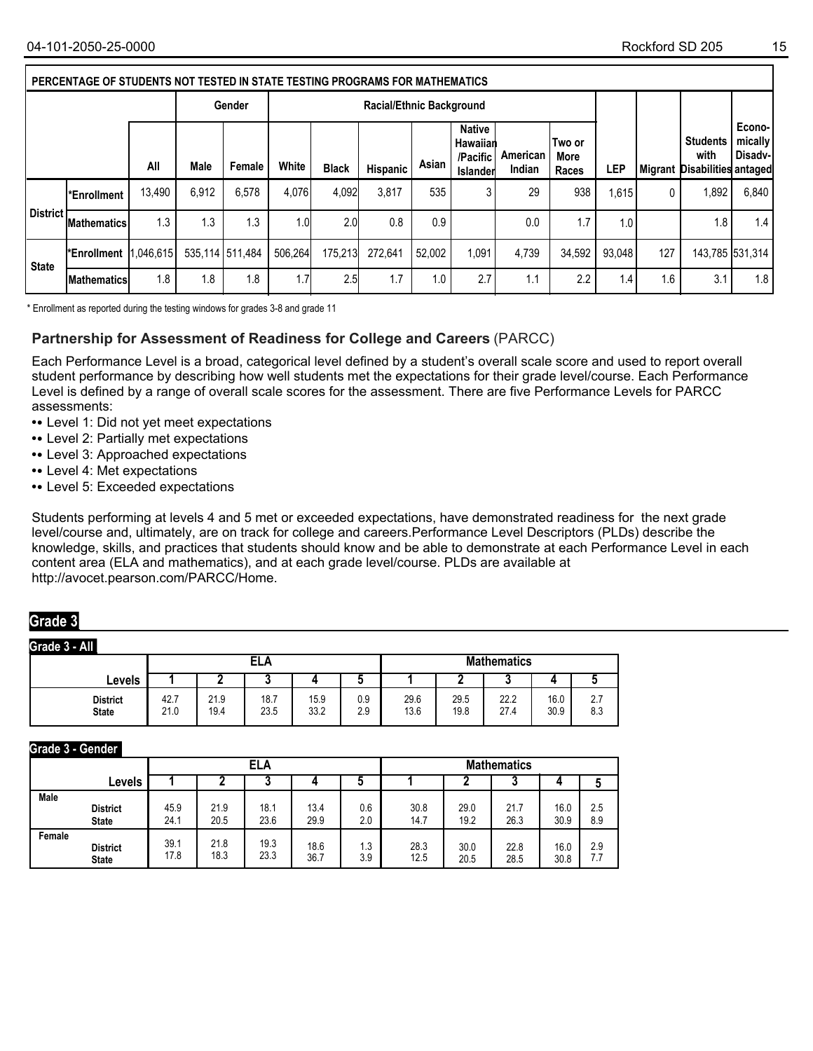## PERCENTAGE OF STUDENTS NOT TESTED IN STATE TESTING PROGRAMS FOR MATHEMATICS

| | | | Gender | | Racial/Ethnic Background | | | | | | | | | | |
|---|---|---|---|---|---|---|---|---|---|---|---|---|---|---|---|
| | | All | Male | Female | White | Black | Hispanic | Asian | Native Hawaiian /Pacific Islander | American Indian | Two or More Races | LEP | Migrant | Students with Disabilities | Economically Disadvantaged |
| District | *Enrollment | 13,490 | 6,912 | 6,578 | 4,076 | 4,092 | 3,817 | 535 | 3 | 29 | 938 | 1,615 | 0 | 1,892 | 6,840 |
| | Mathematics | 1.3 | 1.3 | 1.3 | 1.0 | 2.0 | 0.8 | 0.9 | | 0.0 | 1.7 | 1.0 | | 1.8 | 1.4 |
| State | *Enrollment | 1,046,615 | 535,114 | 511,484 | 506,264 | 175,213 | 272,641 | 52,002 | 1,091 | 4,739 | 34,592 | 93,048 | 127 | 143,785 | 531,314 |
| | Mathematics | 1.8 | 1.8 | 1.8 | 1.7 | 2.5 | 1.7 | 1.0 | 2.7 | 1.1 | 2.2 | 1.4 | 1.6 | 3.1 | 1.8 |

* Enrollment as reported during the testing windows for grades 3-8 and grade 11

### Partnership for Assessment of Readiness for College and Careers (PARCC)

Each Performance Level is a broad, categorical level defined by a student's overall scale score and used to report overall student performance by describing how well students met the expectations for their grade level/course. Each Performance Level is defined by a range of overall scale scores for the assessment. There are five Performance Levels for PARCC assessments:

- Level 1: Did not yet meet expectations
- Level 2: Partially met expectations
- Level 3: Approached expectations
- Level 4: Met expectations
- Level 5: Exceeded expectations

Students performing at levels 4 and 5 met or exceeded expectations, have demonstrated readiness for the next grade level/course and, ultimately, are on track for college and careers.Performance Level Descriptors (PLDs) describe the knowledge, skills, and practices that students should know and be able to demonstrate at each Performance Level in each content area (ELA and mathematics), and at each grade level/course. PLDs are available at http://avocet.pearson.com/PARCC/Home.

## Grade 3

### Grade 3 - All

| | ELA | | | | | Mathematics | | | | |
|---|---|---|---|---|---|---|---|---|---|---|
| Levels | 1 | 2 | 3 | 4 | 5 | 1 | 2 | 3 | 4 | 5 |
| District | 42.7 | 21.9 | 18.7 | 15.9 | 0.9 | 29.6 | 29.5 | 22.2 | 16.0 | 2.7 |
| State | 21.0 | 19.4 | 23.5 | 33.2 | 2.9 | 13.6 | 19.8 | 27.4 | 30.9 | 8.3 |

### Grade 3 - Gender

| | | ELA | | | | | Mathematics | | | | |
|---|---|---|---|---|---|---|---|---|---|---|---|
| | Levels | 1 | 2 | 3 | 4 | 5 | 1 | 2 | 3 | 4 | 5 |
| Male | District | 45.9 | 21.9 | 18.1 | 13.4 | 0.6 | 30.8 | 29.0 | 21.7 | 16.0 | 2.5 |
| | State | 24.1 | 20.5 | 23.6 | 29.9 | 2.0 | 14.7 | 19.2 | 26.3 | 30.9 | 8.9 |
| Female | District | 39.1 | 21.8 | 19.3 | 18.6 | 1.3 | 28.3 | 30.0 | 22.8 | 16.0 | 2.9 |
| | State | 17.8 | 18.3 | 23.3 | 36.7 | 3.9 | 12.5 | 20.5 | 28.5 | 30.8 | 7.7 |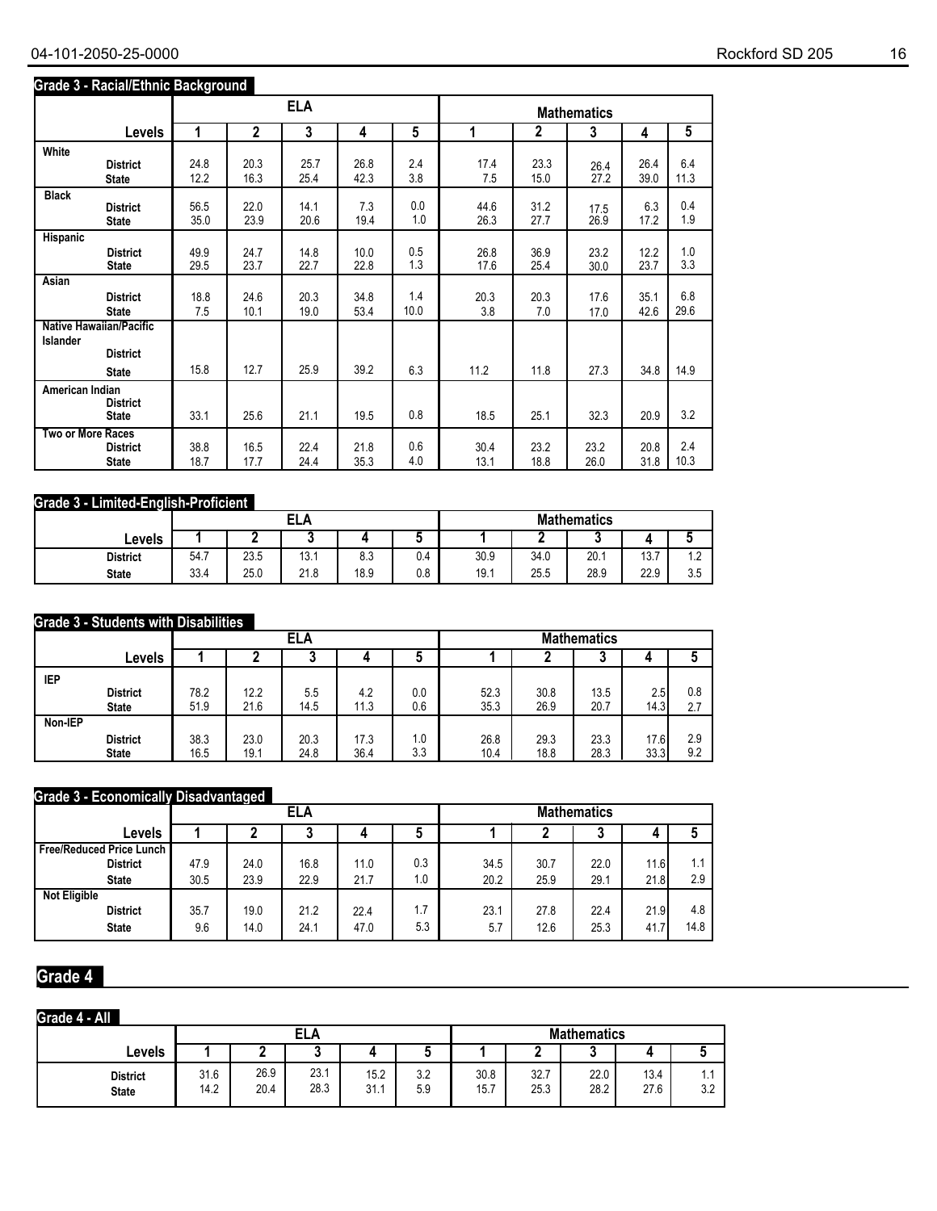## Grade 3 - Racial/Ethnic Background

| | | ELA | | | | | Mathematics | | | | |
|---|---|---|---|---|---|---|---|---|---|---|---|
| Levels | | 1 | 2 | 3 | 4 | 5 | 1 | 2 | 3 | 4 | 5 |
| **White** | District | 24.8 | 20.3 | 25.7 | 26.8 | 2.4 | 17.4 | 23.3 | 26.4 | 26.4 | 6.4 |
| | State | 12.2 | 16.3 | 25.4 | 42.3 | 3.8 | 7.5 | 15.0 | 27.2 | 39.0 | 11.3 |
| **Black** | District | 56.5 | 22.0 | 14.1 | 7.3 | 0.0 | 44.6 | 31.2 | 17.5 | 6.3 | 0.4 |
| | State | 35.0 | 23.9 | 20.6 | 19.4 | 1.0 | 26.3 | 27.7 | 26.9 | 17.2 | 1.9 |
| **Hispanic** | District | 49.9 | 24.7 | 14.8 | 10.0 | 0.5 | 26.8 | 36.9 | 23.2 | 12.2 | 1.0 |
| | State | 29.5 | 23.7 | 22.7 | 22.8 | 1.3 | 17.6 | 25.4 | 30.0 | 23.7 | 3.3 |
| **Asian** | District | 18.8 | 24.6 | 20.3 | 34.8 | 1.4 | 20.3 | 20.3 | 17.6 | 35.1 | 6.8 |
| | State | 7.5 | 10.1 | 19.0 | 53.4 | 10.0 | 3.8 | 7.0 | 17.0 | 42.6 | 29.6 |
| **Native Hawaiian/Pacific Islander** | District | | | | | | | | | | |
| | State | 15.8 | 12.7 | 25.9 | 39.2 | 6.3 | 11.2 | 11.8 | 27.3 | 34.8 | 14.9 |
| **American Indian** | District | | | | | | | | | | |
| | State | 33.1 | 25.6 | 21.1 | 19.5 | 0.8 | 18.5 | 25.1 | 32.3 | 20.9 | 3.2 |
| **Two or More Races** | District | 38.8 | 16.5 | 22.4 | 21.8 | 0.6 | 30.4 | 23.2 | 23.2 | 20.8 | 2.4 |
| | State | 18.7 | 17.7 | 24.4 | 35.3 | 4.0 | 13.1 | 18.8 | 26.0 | 31.8 | 10.3 |

## Grade 3 - Limited-English-Proficient

| | ELA | | | | | Mathematics | | | | |
|---|---|---|---|---|---|---|---|---|---|---|
| Levels | 1 | 2 | 3 | 4 | 5 | 1 | 2 | 3 | 4 | 5 |
| District | 54.7 | 23.5 | 13.1 | 8.3 | 0.4 | 30.9 | 34.0 | 20.1 | 13.7 | 1.2 |
| State | 33.4 | 25.0 | 21.8 | 18.9 | 0.8 | 19.1 | 25.5 | 28.9 | 22.9 | 3.5 |

## Grade 3 - Students with Disabilities

| | | ELA | | | | | Mathematics | | | | |
|---|---|---|---|---|---|---|---|---|---|---|---|
| Levels | | 1 | 2 | 3 | 4 | 5 | 1 | 2 | 3 | 4 | 5 |
| **IEP** | District | 78.2 | 12.2 | 5.5 | 4.2 | 0.0 | 52.3 | 30.8 | 13.5 | 2.5 | 0.8 |
| | State | 51.9 | 21.6 | 14.5 | 11.3 | 0.6 | 35.3 | 26.9 | 20.7 | 14.3 | 2.7 |
| **Non-IEP** | District | 38.3 | 23.0 | 20.3 | 17.3 | 1.0 | 26.8 | 29.3 | 23.3 | 17.6 | 2.9 |
| | State | 16.5 | 19.1 | 24.8 | 36.4 | 3.3 | 10.4 | 18.8 | 28.3 | 33.3 | 9.2 |

## Grade 3 - Economically Disadvantaged

| | | ELA | | | | | Mathematics | | | | |
|---|---|---|---|---|---|---|---|---|---|---|---|
| Levels | | 1 | 2 | 3 | 4 | 5 | 1 | 2 | 3 | 4 | 5 |
| **Free/Reduced Price Lunch** | District | 47.9 | 24.0 | 16.8 | 11.0 | 0.3 | 34.5 | 30.7 | 22.0 | 11.6 | 1.1 |
| | State | 30.5 | 23.9 | 22.9 | 21.7 | 1.0 | 20.2 | 25.9 | 29.1 | 21.8 | 2.9 |
| **Not Eligible** | District | 35.7 | 19.0 | 21.2 | 22.4 | 1.7 | 23.1 | 27.8 | 22.4 | 21.9 | 4.8 |
| | State | 9.6 | 14.0 | 24.1 | 47.0 | 5.3 | 5.7 | 12.6 | 25.3 | 41.7 | 14.8 |

# Grade 4

## Grade 4 - All

| | ELA | | | | | Mathematics | | | | |
|---|---|---|---|---|---|---|---|---|---|---|
| Levels | 1 | 2 | 3 | 4 | 5 | 1 | 2 | 3 | 4 | 5 |
| District | 31.6 | 26.9 | 23.1 | 15.2 | 3.2 | 30.8 | 32.7 | 22.0 | 13.4 | 1.1 |
| State | 14.2 | 20.4 | 28.3 | 31.1 | 5.9 | 15.7 | 25.3 | 28.2 | 27.6 | 3.2 |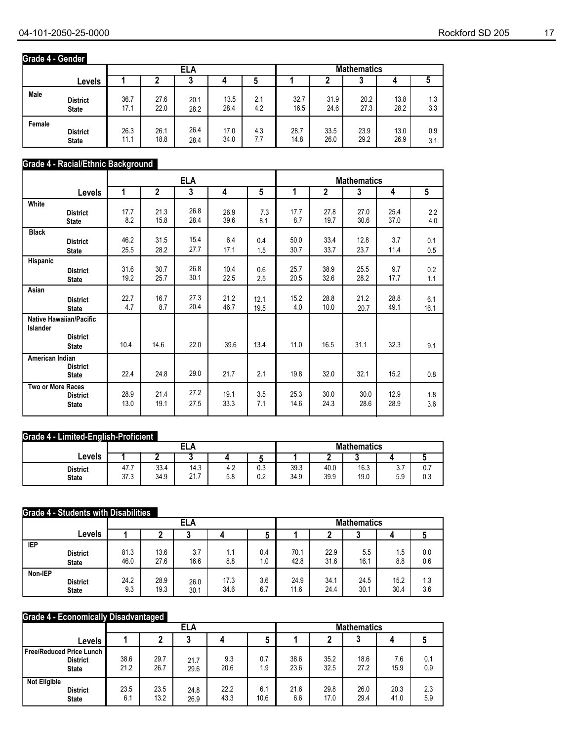## Grade 4 - Gender

| | Levels | ELA 1 | ELA 2 | ELA 3 | ELA 4 | ELA 5 | Mathematics 1 | Mathematics 2 | Mathematics 3 | Mathematics 4 | Mathematics 5 |
|---|---|---|---|---|---|---|---|---|---|---|---|
| Male | District | 36.7 | 27.6 | 20.1 | 13.5 | 2.1 | 32.7 | 31.9 | 20.2 | 13.8 | 1.3 |
| | State | 17.1 | 22.0 | 28.2 | 28.4 | 4.2 | 16.5 | 24.6 | 27.3 | 28.2 | 3.3 |
| Female | District | 26.3 | 26.1 | 26.4 | 17.0 | 4.3 | 28.7 | 33.5 | 23.9 | 13.0 | 0.9 |
| | State | 11.1 | 18.8 | 28.4 | 34.0 | 7.7 | 14.8 | 26.0 | 29.2 | 26.9 | 3.1 |

## Grade 4 - Racial/Ethnic Background

| | Levels | ELA 1 | ELA 2 | ELA 3 | ELA 4 | ELA 5 | Mathematics 1 | Mathematics 2 | Mathematics 3 | Mathematics 4 | Mathematics 5 |
|---|---|---|---|---|---|---|---|---|---|---|---|
| White | District | 17.7 | 21.3 | 26.8 | 26.9 | 7.3 | 17.7 | 27.8 | 27.0 | 25.4 | 2.2 |
| | State | 8.2 | 15.8 | 28.4 | 39.6 | 8.1 | 8.7 | 19.7 | 30.6 | 37.0 | 4.0 |
| Black | District | 46.2 | 31.5 | 15.4 | 6.4 | 0.4 | 50.0 | 33.4 | 12.8 | 3.7 | 0.1 |
| | State | 25.5 | 28.2 | 27.7 | 17.1 | 1.5 | 30.7 | 33.7 | 23.7 | 11.4 | 0.5 |
| Hispanic | District | 31.6 | 30.7 | 26.8 | 10.4 | 0.6 | 25.7 | 38.9 | 25.5 | 9.7 | 0.2 |
| | State | 19.2 | 25.7 | 30.1 | 22.5 | 2.5 | 20.5 | 32.6 | 28.2 | 17.7 | 1.1 |
| Asian | District | 22.7 | 16.7 | 27.3 | 21.2 | 12.1 | 15.2 | 28.8 | 21.2 | 28.8 | 6.1 |
| | State | 4.7 | 8.7 | 20.4 | 46.7 | 19.5 | 4.0 | 10.0 | 20.7 | 49.1 | 16.1 |
| Native Hawaiian/Pacific Islander | District | | | | | | | | | | |
| | State | 10.4 | 14.6 | 22.0 | 39.6 | 13.4 | 11.0 | 16.5 | 31.1 | 32.3 | 9.1 |
| American Indian | District | | | | | | | | | | |
| | State | 22.4 | 24.8 | 29.0 | 21.7 | 2.1 | 19.8 | 32.0 | 32.1 | 15.2 | 0.8 |
| Two or More Races | District | 28.9 | 21.4 | 27.2 | 19.1 | 3.5 | 25.3 | 30.0 | 30.0 | 12.9 | 1.8 |
| | State | 13.0 | 19.1 | 27.5 | 33.3 | 7.1 | 14.6 | 24.3 | 28.6 | 28.9 | 3.6 |

## Grade 4 - Limited-English-Proficient

| Levels | ELA 1 | ELA 2 | ELA 3 | ELA 4 | ELA 5 | Mathematics 1 | Mathematics 2 | Mathematics 3 | Mathematics 4 | Mathematics 5 |
|---|---|---|---|---|---|---|---|---|---|---|
| District | 47.7 | 33.4 | 14.3 | 4.2 | 0.3 | 39.3 | 40.0 | 16.3 | 3.7 | 0.7 |
| State | 37.3 | 34.9 | 21.7 | 5.8 | 0.2 | 34.9 | 39.9 | 19.0 | 5.9 | 0.3 |

## Grade 4 - Students with Disabilities

| | Levels | ELA 1 | ELA 2 | ELA 3 | ELA 4 | ELA 5 | Mathematics 1 | Mathematics 2 | Mathematics 3 | Mathematics 4 | Mathematics 5 |
|---|---|---|---|---|---|---|---|---|---|---|---|
| IEP | District | 81.3 | 13.6 | 3.7 | 1.1 | 0.4 | 70.1 | 22.9 | 5.5 | 1.5 | 0.0 |
| | State | 46.0 | 27.6 | 16.6 | 8.8 | 1.0 | 42.8 | 31.6 | 16.1 | 8.8 | 0.6 |
| Non-IEP | District | 24.2 | 28.9 | 26.0 | 17.3 | 3.6 | 24.9 | 34.1 | 24.5 | 15.2 | 1.3 |
| | State | 9.3 | 19.3 | 30.1 | 34.6 | 6.7 | 11.6 | 24.4 | 30.1 | 30.4 | 3.6 |

## Grade 4 - Economically Disadvantaged

| | Levels | ELA 1 | ELA 2 | ELA 3 | ELA 4 | ELA 5 | Mathematics 1 | Mathematics 2 | Mathematics 3 | Mathematics 4 | Mathematics 5 |
|---|---|---|---|---|---|---|---|---|---|---|---|
| Free/Reduced Price Lunch | District | 38.6 | 29.7 | 21.7 | 9.3 | 0.7 | 38.6 | 35.2 | 18.6 | 7.6 | 0.1 |
| | State | 21.2 | 26.7 | 29.6 | 20.6 | 1.9 | 23.6 | 32.5 | 27.2 | 15.9 | 0.9 |
| Not Eligible | District | 23.5 | 23.5 | 24.8 | 22.2 | 6.1 | 21.6 | 29.8 | 26.0 | 20.3 | 2.3 |
| | State | 6.1 | 13.2 | 26.9 | 43.3 | 10.6 | 6.6 | 17.0 | 29.4 | 41.0 | 5.9 |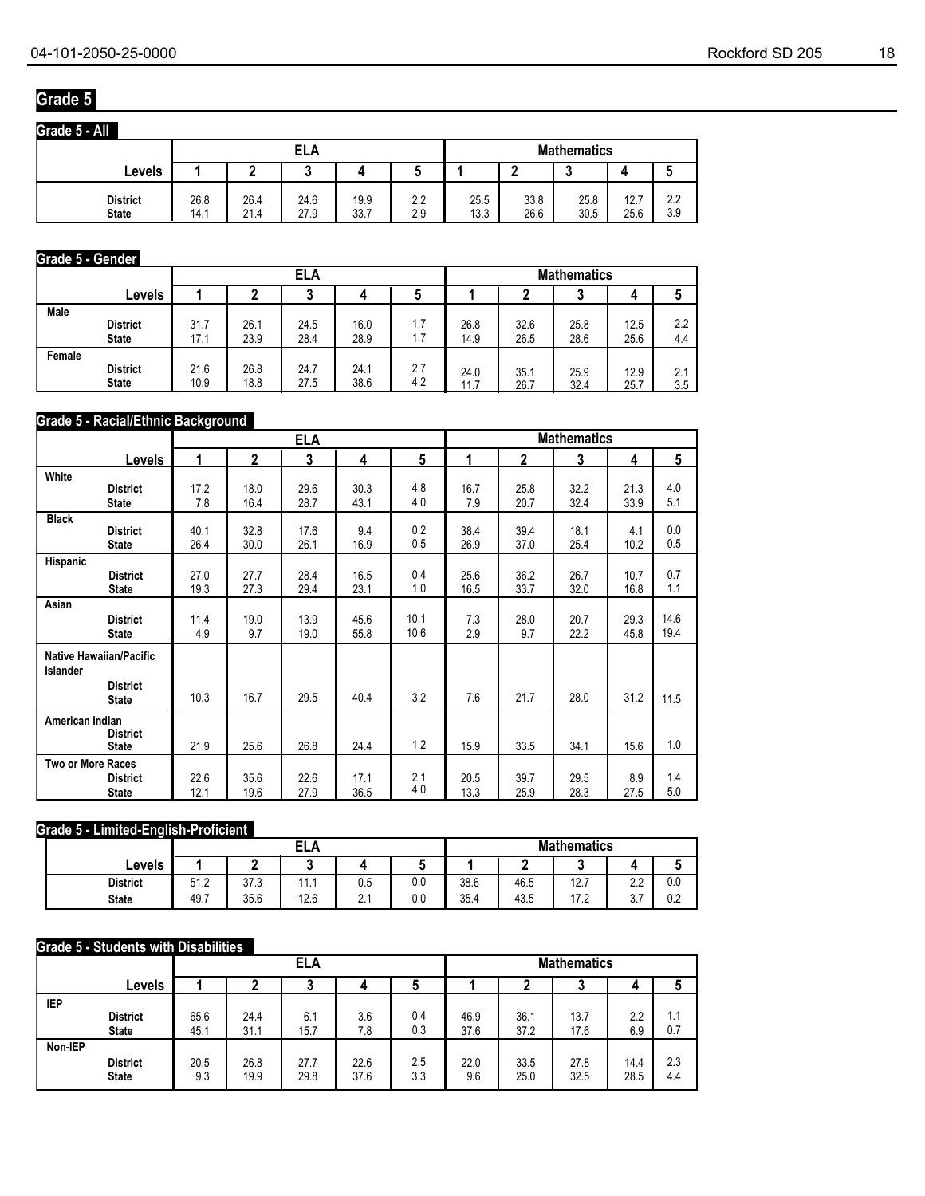# Grade 5

## Grade 5 - All

| | ELA | | | | | Mathematics | | | | |
|---|---|---|---|---|---|---|---|---|---|---|
| Levels | 1 | 2 | 3 | 4 | 5 | 1 | 2 | 3 | 4 | 5 |
| District | 26.8 | 26.4 | 24.6 | 19.9 | 2.2 | 25.5 | 33.8 | 25.8 | 12.7 | 2.2 |
| State | 14.1 | 21.4 | 27.9 | 33.7 | 2.9 | 13.3 | 26.6 | 30.5 | 25.6 | 3.9 |

## Grade 5 - Gender

| | ELA | | | | | Mathematics | | | | |
|---|---|---|---|---|---|---|---|---|---|---|
| Levels | 1 | 2 | 3 | 4 | 5 | 1 | 2 | 3 | 4 | 5 |
| **Male** | | | | | | | | | | |
| District | 31.7 | 26.1 | 24.5 | 16.0 | 1.7 | 26.8 | 32.6 | 25.8 | 12.5 | 2.2 |
| State | 17.1 | 23.9 | 28.4 | 28.9 | 1.7 | 14.9 | 26.5 | 28.6 | 25.6 | 4.4 |
| **Female** | | | | | | | | | | |
| District | 21.6 | 26.8 | 24.7 | 24.1 | 2.7 | 24.0 | 35.1 | 25.9 | 12.9 | 2.1 |
| State | 10.9 | 18.8 | 27.5 | 38.6 | 4.2 | 11.7 | 26.7 | 32.4 | 25.7 | 3.5 |

## Grade 5 - Racial/Ethnic Background

| | ELA | | | | | Mathematics | | | | |
|---|---|---|---|---|---|---|---|---|---|---|
| Levels | 1 | 2 | 3 | 4 | 5 | 1 | 2 | 3 | 4 | 5 |
| **White** | | | | | | | | | | |
| District | 17.2 | 18.0 | 29.6 | 30.3 | 4.8 | 16.7 | 25.8 | 32.2 | 21.3 | 4.0 |
| State | 7.8 | 16.4 | 28.7 | 43.1 | 4.0 | 7.9 | 20.7 | 32.4 | 33.9 | 5.1 |
| **Black** | | | | | | | | | | |
| District | 40.1 | 32.8 | 17.6 | 9.4 | 0.2 | 38.4 | 39.4 | 18.1 | 4.1 | 0.0 |
| State | 26.4 | 30.0 | 26.1 | 16.9 | 0.5 | 26.9 | 37.0 | 25.4 | 10.2 | 0.5 |
| **Hispanic** | | | | | | | | | | |
| District | 27.0 | 27.7 | 28.4 | 16.5 | 0.4 | 25.6 | 36.2 | 26.7 | 10.7 | 0.7 |
| State | 19.3 | 27.3 | 29.4 | 23.1 | 1.0 | 16.5 | 33.7 | 32.0 | 16.8 | 1.1 |
| **Asian** | | | | | | | | | | |
| District | 11.4 | 19.0 | 13.9 | 45.6 | 10.1 | 7.3 | 28.0 | 20.7 | 29.3 | 14.6 |
| State | 4.9 | 9.7 | 19.0 | 55.8 | 10.6 | 2.9 | 9.7 | 22.2 | 45.8 | 19.4 |
| **Native Hawaiian/Pacific Islander** | | | | | | | | | | |
| District | | | | | | | | | | |
| State | 10.3 | 16.7 | 29.5 | 40.4 | 3.2 | 7.6 | 21.7 | 28.0 | 31.2 | 11.5 |
| **American Indian** | | | | | | | | | | |
| District | | | | | | | | | | |
| State | 21.9 | 25.6 | 26.8 | 24.4 | 1.2 | 15.9 | 33.5 | 34.1 | 15.6 | 1.0 |
| **Two or More Races** | | | | | | | | | | |
| District | 22.6 | 35.6 | 22.6 | 17.1 | 2.1 | 20.5 | 39.7 | 29.5 | 8.9 | 1.4 |
| State | 12.1 | 19.6 | 27.9 | 36.5 | 4.0 | 13.3 | 25.9 | 28.3 | 27.5 | 5.0 |

## Grade 5 - Limited-English-Proficient

| | ELA | | | | | Mathematics | | | | |
|---|---|---|---|---|---|---|---|---|---|---|
| Levels | 1 | 2 | 3 | 4 | 5 | 1 | 2 | 3 | 4 | 5 |
| District | 51.2 | 37.3 | 11.1 | 0.5 | 0.0 | 38.6 | 46.5 | 12.7 | 2.2 | 0.0 |
| State | 49.7 | 35.6 | 12.6 | 2.1 | 0.0 | 35.4 | 43.5 | 17.2 | 3.7 | 0.2 |

## Grade 5 - Students with Disabilities

| | ELA | | | | | Mathematics | | | | |
|---|---|---|---|---|---|---|---|---|---|---|
| Levels | 1 | 2 | 3 | 4 | 5 | 1 | 2 | 3 | 4 | 5 |
| **IEP** | | | | | | | | | | |
| District | 65.6 | 24.4 | 6.1 | 3.6 | 0.4 | 46.9 | 36.1 | 13.7 | 2.2 | 1.1 |
| State | 45.1 | 31.1 | 15.7 | 7.8 | 0.3 | 37.6 | 37.2 | 17.6 | 6.9 | 0.7 |
| **Non-IEP** | | | | | | | | | | |
| District | 20.5 | 26.8 | 27.7 | 22.6 | 2.5 | 22.0 | 33.5 | 27.8 | 14.4 | 2.3 |
| State | 9.3 | 19.9 | 29.8 | 37.6 | 3.3 | 9.6 | 25.0 | 32.5 | 28.5 | 4.4 |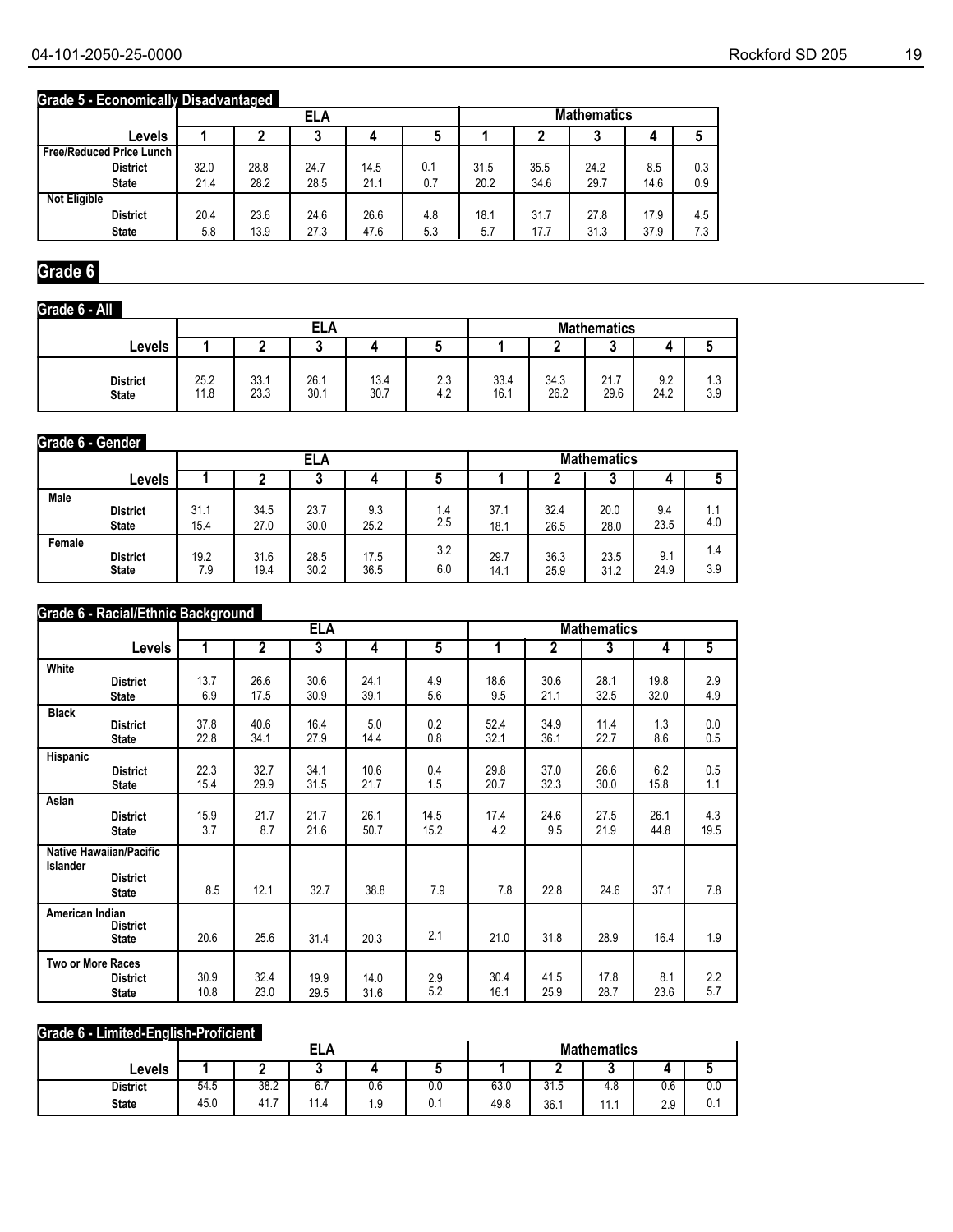### Grade 5 - Economically Disadvantaged

| Levels | ELA 1 | ELA 2 | ELA 3 | ELA 4 | ELA 5 | Mathematics 1 | Mathematics 2 | Mathematics 3 | Mathematics 4 | Mathematics 5 |
|---|---|---|---|---|---|---|---|---|---|---|
| **Free/Reduced Price Lunch** | | | | | | | | | | |
| District | 32.0 | 28.8 | 24.7 | 14.5 | 0.1 | 31.5 | 35.5 | 24.2 | 8.5 | 0.3 |
| State | 21.4 | 28.2 | 28.5 | 21.1 | 0.7 | 20.2 | 34.6 | 29.7 | 14.6 | 0.9 |
| **Not Eligible** | | | | | | | | | | |
| District | 20.4 | 23.6 | 24.6 | 26.6 | 4.8 | 18.1 | 31.7 | 27.8 | 17.9 | 4.5 |
| State | 5.8 | 13.9 | 27.3 | 47.6 | 5.3 | 5.7 | 17.7 | 31.3 | 37.9 | 7.3 |

## Grade 6

### Grade 6 - All

| Levels | ELA 1 | ELA 2 | ELA 3 | ELA 4 | ELA 5 | Mathematics 1 | Mathematics 2 | Mathematics 3 | Mathematics 4 | Mathematics 5 |
|---|---|---|---|---|---|---|---|---|---|---|
| District | 25.2 | 33.1 | 26.1 | 13.4 | 2.3 | 33.4 | 34.3 | 21.7 | 9.2 | 1.3 |
| State | 11.8 | 23.3 | 30.1 | 30.7 | 4.2 | 16.1 | 26.2 | 29.6 | 24.2 | 3.9 |

### Grade 6 - Gender

| Levels | ELA 1 | ELA 2 | ELA 3 | ELA 4 | ELA 5 | Mathematics 1 | Mathematics 2 | Mathematics 3 | Mathematics 4 | Mathematics 5 |
|---|---|---|---|---|---|---|---|---|---|---|
| **Male** | | | | | | | | | | |
| District | 31.1 | 34.5 | 23.7 | 9.3 | 1.4 | 37.1 | 32.4 | 20.0 | 9.4 | 1.1 |
| State | 15.4 | 27.0 | 30.0 | 25.2 | 2.5 | 18.1 | 26.5 | 28.0 | 23.5 | 4.0 |
| **Female** | | | | | | | | | | |
| District | 19.2 | 31.6 | 28.5 | 17.5 | 3.2 | 29.7 | 36.3 | 23.5 | 9.1 | 1.4 |
| State | 7.9 | 19.4 | 30.2 | 36.5 | 6.0 | 14.1 | 25.9 | 31.2 | 24.9 | 3.9 |

### Grade 6 - Racial/Ethnic Background

| Levels | ELA 1 | ELA 2 | ELA 3 | ELA 4 | ELA 5 | Mathematics 1 | Mathematics 2 | Mathematics 3 | Mathematics 4 | Mathematics 5 |
|---|---|---|---|---|---|---|---|---|---|---|
| **White** | | | | | | | | | | |
| District | 13.7 | 26.6 | 30.6 | 24.1 | 4.9 | 18.6 | 30.6 | 28.1 | 19.8 | 2.9 |
| State | 6.9 | 17.5 | 30.9 | 39.1 | 5.6 | 9.5 | 21.1 | 32.5 | 32.0 | 4.9 |
| **Black** | | | | | | | | | | |
| District | 37.8 | 40.6 | 16.4 | 5.0 | 0.2 | 52.4 | 34.9 | 11.4 | 1.3 | 0.0 |
| State | 22.8 | 34.1 | 27.9 | 14.4 | 0.8 | 32.1 | 36.1 | 22.7 | 8.6 | 0.5 |
| **Hispanic** | | | | | | | | | | |
| District | 22.3 | 32.7 | 34.1 | 10.6 | 0.4 | 29.8 | 37.0 | 26.6 | 6.2 | 0.5 |
| State | 15.4 | 29.9 | 31.5 | 21.7 | 1.5 | 20.7 | 32.3 | 30.0 | 15.8 | 1.1 |
| **Asian** | | | | | | | | | | |
| District | 15.9 | 21.7 | 21.7 | 26.1 | 14.5 | 17.4 | 24.6 | 27.5 | 26.1 | 4.3 |
| State | 3.7 | 8.7 | 21.6 | 50.7 | 15.2 | 4.2 | 9.5 | 21.9 | 44.8 | 19.5 |
| **Native Hawaiian/Pacific Islander** | | | | | | | | | | |
| District | | | | | | | | | | |
| State | 8.5 | 12.1 | 32.7 | 38.8 | 7.9 | 7.8 | 22.8 | 24.6 | 37.1 | 7.8 |
| **American Indian** | | | | | | | | | | |
| District | | | | | | | | | | |
| State | 20.6 | 25.6 | 31.4 | 20.3 | 2.1 | 21.0 | 31.8 | 28.9 | 16.4 | 1.9 |
| **Two or More Races** | | | | | | | | | | |
| District | 30.9 | 32.4 | 19.9 | 14.0 | 2.9 | 30.4 | 41.5 | 17.8 | 8.1 | 2.2 |
| State | 10.8 | 23.0 | 29.5 | 31.6 | 5.2 | 16.1 | 25.9 | 28.7 | 23.6 | 5.7 |

### Grade 6 - Limited-English-Proficient

| Levels | ELA 1 | ELA 2 | ELA 3 | ELA 4 | ELA 5 | Mathematics 1 | Mathematics 2 | Mathematics 3 | Mathematics 4 | Mathematics 5 |
|---|---|---|---|---|---|---|---|---|---|---|
| District | 54.5 | 38.2 | 6.7 | 0.6 | 0.0 | 63.0 | 31.5 | 4.8 | 0.6 | 0.0 |
| State | 45.0 | 41.7 | 11.4 | 1.9 | 0.1 | 49.8 | 36.1 | 11.1 | 2.9 | 0.1 |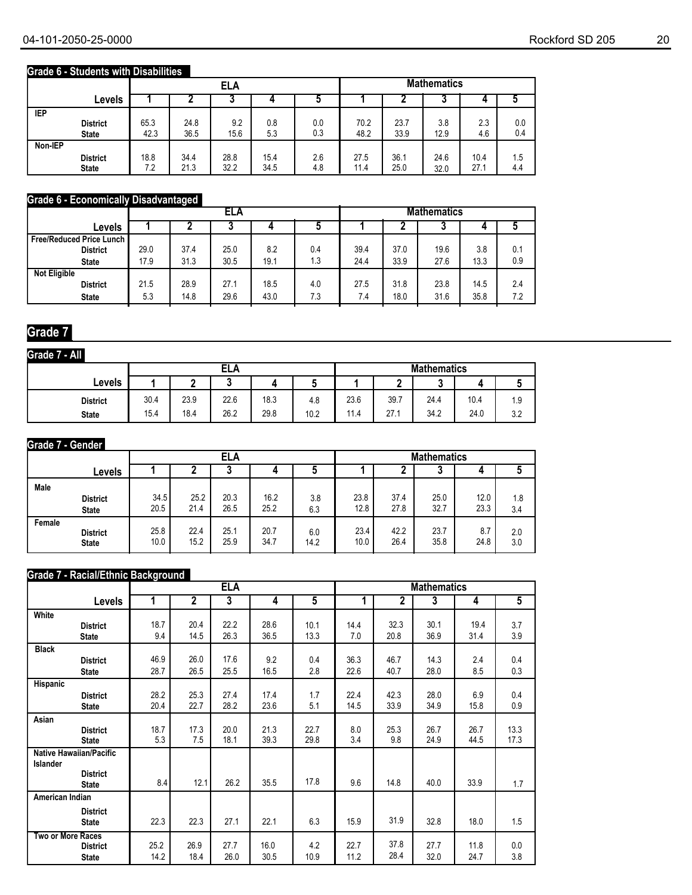## Grade 6 - Students with Disabilities

| | ELA | | | | | Mathematics | | | | |
|---|---|---|---|---|---|---|---|---|---|---|
| **Levels** | **1** | **2** | **3** | **4** | **5** | **1** | **2** | **3** | **4** | **5** |
| **IEP** | | | | | | | | | | |
| District | 65.3 | 24.8 | 9.2 | 0.8 | 0.0 | 70.2 | 23.7 | 3.8 | 2.3 | 0.0 |
| State | 42.3 | 36.5 | 15.6 | 5.3 | 0.3 | 48.2 | 33.9 | 12.9 | 4.6 | 0.4 |
| **Non-IEP** | | | | | | | | | | |
| District | 18.8 | 34.4 | 28.8 | 15.4 | 2.6 | 27.5 | 36.1 | 24.6 | 10.4 | 1.5 |
| State | 7.2 | 21.3 | 32.2 | 34.5 | 4.8 | 11.4 | 25.0 | 32.0 | 27.1 | 4.4 |

## Grade 6 - Economically Disadvantaged

| | ELA | | | | | Mathematics | | | | |
|---|---|---|---|---|---|---|---|---|---|---|
| **Levels** | **1** | **2** | **3** | **4** | **5** | **1** | **2** | **3** | **4** | **5** |
| **Free/Reduced Price Lunch** | | | | | | | | | | |
| District | 29.0 | 37.4 | 25.0 | 8.2 | 0.4 | 39.4 | 37.0 | 19.6 | 3.8 | 0.1 |
| State | 17.9 | 31.3 | 30.5 | 19.1 | 1.3 | 24.4 | 33.9 | 27.6 | 13.3 | 0.9 |
| **Not Eligible** | | | | | | | | | | |
| District | 21.5 | 28.9 | 27.1 | 18.5 | 4.0 | 27.5 | 31.8 | 23.8 | 14.5 | 2.4 |
| State | 5.3 | 14.8 | 29.6 | 43.0 | 7.3 | 7.4 | 18.0 | 31.6 | 35.8 | 7.2 |

# Grade 7

## Grade 7 - All

| | ELA | | | | | Mathematics | | | | |
|---|---|---|---|---|---|---|---|---|---|---|
| **Levels** | **1** | **2** | **3** | **4** | **5** | **1** | **2** | **3** | **4** | **5** |
| District | 30.4 | 23.9 | 22.6 | 18.3 | 4.8 | 23.6 | 39.7 | 24.4 | 10.4 | 1.9 |
| State | 15.4 | 18.4 | 26.2 | 29.8 | 10.2 | 11.4 | 27.1 | 34.2 | 24.0 | 3.2 |

## Grade 7 - Gender

| | ELA | | | | | Mathematics | | | | |
|---|---|---|---|---|---|---|---|---|---|---|
| **Levels** | **1** | **2** | **3** | **4** | **5** | **1** | **2** | **3** | **4** | **5** |
| **Male** | | | | | | | | | | |
| District | 34.5 | 25.2 | 20.3 | 16.2 | 3.8 | 23.8 | 37.4 | 25.0 | 12.0 | 1.8 |
| State | 20.5 | 21.4 | 26.5 | 25.2 | 6.3 | 12.8 | 27.8 | 32.7 | 23.3 | 3.4 |
| **Female** | | | | | | | | | | |
| District | 25.8 | 22.4 | 25.1 | 20.7 | 6.0 | 23.4 | 42.2 | 23.7 | 8.7 | 2.0 |
| State | 10.0 | 15.2 | 25.9 | 34.7 | 14.2 | 10.0 | 26.4 | 35.8 | 24.8 | 3.0 |

## Grade 7 - Racial/Ethnic Background

| | ELA | | | | | Mathematics | | | | |
|---|---|---|---|---|---|---|---|---|---|---|
| **Levels** | **1** | **2** | **3** | **4** | **5** | **1** | **2** | **3** | **4** | **5** |
| **White** | | | | | | | | | | |
| District | 18.7 | 20.4 | 22.2 | 28.6 | 10.1 | 14.4 | 32.3 | 30.1 | 19.4 | 3.7 |
| State | 9.4 | 14.5 | 26.3 | 36.5 | 13.3 | 7.0 | 20.8 | 36.9 | 31.4 | 3.9 |
| **Black** | | | | | | | | | | |
| District | 46.9 | 26.0 | 17.6 | 9.2 | 0.4 | 36.3 | 46.7 | 14.3 | 2.4 | 0.4 |
| State | 28.7 | 26.5 | 25.5 | 16.5 | 2.8 | 22.6 | 40.7 | 28.0 | 8.5 | 0.3 |
| **Hispanic** | | | | | | | | | | |
| District | 28.2 | 25.3 | 27.4 | 17.4 | 1.7 | 22.4 | 42.3 | 28.0 | 6.9 | 0.4 |
| State | 20.4 | 22.7 | 28.2 | 23.6 | 5.1 | 14.5 | 33.9 | 34.9 | 15.8 | 0.9 |
| **Asian** | | | | | | | | | | |
| District | 18.7 | 17.3 | 20.0 | 21.3 | 22.7 | 8.0 | 25.3 | 26.7 | 26.7 | 13.3 |
| State | 5.3 | 7.5 | 18.1 | 39.3 | 29.8 | 3.4 | 9.8 | 24.9 | 44.5 | 17.3 |
| **Native Hawaiian/Pacific Islander** | | | | | | | | | | |
| District | | | | | | | | | | |
| State | 8.4 | 12.1 | 26.2 | 35.5 | 17.8 | 9.6 | 14.8 | 40.0 | 33.9 | 1.7 |
| **American Indian** | | | | | | | | | | |
| District | | | | | | | | | | |
| State | 22.3 | 22.3 | 27.1 | 22.1 | 6.3 | 15.9 | 31.9 | 32.8 | 18.0 | 1.5 |
| **Two or More Races** | | | | | | | | | | |
| District | 25.2 | 26.9 | 27.7 | 16.0 | 4.2 | 22.7 | 37.8 | 27.7 | 11.8 | 0.0 |
| State | 14.2 | 18.4 | 26.0 | 30.5 | 10.9 | 11.2 | 28.4 | 32.0 | 24.7 | 3.8 |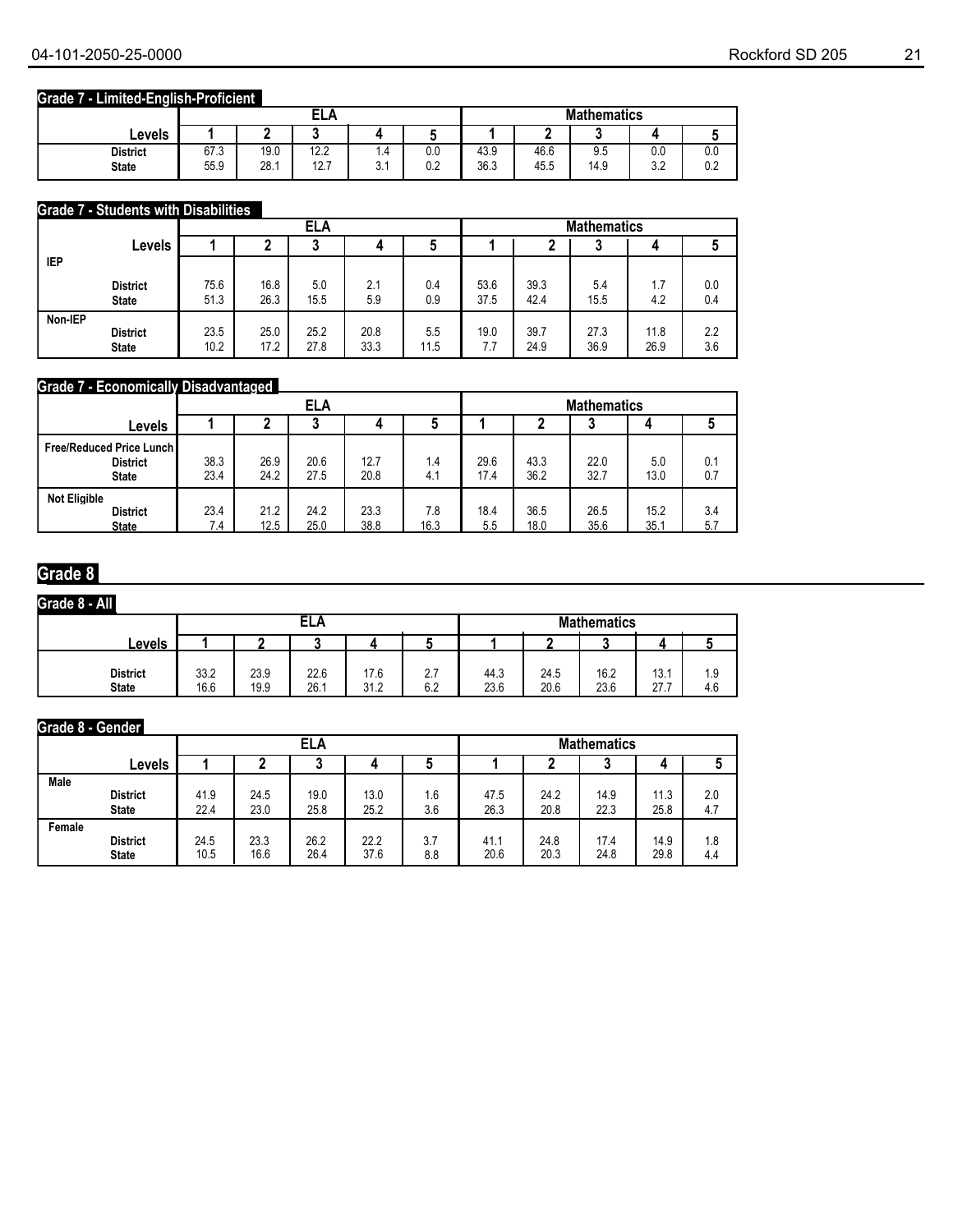### Grade 7 - Limited-English-Proficient

| | ELA | | | | | Mathematics | | | | |
|---|---|---|---|---|---|---|---|---|---|---|
| Levels | 1 | 2 | 3 | 4 | 5 | 1 | 2 | 3 | 4 | 5 |
| District | 67.3 | 19.0 | 12.2 | 1.4 | 0.0 | 43.9 | 46.6 | 9.5 | 0.0 | 0.0 |
| State | 55.9 | 28.1 | 12.7 | 3.1 | 0.2 | 36.3 | 45.5 | 14.9 | 3.2 | 0.2 |

### Grade 7 - Students with Disabilities

| | ELA | | | | | Mathematics | | | | |
|---|---|---|---|---|---|---|---|---|---|---|
| Levels | 1 | 2 | 3 | 4 | 5 | 1 | 2 | 3 | 4 | 5 |
| **IEP** | | | | | | | | | | |
| District | 75.6 | 16.8 | 5.0 | 2.1 | 0.4 | 53.6 | 39.3 | 5.4 | 1.7 | 0.0 |
| State | 51.3 | 26.3 | 15.5 | 5.9 | 0.9 | 37.5 | 42.4 | 15.5 | 4.2 | 0.4 |
| **Non-IEP** | | | | | | | | | | |
| District | 23.5 | 25.0 | 25.2 | 20.8 | 5.5 | 19.0 | 39.7 | 27.3 | 11.8 | 2.2 |
| State | 10.2 | 17.2 | 27.8 | 33.3 | 11.5 | 7.7 | 24.9 | 36.9 | 26.9 | 3.6 |

### Grade 7 - Economically Disadvantaged

| | ELA | | | | | Mathematics | | | | |
|---|---|---|---|---|---|---|---|---|---|---|
| Levels | 1 | 2 | 3 | 4 | 5 | 1 | 2 | 3 | 4 | 5 |
| **Free/Reduced Price Lunch** | | | | | | | | | | |
| District | 38.3 | 26.9 | 20.6 | 12.7 | 1.4 | 29.6 | 43.3 | 22.0 | 5.0 | 0.1 |
| State | 23.4 | 24.2 | 27.5 | 20.8 | 4.1 | 17.4 | 36.2 | 32.7 | 13.0 | 0.7 |
| **Not Eligible** | | | | | | | | | | |
| District | 23.4 | 21.2 | 24.2 | 23.3 | 7.8 | 18.4 | 36.5 | 26.5 | 15.2 | 3.4 |
| State | 7.4 | 12.5 | 25.0 | 38.8 | 16.3 | 5.5 | 18.0 | 35.6 | 35.1 | 5.7 |

## Grade 8

### Grade 8 - All

| | ELA | | | | | Mathematics | | | | |
|---|---|---|---|---|---|---|---|---|---|---|
| Levels | 1 | 2 | 3 | 4 | 5 | 1 | 2 | 3 | 4 | 5 |
| District | 33.2 | 23.9 | 22.6 | 17.6 | 2.7 | 44.3 | 24.5 | 16.2 | 13.1 | 1.9 |
| State | 16.6 | 19.9 | 26.1 | 31.2 | 6.2 | 23.6 | 20.6 | 23.6 | 27.7 | 4.6 |

### Grade 8 - Gender

| | ELA | | | | | Mathematics | | | | |
|---|---|---|---|---|---|---|---|---|---|---|
| Levels | 1 | 2 | 3 | 4 | 5 | 1 | 2 | 3 | 4 | 5 |
| **Male** | | | | | | | | | | |
| District | 41.9 | 24.5 | 19.0 | 13.0 | 1.6 | 47.5 | 24.2 | 14.9 | 11.3 | 2.0 |
| State | 22.4 | 23.0 | 25.8 | 25.2 | 3.6 | 26.3 | 20.8 | 22.3 | 25.8 | 4.7 |
| **Female** | | | | | | | | | | |
| District | 24.5 | 23.3 | 26.2 | 22.2 | 3.7 | 41.1 | 24.8 | 17.4 | 14.9 | 1.8 |
| State | 10.5 | 16.6 | 26.4 | 37.6 | 8.8 | 20.6 | 20.3 | 24.8 | 29.8 | 4.4 |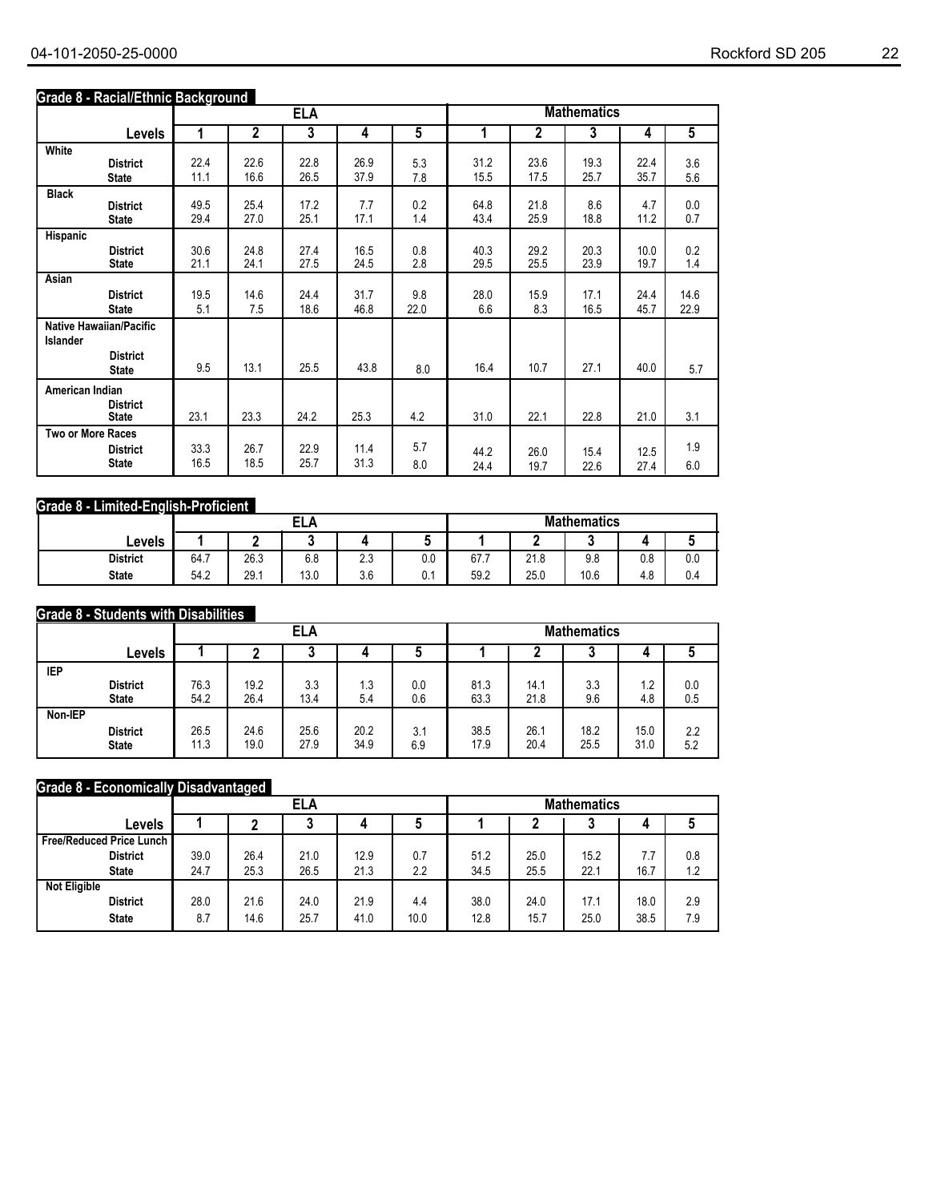## Grade 8 - Racial/Ethnic Background

| | ELA | | | | | Mathematics | | | | |
|---|---|---|---|---|---|---|---|---|---|---|
| **Levels** | **1** | **2** | **3** | **4** | **5** | **1** | **2** | **3** | **4** | **5** |
| **White** | | | | | | | | | | |
| District | 22.4 | 22.6 | 22.8 | 26.9 | 5.3 | 31.2 | 23.6 | 19.3 | 22.4 | 3.6 |
| State | 11.1 | 16.6 | 26.5 | 37.9 | 7.8 | 15.5 | 17.5 | 25.7 | 35.7 | 5.6 |
| **Black** | | | | | | | | | | |
| District | 49.5 | 25.4 | 17.2 | 7.7 | 0.2 | 64.8 | 21.8 | 8.6 | 4.7 | 0.0 |
| State | 29.4 | 27.0 | 25.1 | 17.1 | 1.4 | 43.4 | 25.9 | 18.8 | 11.2 | 0.7 |
| **Hispanic** | | | | | | | | | | |
| District | 30.6 | 24.8 | 27.4 | 16.5 | 0.8 | 40.3 | 29.2 | 20.3 | 10.0 | 0.2 |
| State | 21.1 | 24.1 | 27.5 | 24.5 | 2.8 | 29.5 | 25.5 | 23.9 | 19.7 | 1.4 |
| **Asian** | | | | | | | | | | |
| District | 19.5 | 14.6 | 24.4 | 31.7 | 9.8 | 28.0 | 15.9 | 17.1 | 24.4 | 14.6 |
| State | 5.1 | 7.5 | 18.6 | 46.8 | 22.0 | 6.6 | 8.3 | 16.5 | 45.7 | 22.9 |
| **Native Hawaiian/Pacific Islander** | | | | | | | | | | |
| District | | | | | | | | | | |
| State | 9.5 | 13.1 | 25.5 | 43.8 | 8.0 | 16.4 | 10.7 | 27.1 | 40.0 | 5.7 |
| **American Indian** | | | | | | | | | | |
| District | | | | | | | | | | |
| State | 23.1 | 23.3 | 24.2 | 25.3 | 4.2 | 31.0 | 22.1 | 22.8 | 21.0 | 3.1 |
| **Two or More Races** | | | | | | | | | | |
| District | 33.3 | 26.7 | 22.9 | 11.4 | 5.7 | 44.2 | 26.0 | 15.4 | 12.5 | 1.9 |
| State | 16.5 | 18.5 | 25.7 | 31.3 | 8.0 | 24.4 | 19.7 | 22.6 | 27.4 | 6.0 |

## Grade 8 - Limited-English-Proficient

| | ELA | | | | | Mathematics | | | | |
|---|---|---|---|---|---|---|---|---|---|---|
| **Levels** | **1** | **2** | **3** | **4** | **5** | **1** | **2** | **3** | **4** | **5** |
| District | 64.7 | 26.3 | 6.8 | 2.3 | 0.0 | 67.7 | 21.8 | 9.8 | 0.8 | 0.0 |
| State | 54.2 | 29.1 | 13.0 | 3.6 | 0.1 | 59.2 | 25.0 | 10.6 | 4.8 | 0.4 |

## Grade 8 - Students with Disabilities

| | ELA | | | | | Mathematics | | | | |
|---|---|---|---|---|---|---|---|---|---|---|
| **Levels** | **1** | **2** | **3** | **4** | **5** | **1** | **2** | **3** | **4** | **5** |
| **IEP** | | | | | | | | | | |
| District | 76.3 | 19.2 | 3.3 | 1.3 | 0.0 | 81.3 | 14.1 | 3.3 | 1.2 | 0.0 |
| State | 54.2 | 26.4 | 13.4 | 5.4 | 0.6 | 63.3 | 21.8 | 9.6 | 4.8 | 0.5 |
| **Non-IEP** | | | | | | | | | | |
| District | 26.5 | 24.6 | 25.6 | 20.2 | 3.1 | 38.5 | 26.1 | 18.2 | 15.0 | 2.2 |
| State | 11.3 | 19.0 | 27.9 | 34.9 | 6.9 | 17.9 | 20.4 | 25.5 | 31.0 | 5.2 |

## Grade 8 - Economically Disadvantaged

| | ELA | | | | | Mathematics | | | | |
|---|---|---|---|---|---|---|---|---|---|---|
| **Levels** | **1** | **2** | **3** | **4** | **5** | **1** | **2** | **3** | **4** | **5** |
| **Free/Reduced Price Lunch** | | | | | | | | | | |
| District | 39.0 | 26.4 | 21.0 | 12.9 | 0.7 | 51.2 | 25.0 | 15.2 | 7.7 | 0.8 |
| State | 24.7 | 25.3 | 26.5 | 21.3 | 2.2 | 34.5 | 25.5 | 22.1 | 16.7 | 1.2 |
| **Not Eligible** | | | | | | | | | | |
| District | 28.0 | 21.6 | 24.0 | 21.9 | 4.4 | 38.0 | 24.0 | 17.1 | 18.0 | 2.9 |
| State | 8.7 | 14.6 | 25.7 | 41.0 | 10.0 | 12.8 | 15.7 | 25.0 | 38.5 | 7.9 |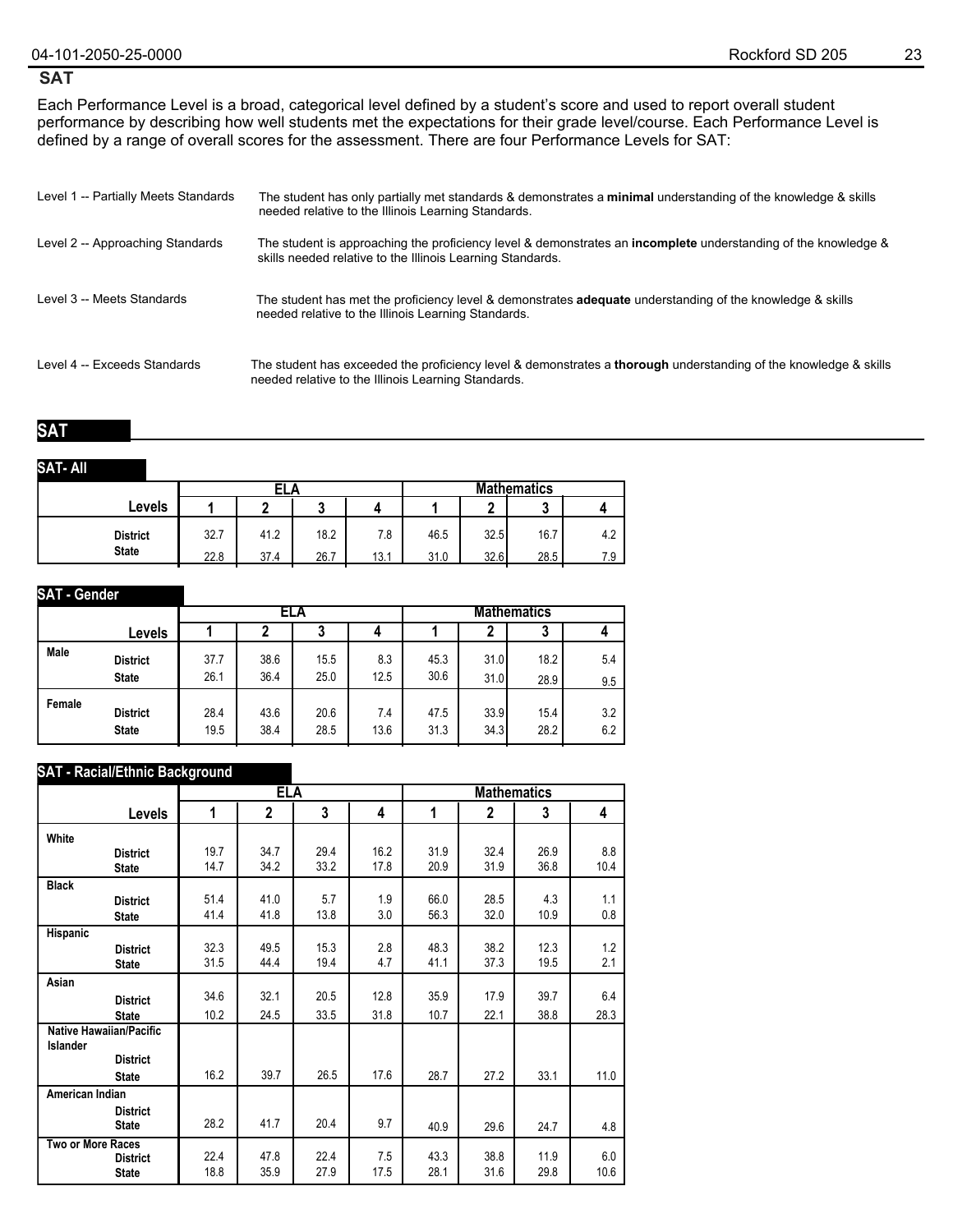## SAT

Each Performance Level is a broad, categorical level defined by a student's score and used to report overall student performance by describing how well students met the expectations for their grade level/course. Each Performance Level is defined by a range of overall scores for the assessment. There are four Performance Levels for SAT:

| | |
|---|---|
| Level 1 -- Partially Meets Standards | The student has only partially met standards & demonstrates a **minimal** understanding of the knowledge & skills needed relative to the Illinois Learning Standards. |
| Level 2 -- Approaching Standards | The student is approaching the proficiency level & demonstrates an **incomplete** understanding of the knowledge & skills needed relative to the Illinois Learning Standards. |
| Level 3 -- Meets Standards | The student has met the proficiency level & demonstrates **adequate** understanding of the knowledge & skills needed relative to the Illinois Learning Standards. |
| Level 4 -- Exceeds Standards | The student has exceeded the proficiency level & demonstrates a **thorough** understanding of the knowledge & skills needed relative to the Illinois Learning Standards. |

## SAT

### SAT- All

| | ELA | | | | Mathematics | | | |
|---|---|---|---|---|---|---|---|---|
| **Levels** | **1** | **2** | **3** | **4** | **1** | **2** | **3** | **4** |
| District | 32.7 | 41.2 | 18.2 | 7.8 | 46.5 | 32.5 | 16.7 | 4.2 |
| State | 22.8 | 37.4 | 26.7 | 13.1 | 31.0 | 32.6 | 28.5 | 7.9 |

### SAT - Gender

| | | ELA | | | | Mathematics | | | |
|---|---|---|---|---|---|---|---|---|---|
| | **Levels** | **1** | **2** | **3** | **4** | **1** | **2** | **3** | **4** |
| Male | District | 37.7 | 38.6 | 15.5 | 8.3 | 45.3 | 31.0 | 18.2 | 5.4 |
| | State | 26.1 | 36.4 | 25.0 | 12.5 | 30.6 | 31.0 | 28.9 | 9.5 |
| Female | District | 28.4 | 43.6 | 20.6 | 7.4 | 47.5 | 33.9 | 15.4 | 3.2 |
| | State | 19.5 | 38.4 | 28.5 | 13.6 | 31.3 | 34.3 | 28.2 | 6.2 |

### SAT - Racial/Ethnic Background

| | | ELA | | | | Mathematics | | | |
|---|---|---|---|---|---|---|---|---|---|
| | **Levels** | **1** | **2** | **3** | **4** | **1** | **2** | **3** | **4** |
| White | District | 19.7 | 34.7 | 29.4 | 16.2 | 31.9 | 32.4 | 26.9 | 8.8 |
| | State | 14.7 | 34.2 | 33.2 | 17.8 | 20.9 | 31.9 | 36.8 | 10.4 |
| Black | District | 51.4 | 41.0 | 5.7 | 1.9 | 66.0 | 28.5 | 4.3 | 1.1 |
| | State | 41.4 | 41.8 | 13.8 | 3.0 | 56.3 | 32.0 | 10.9 | 0.8 |
| Hispanic | District | 32.3 | 49.5 | 15.3 | 2.8 | 48.3 | 38.2 | 12.3 | 1.2 |
| | State | 31.5 | 44.4 | 19.4 | 4.7 | 41.1 | 37.3 | 19.5 | 2.1 |
| Asian | District | 34.6 | 32.1 | 20.5 | 12.8 | 35.9 | 17.9 | 39.7 | 6.4 |
| | State | 10.2 | 24.5 | 33.5 | 31.8 | 10.7 | 22.1 | 38.8 | 28.3 |
| Native Hawaiian/Pacific Islander | District | | | | | | | | |
| | State | 16.2 | 39.7 | 26.5 | 17.6 | 28.7 | 27.2 | 33.1 | 11.0 |
| American Indian | District | | | | | | | | |
| | State | 28.2 | 41.7 | 20.4 | 9.7 | 40.9 | 29.6 | 24.7 | 4.8 |
| Two or More Races | District | 22.4 | 47.8 | 22.4 | 7.5 | 43.3 | 38.8 | 11.9 | 6.0 |
| | State | 18.8 | 35.9 | 27.9 | 17.5 | 28.1 | 31.6 | 29.8 | 10.6 |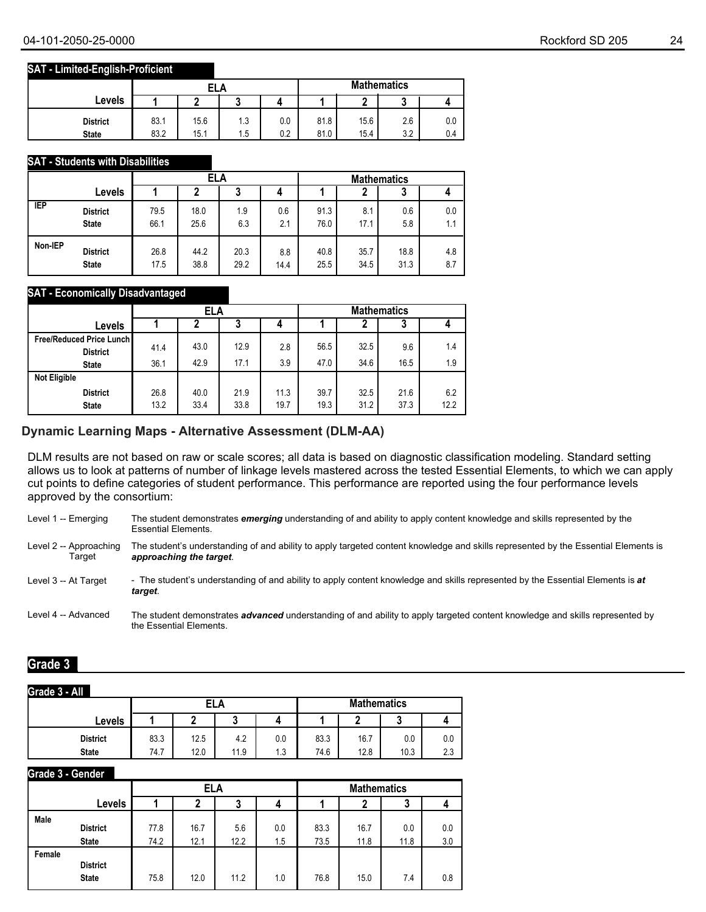### SAT - Limited-English-Proficient

| | ELA | | | | Mathematics | | | |
|---|---|---|---|---|---|---|---|---|
| Levels | 1 | 2 | 3 | 4 | 1 | 2 | 3 | 4 |
| District | 83.1 | 15.6 | 1.3 | 0.0 | 81.8 | 15.6 | 2.6 | 0.0 |
| State | 83.2 | 15.1 | 1.5 | 0.2 | 81.0 | 15.4 | 3.2 | 0.4 |

### SAT - Students with Disabilities

| | | ELA | | | | Mathematics | | | |
|---|---|---|---|---|---|---|---|---|---|
| | Levels | 1 | 2 | 3 | 4 | 1 | 2 | 3 | 4 |
| IEP | District | 79.5 | 18.0 | 1.9 | 0.6 | 91.3 | 8.1 | 0.6 | 0.0 |
| | State | 66.1 | 25.6 | 6.3 | 2.1 | 76.0 | 17.1 | 5.8 | 1.1 |
| Non-IEP | District | 26.8 | 44.2 | 20.3 | 8.8 | 40.8 | 35.7 | 18.8 | 4.8 |
| | State | 17.5 | 38.8 | 29.2 | 14.4 | 25.5 | 34.5 | 31.3 | 8.7 |

### SAT - Economically Disadvantaged

| | | ELA | | | | Mathematics | | | |
|---|---|---|---|---|---|---|---|---|---|
| | Levels | 1 | 2 | 3 | 4 | 1 | 2 | 3 | 4 |
| Free/Reduced Price Lunch | District | 41.4 | 43.0 | 12.9 | 2.8 | 56.5 | 32.5 | 9.6 | 1.4 |
| | State | 36.1 | 42.9 | 17.1 | 3.9 | 47.0 | 34.6 | 16.5 | 1.9 |
| Not Eligible | District | 26.8 | 40.0 | 21.9 | 11.3 | 39.7 | 32.5 | 21.6 | 6.2 |
| | State | 13.2 | 33.4 | 33.8 | 19.7 | 19.3 | 31.2 | 37.3 | 12.2 |

## Dynamic Learning Maps - Alternative Assessment (DLM-AA)

DLM results are not based on raw or scale scores; all data is based on diagnostic classification modeling. Standard setting allows us to look at patterns of number of linkage levels mastered across the tested Essential Elements, to which we can apply cut points to define categories of student performance. This performance are reported using the four performance levels approved by the consortium:

Level 1 -- Emerging: The student demonstrates ***emerging*** understanding of and ability to apply content knowledge and skills represented by the Essential Elements.

Level 2 -- Approaching Target: The student's understanding of and ability to apply targeted content knowledge and skills represented by the Essential Elements is ***approaching the target***.

Level 3 -- At Target: - The student's understanding of and ability to apply content knowledge and skills represented by the Essential Elements is ***at target***.

Level 4 -- Advanced: The student demonstrates ***advanced*** understanding of and ability to apply targeted content knowledge and skills represented by the Essential Elements.

## Grade 3

### Grade 3 - All

| | ELA | | | | Mathematics | | | |
|---|---|---|---|---|---|---|---|---|
| Levels | 1 | 2 | 3 | 4 | 1 | 2 | 3 | 4 |
| District | 83.3 | 12.5 | 4.2 | 0.0 | 83.3 | 16.7 | 0.0 | 0.0 |
| State | 74.7 | 12.0 | 11.9 | 1.3 | 74.6 | 12.8 | 10.3 | 2.3 |

### Grade 3 - Gender

| | | ELA | | | | Mathematics | | | |
|---|---|---|---|---|---|---|---|---|---|
| | Levels | 1 | 2 | 3 | 4 | 1 | 2 | 3 | 4 |
| Male | District | 77.8 | 16.7 | 5.6 | 0.0 | 83.3 | 16.7 | 0.0 | 0.0 |
| | State | 74.2 | 12.1 | 12.2 | 1.5 | 73.5 | 11.8 | 11.8 | 3.0 |
| Female | District | | | | | | | | |
| | State | 75.8 | 12.0 | 11.2 | 1.0 | 76.8 | 15.0 | 7.4 | 0.8 |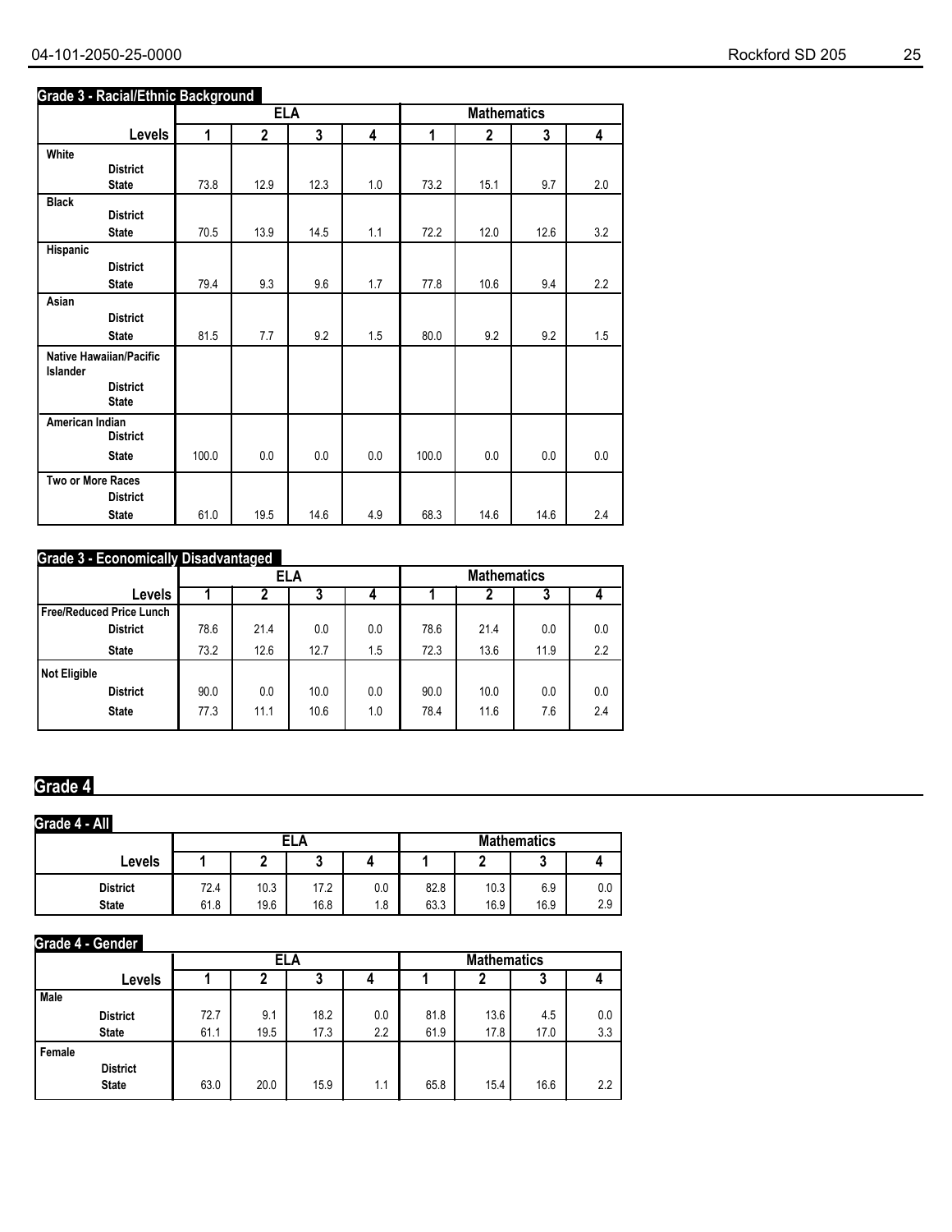### Grade 3 - Racial/Ethnic Background

| | ELA | | | | Mathematics | | | |
|---|---|---|---|---|---|---|---|---|
| Levels | 1 | 2 | 3 | 4 | 1 | 2 | 3 | 4 |
| **White** | | | | | | | | |
| District | | | | | | | | |
| State | 73.8 | 12.9 | 12.3 | 1.0 | 73.2 | 15.1 | 9.7 | 2.0 |
| **Black** | | | | | | | | |
| District | | | | | | | | |
| State | 70.5 | 13.9 | 14.5 | 1.1 | 72.2 | 12.0 | 12.6 | 3.2 |
| **Hispanic** | | | | | | | | |
| District | | | | | | | | |
| State | 79.4 | 9.3 | 9.6 | 1.7 | 77.8 | 10.6 | 9.4 | 2.2 |
| **Asian** | | | | | | | | |
| District | | | | | | | | |
| State | 81.5 | 7.7 | 9.2 | 1.5 | 80.0 | 9.2 | 9.2 | 1.5 |
| **Native Hawaiian/Pacific Islander** | | | | | | | | |
| District | | | | | | | | |
| State | | | | | | | | |
| **American Indian** | | | | | | | | |
| District | | | | | | | | |
| State | 100.0 | 0.0 | 0.0 | 0.0 | 100.0 | 0.0 | 0.0 | 0.0 |
| **Two or More Races** | | | | | | | | |
| District | | | | | | | | |
| State | 61.0 | 19.5 | 14.6 | 4.9 | 68.3 | 14.6 | 14.6 | 2.4 |

### Grade 3 - Economically Disadvantaged

| | ELA | | | | Mathematics | | | |
|---|---|---|---|---|---|---|---|---|
| Levels | 1 | 2 | 3 | 4 | 1 | 2 | 3 | 4 |
| **Free/Reduced Price Lunch** | | | | | | | | |
| District | 78.6 | 21.4 | 0.0 | 0.0 | 78.6 | 21.4 | 0.0 | 0.0 |
| State | 73.2 | 12.6 | 12.7 | 1.5 | 72.3 | 13.6 | 11.9 | 2.2 |
| **Not Eligible** | | | | | | | | |
| District | 90.0 | 0.0 | 10.0 | 0.0 | 90.0 | 10.0 | 0.0 | 0.0 |
| State | 77.3 | 11.1 | 10.6 | 1.0 | 78.4 | 11.6 | 7.6 | 2.4 |

## Grade 4

### Grade 4 - All

| | ELA | | | | Mathematics | | | |
|---|---|---|---|---|---|---|---|---|
| Levels | 1 | 2 | 3 | 4 | 1 | 2 | 3 | 4 |
| District | 72.4 | 10.3 | 17.2 | 0.0 | 82.8 | 10.3 | 6.9 | 0.0 |
| State | 61.8 | 19.6 | 16.8 | 1.8 | 63.3 | 16.9 | 16.9 | 2.9 |

### Grade 4 - Gender

| | ELA | | | | Mathematics | | | |
|---|---|---|---|---|---|---|---|---|
| Levels | 1 | 2 | 3 | 4 | 1 | 2 | 3 | 4 |
| **Male** | | | | | | | | |
| District | 72.7 | 9.1 | 18.2 | 0.0 | 81.8 | 13.6 | 4.5 | 0.0 |
| State | 61.1 | 19.5 | 17.3 | 2.2 | 61.9 | 17.8 | 17.0 | 3.3 |
| **Female** | | | | | | | | |
| District | | | | | | | | |
| State | 63.0 | 20.0 | 15.9 | 1.1 | 65.8 | 15.4 | 16.6 | 2.2 |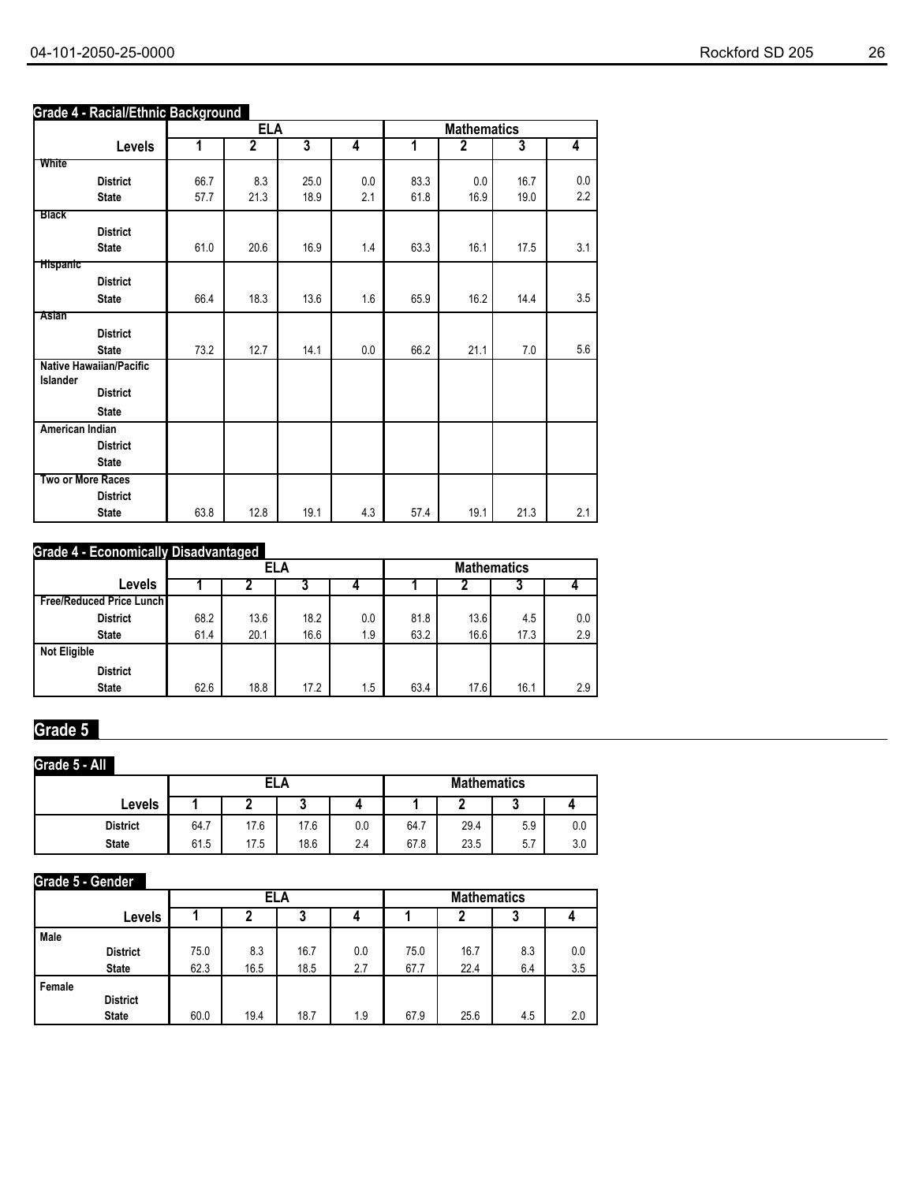**Grade 4 - Racial/Ethnic Background**

| Levels | ELA 1 | ELA 2 | ELA 3 | ELA 4 | Mathematics 1 | Mathematics 2 | Mathematics 3 | Mathematics 4 |
|---|---|---|---|---|---|---|---|---|
| **White** | | | | | | | | |
| District | 66.7 | 8.3 | 25.0 | 0.0 | 83.3 | 0.0 | 16.7 | 0.0 |
| State | 57.7 | 21.3 | 18.9 | 2.1 | 61.8 | 16.9 | 19.0 | 2.2 |
| **Black** | | | | | | | | |
| District | | | | | | | | |
| State | 61.0 | 20.6 | 16.9 | 1.4 | 63.3 | 16.1 | 17.5 | 3.1 |
| **Hispanic** | | | | | | | | |
| District | | | | | | | | |
| State | 66.4 | 18.3 | 13.6 | 1.6 | 65.9 | 16.2 | 14.4 | 3.5 |
| **Asian** | | | | | | | | |
| District | | | | | | | | |
| State | 73.2 | 12.7 | 14.1 | 0.0 | 66.2 | 21.1 | 7.0 | 5.6 |
| **Native Hawaiian/Pacific Islander** | | | | | | | | |
| District | | | | | | | | |
| State | | | | | | | | |
| **American Indian** | | | | | | | | |
| District | | | | | | | | |
| State | | | | | | | | |
| **Two or More Races** | | | | | | | | |
| District | | | | | | | | |
| State | 63.8 | 12.8 | 19.1 | 4.3 | 57.4 | 19.1 | 21.3 | 2.1 |

**Grade 4 - Economically Disadvantaged**

| Levels | ELA 1 | ELA 2 | ELA 3 | ELA 4 | Mathematics 1 | Mathematics 2 | Mathematics 3 | Mathematics 4 |
|---|---|---|---|---|---|---|---|---|
| **Free/Reduced Price Lunch** | | | | | | | | |
| District | 68.2 | 13.6 | 18.2 | 0.0 | 81.8 | 13.6 | 4.5 | 0.0 |
| State | 61.4 | 20.1 | 16.6 | 1.9 | 63.2 | 16.6 | 17.3 | 2.9 |
| **Not Eligible** | | | | | | | | |
| District | | | | | | | | |
| State | 62.6 | 18.8 | 17.2 | 1.5 | 63.4 | 17.6 | 16.1 | 2.9 |

## Grade 5

**Grade 5 - All**

| Levels | ELA 1 | ELA 2 | ELA 3 | ELA 4 | Mathematics 1 | Mathematics 2 | Mathematics 3 | Mathematics 4 |
|---|---|---|---|---|---|---|---|---|
| District | 64.7 | 17.6 | 17.6 | 0.0 | 64.7 | 29.4 | 5.9 | 0.0 |
| State | 61.5 | 17.5 | 18.6 | 2.4 | 67.8 | 23.5 | 5.7 | 3.0 |

**Grade 5 - Gender**

| Levels | ELA 1 | ELA 2 | ELA 3 | ELA 4 | Mathematics 1 | Mathematics 2 | Mathematics 3 | Mathematics 4 |
|---|---|---|---|---|---|---|---|---|
| **Male** | | | | | | | | |
| District | 75.0 | 8.3 | 16.7 | 0.0 | 75.0 | 16.7 | 8.3 | 0.0 |
| State | 62.3 | 16.5 | 18.5 | 2.7 | 67.7 | 22.4 | 6.4 | 3.5 |
| **Female** | | | | | | | | |
| District | | | | | | | | |
| State | 60.0 | 19.4 | 18.7 | 1.9 | 67.9 | 25.6 | 4.5 | 2.0 |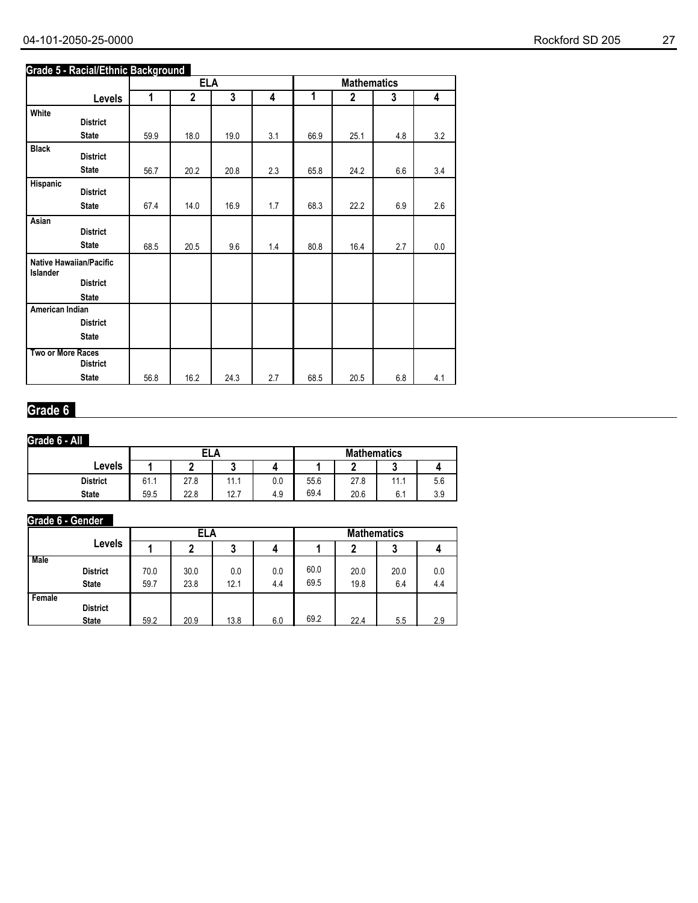### Grade 5 - Racial/Ethnic Background

| | | ELA | | | | Mathematics | | | |
|---|---|---|---|---|---|---|---|---|---|
| | Levels | 1 | 2 | 3 | 4 | 1 | 2 | 3 | 4 |
| White | District | | | | | | | | |
| | State | 59.9 | 18.0 | 19.0 | 3.1 | 66.9 | 25.1 | 4.8 | 3.2 |
| Black | District | | | | | | | | |
| | State | 56.7 | 20.2 | 20.8 | 2.3 | 65.8 | 24.2 | 6.6 | 3.4 |
| Hispanic | District | | | | | | | | |
| | State | 67.4 | 14.0 | 16.9 | 1.7 | 68.3 | 22.2 | 6.9 | 2.6 |
| Asian | District | | | | | | | | |
| | State | 68.5 | 20.5 | 9.6 | 1.4 | 80.8 | 16.4 | 2.7 | 0.0 |
| Native Hawaiian/Pacific Islander | District | | | | | | | | |
| | State | | | | | | | | |
| American Indian | District | | | | | | | | |
| | State | | | | | | | | |
| Two or More Races | District | | | | | | | | |
| | State | 56.8 | 16.2 | 24.3 | 2.7 | 68.5 | 20.5 | 6.8 | 4.1 |

## Grade 6

### Grade 6 - All

| | ELA | | | | Mathematics | | | |
|---|---|---|---|---|---|---|---|---|
| Levels | 1 | 2 | 3 | 4 | 1 | 2 | 3 | 4 |
| District | 61.1 | 27.8 | 11.1 | 0.0 | 55.6 | 27.8 | 11.1 | 5.6 |
| State | 59.5 | 22.8 | 12.7 | 4.9 | 69.4 | 20.6 | 6.1 | 3.9 |

### Grade 6 - Gender

| | | ELA | | | | Mathematics | | | |
|---|---|---|---|---|---|---|---|---|---|
| | Levels | 1 | 2 | 3 | 4 | 1 | 2 | 3 | 4 |
| Male | District | 70.0 | 30.0 | 0.0 | 0.0 | 60.0 | 20.0 | 20.0 | 0.0 |
| | State | 59.7 | 23.8 | 12.1 | 4.4 | 69.5 | 19.8 | 6.4 | 4.4 |
| Female | District | | | | | | | | |
| | State | 59.2 | 20.9 | 13.8 | 6.0 | 69.2 | 22.4 | 5.5 | 2.9 |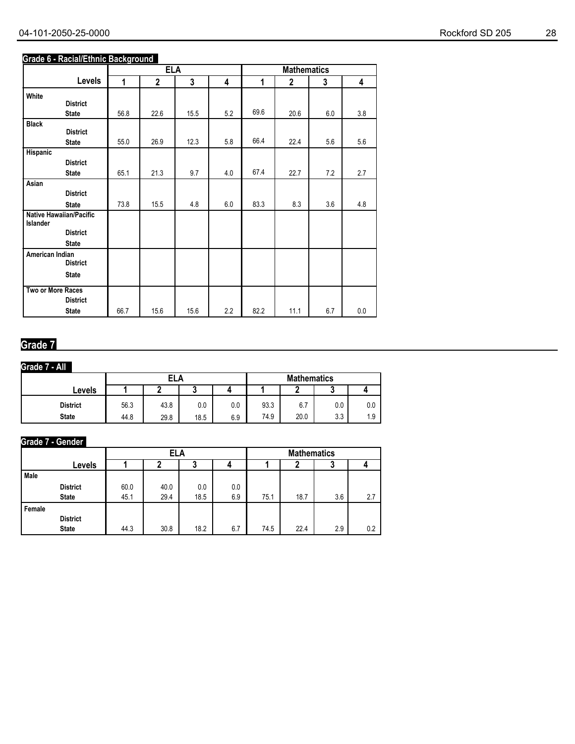### Grade 6 - Racial/Ethnic Background

| | ELA | | | | Mathematics | | | |
|---|---|---|---|---|---|---|---|---|
| Levels | 1 | 2 | 3 | 4 | 1 | 2 | 3 | 4 |
| **White** | | | | | | | | |
| District | | | | | | | | |
| State | 56.8 | 22.6 | 15.5 | 5.2 | 69.6 | 20.6 | 6.0 | 3.8 |
| **Black** | | | | | | | | |
| District | | | | | | | | |
| State | 55.0 | 26.9 | 12.3 | 5.8 | 66.4 | 22.4 | 5.6 | 5.6 |
| **Hispanic** | | | | | | | | |
| District | | | | | | | | |
| State | 65.1 | 21.3 | 9.7 | 4.0 | 67.4 | 22.7 | 7.2 | 2.7 |
| **Asian** | | | | | | | | |
| District | | | | | | | | |
| State | 73.8 | 15.5 | 4.8 | 6.0 | 83.3 | 8.3 | 3.6 | 4.8 |
| **Native Hawaiian/Pacific Islander** | | | | | | | | |
| District | | | | | | | | |
| State | | | | | | | | |
| **American Indian** | | | | | | | | |
| District | | | | | | | | |
| State | | | | | | | | |
| **Two or More Races** | | | | | | | | |
| District | | | | | | | | |
| State | 66.7 | 15.6 | 15.6 | 2.2 | 82.2 | 11.1 | 6.7 | 0.0 |

## Grade 7

### Grade 7 - All

| | ELA | | | | Mathematics | | | |
|---|---|---|---|---|---|---|---|---|
| Levels | 1 | 2 | 3 | 4 | 1 | 2 | 3 | 4 |
| District | 56.3 | 43.8 | 0.0 | 0.0 | 93.3 | 6.7 | 0.0 | 0.0 |
| State | 44.8 | 29.8 | 18.5 | 6.9 | 74.9 | 20.0 | 3.3 | 1.9 |

### Grade 7 - Gender

| | ELA | | | | Mathematics | | | |
|---|---|---|---|---|---|---|---|---|
| Levels | 1 | 2 | 3 | 4 | 1 | 2 | 3 | 4 |
| **Male** | | | | | | | | |
| District | 60.0 | 40.0 | 0.0 | 0.0 | | | | |
| State | 45.1 | 29.4 | 18.5 | 6.9 | 75.1 | 18.7 | 3.6 | 2.7 |
| **Female** | | | | | | | | |
| District | | | | | | | | |
| State | 44.3 | 30.8 | 18.2 | 6.7 | 74.5 | 22.4 | 2.9 | 0.2 |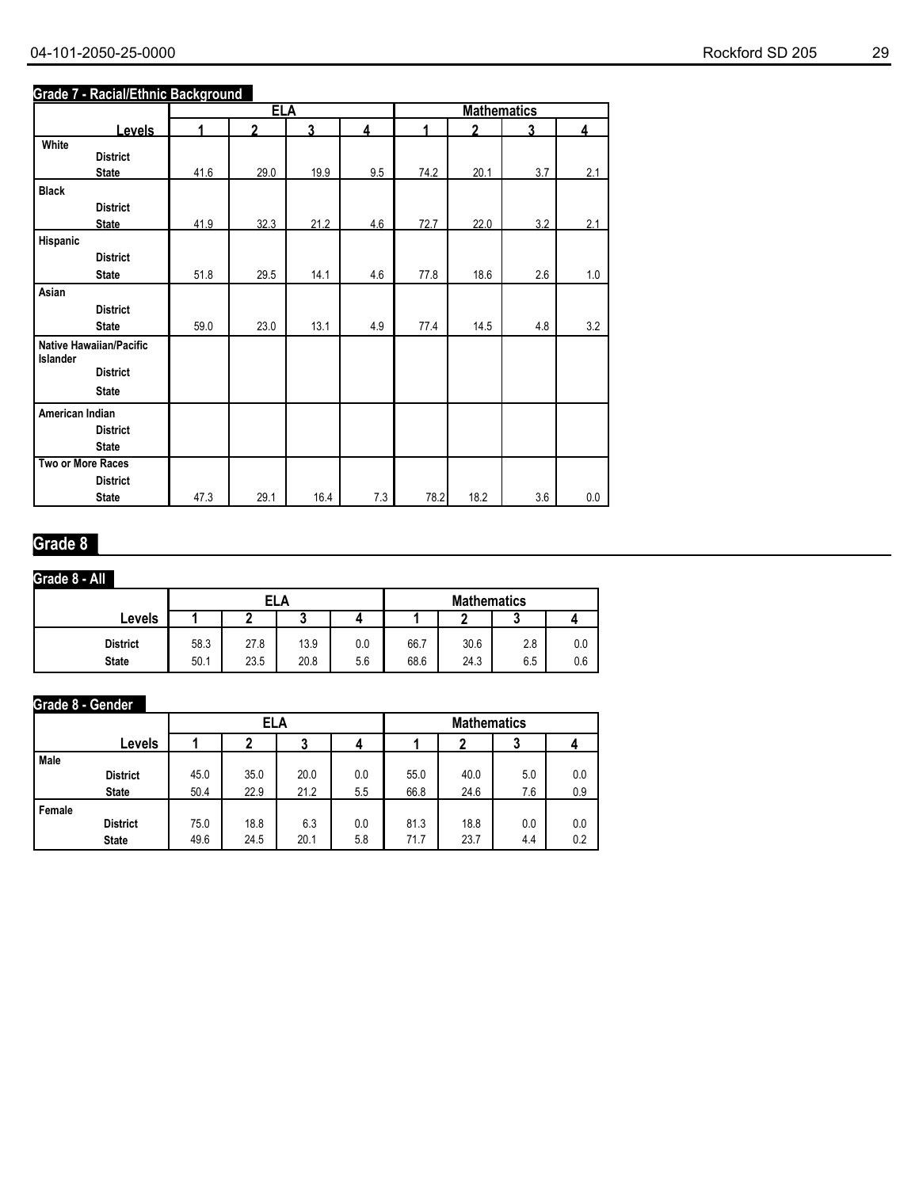### Grade 7 - Racial/Ethnic Background

| | ELA | | | | Mathematics | | | |
|---|---|---|---|---|---|---|---|---|
| Levels | 1 | 2 | 3 | 4 | 1 | 2 | 3 | 4 |
| **White** | | | | | | | | |
| District | | | | | | | | |
| State | 41.6 | 29.0 | 19.9 | 9.5 | 74.2 | 20.1 | 3.7 | 2.1 |
| **Black** | | | | | | | | |
| District | | | | | | | | |
| State | 41.9 | 32.3 | 21.2 | 4.6 | 72.7 | 22.0 | 3.2 | 2.1 |
| **Hispanic** | | | | | | | | |
| District | | | | | | | | |
| State | 51.8 | 29.5 | 14.1 | 4.6 | 77.8 | 18.6 | 2.6 | 1.0 |
| **Asian** | | | | | | | | |
| District | | | | | | | | |
| State | 59.0 | 23.0 | 13.1 | 4.9 | 77.4 | 14.5 | 4.8 | 3.2 |
| **Native Hawaiian/Pacific Islander** | | | | | | | | |
| District | | | | | | | | |
| State | | | | | | | | |
| **American Indian** | | | | | | | | |
| District | | | | | | | | |
| State | | | | | | | | |
| **Two or More Races** | | | | | | | | |
| District | | | | | | | | |
| State | 47.3 | 29.1 | 16.4 | 7.3 | 78.2 | 18.2 | 3.6 | 0.0 |

## Grade 8

### Grade 8 - All

| | ELA | | | | Mathematics | | | |
|---|---|---|---|---|---|---|---|---|
| Levels | 1 | 2 | 3 | 4 | 1 | 2 | 3 | 4 |
| District | 58.3 | 27.8 | 13.9 | 0.0 | 66.7 | 30.6 | 2.8 | 0.0 |
| State | 50.1 | 23.5 | 20.8 | 5.6 | 68.6 | 24.3 | 6.5 | 0.6 |

### Grade 8 - Gender

| | ELA | | | | Mathematics | | | |
|---|---|---|---|---|---|---|---|---|
| Levels | 1 | 2 | 3 | 4 | 1 | 2 | 3 | 4 |
| **Male** | | | | | | | | |
| District | 45.0 | 35.0 | 20.0 | 0.0 | 55.0 | 40.0 | 5.0 | 0.0 |
| State | 50.4 | 22.9 | 21.2 | 5.5 | 66.8 | 24.6 | 7.6 | 0.9 |
| **Female** | | | | | | | | |
| District | 75.0 | 18.8 | 6.3 | 0.0 | 81.3 | 18.8 | 0.0 | 0.0 |
| State | 49.6 | 24.5 | 20.1 | 5.8 | 71.7 | 23.7 | 4.4 | 0.2 |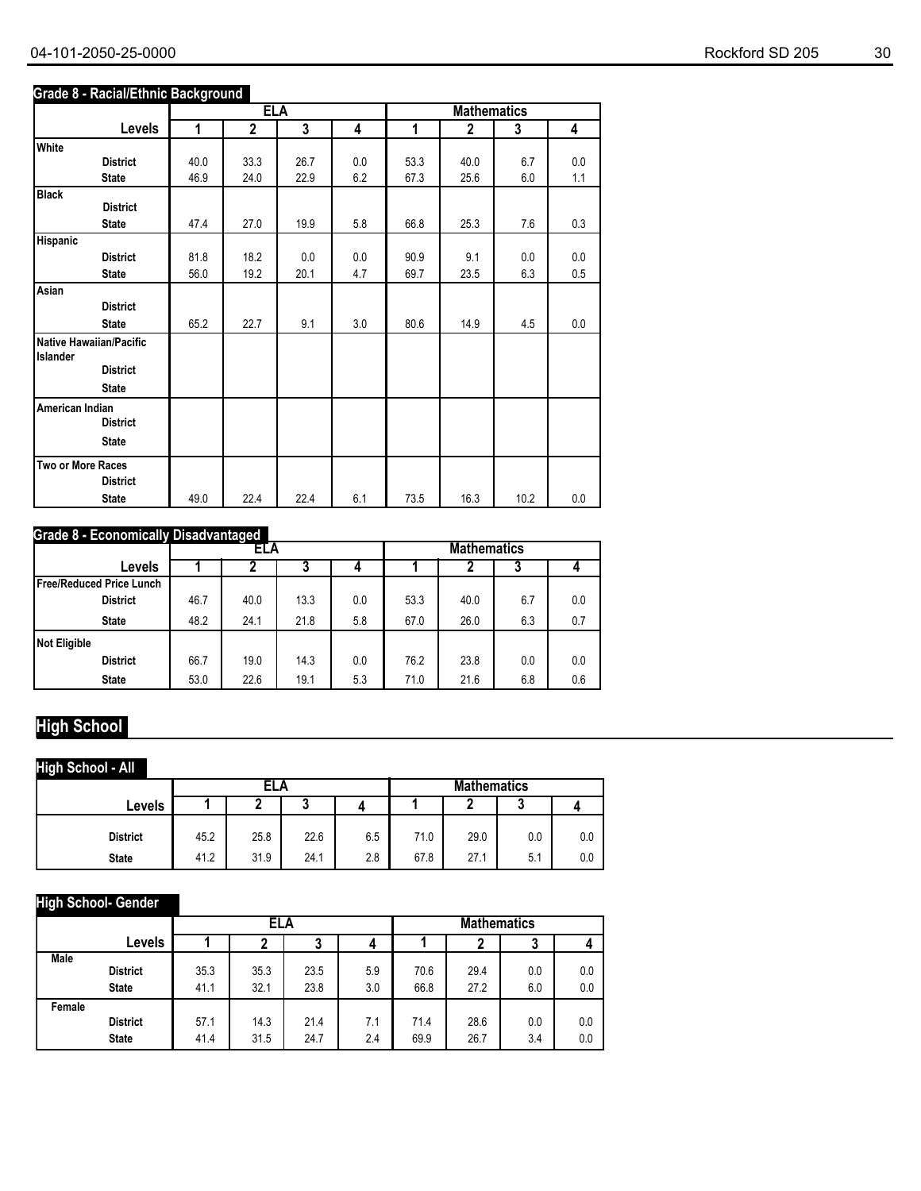## Grade 8 - Racial/Ethnic Background

| | ELA | | | | Mathematics | | | |
|---|---|---|---|---|---|---|---|---|
| Levels | 1 | 2 | 3 | 4 | 1 | 2 | 3 | 4 |
| **White** | | | | | | | | |
| District | 40.0 | 33.3 | 26.7 | 0.0 | 53.3 | 40.0 | 6.7 | 0.0 |
| State | 46.9 | 24.0 | 22.9 | 6.2 | 67.3 | 25.6 | 6.0 | 1.1 |
| **Black** | | | | | | | | |
| District | | | | | | | | |
| State | 47.4 | 27.0 | 19.9 | 5.8 | 66.8 | 25.3 | 7.6 | 0.3 |
| **Hispanic** | | | | | | | | |
| District | 81.8 | 18.2 | 0.0 | 0.0 | 90.9 | 9.1 | 0.0 | 0.0 |
| State | 56.0 | 19.2 | 20.1 | 4.7 | 69.7 | 23.5 | 6.3 | 0.5 |
| **Asian** | | | | | | | | |
| District | | | | | | | | |
| State | 65.2 | 22.7 | 9.1 | 3.0 | 80.6 | 14.9 | 4.5 | 0.0 |
| **Native Hawaiian/Pacific Islander** | | | | | | | | |
| District | | | | | | | | |
| State | | | | | | | | |
| **American Indian** | | | | | | | | |
| District | | | | | | | | |
| State | | | | | | | | |
| **Two or More Races** | | | | | | | | |
| District | | | | | | | | |
| State | 49.0 | 22.4 | 22.4 | 6.1 | 73.5 | 16.3 | 10.2 | 0.0 |

## Grade 8 - Economically Disadvantaged

| | ELA | | | | Mathematics | | | |
|---|---|---|---|---|---|---|---|---|
| Levels | 1 | 2 | 3 | 4 | 1 | 2 | 3 | 4 |
| **Free/Reduced Price Lunch** | | | | | | | | |
| District | 46.7 | 40.0 | 13.3 | 0.0 | 53.3 | 40.0 | 6.7 | 0.0 |
| State | 48.2 | 24.1 | 21.8 | 5.8 | 67.0 | 26.0 | 6.3 | 0.7 |
| **Not Eligible** | | | | | | | | |
| District | 66.7 | 19.0 | 14.3 | 0.0 | 76.2 | 23.8 | 0.0 | 0.0 |
| State | 53.0 | 22.6 | 19.1 | 5.3 | 71.0 | 21.6 | 6.8 | 0.6 |

# High School

## High School - All

| | ELA | | | | Mathematics | | | |
|---|---|---|---|---|---|---|---|---|
| Levels | 1 | 2 | 3 | 4 | 1 | 2 | 3 | 4 |
| District | 45.2 | 25.8 | 22.6 | 6.5 | 71.0 | 29.0 | 0.0 | 0.0 |
| State | 41.2 | 31.9 | 24.1 | 2.8 | 67.8 | 27.1 | 5.1 | 0.0 |

## High School- Gender

| | ELA | | | | Mathematics | | | |
|---|---|---|---|---|---|---|---|---|
| Levels | 1 | 2 | 3 | 4 | 1 | 2 | 3 | 4 |
| **Male** | | | | | | | | |
| District | 35.3 | 35.3 | 23.5 | 5.9 | 70.6 | 29.4 | 0.0 | 0.0 |
| State | 41.1 | 32.1 | 23.8 | 3.0 | 66.8 | 27.2 | 6.0 | 0.0 |
| **Female** | | | | | | | | |
| District | 57.1 | 14.3 | 21.4 | 7.1 | 71.4 | 28.6 | 0.0 | 0.0 |
| State | 41.4 | 31.5 | 24.7 | 2.4 | 69.9 | 26.7 | 3.4 | 0.0 |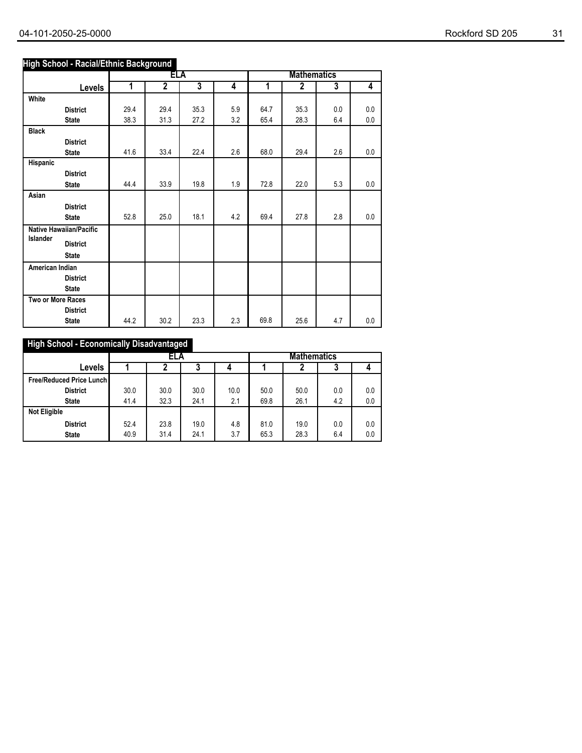## High School - Racial/Ethnic Background

| Levels | ELA 1 | ELA 2 | ELA 3 | ELA 4 | Mathematics 1 | Mathematics 2 | Mathematics 3 | Mathematics 4 |
|---|---|---|---|---|---|---|---|---|
| **White** | | | | | | | | |
| **District** | 29.4 | 29.4 | 35.3 | 5.9 | 64.7 | 35.3 | 0.0 | 0.0 |
| **State** | 38.3 | 31.3 | 27.2 | 3.2 | 65.4 | 28.3 | 6.4 | 0.0 |
| **Black** | | | | | | | | |
| **District** | | | | | | | | |
| **State** | 41.6 | 33.4 | 22.4 | 2.6 | 68.0 | 29.4 | 2.6 | 0.0 |
| **Hispanic** | | | | | | | | |
| **District** | | | | | | | | |
| **State** | 44.4 | 33.9 | 19.8 | 1.9 | 72.8 | 22.0 | 5.3 | 0.0 |
| **Asian** | | | | | | | | |
| **District** | | | | | | | | |
| **State** | 52.8 | 25.0 | 18.1 | 4.2 | 69.4 | 27.8 | 2.8 | 0.0 |
| **Native Hawaiian/Pacific Islander** | | | | | | | | |
| **District** | | | | | | | | |
| **State** | | | | | | | | |
| **American Indian** | | | | | | | | |
| **District** | | | | | | | | |
| **State** | | | | | | | | |
| **Two or More Races** | | | | | | | | |
| **District** | | | | | | | | |
| **State** | 44.2 | 30.2 | 23.3 | 2.3 | 69.8 | 25.6 | 4.7 | 0.0 |

## High School - Economically Disadvantaged

| Levels | ELA 1 | ELA 2 | ELA 3 | ELA 4 | Mathematics 1 | Mathematics 2 | Mathematics 3 | Mathematics 4 |
|---|---|---|---|---|---|---|---|---|
| **Free/Reduced Price Lunch** | | | | | | | | |
| **District** | 30.0 | 30.0 | 30.0 | 10.0 | 50.0 | 50.0 | 0.0 | 0.0 |
| **State** | 41.4 | 32.3 | 24.1 | 2.1 | 69.8 | 26.1 | 4.2 | 0.0 |
| **Not Eligible** | | | | | | | | |
| **District** | 52.4 | 23.8 | 19.0 | 4.8 | 81.0 | 19.0 | 0.0 | 0.0 |
| **State** | 40.9 | 31.4 | 24.1 | 3.7 | 65.3 | 28.3 | 6.4 | 0.0 |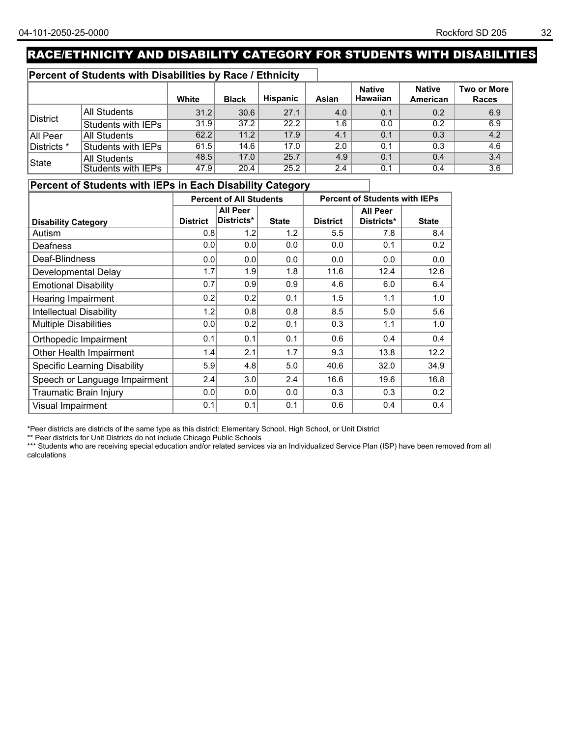# RACE/ETHNICITY AND DISABILITY CATEGORY FOR STUDENTS WITH DISABILITIES

## Percent of Students with Disabilities by Race / Ethnicity

| | | White | Black | Hispanic | Asian | Native Hawaiian | Native American | Two or More Races |
|---|---|---|---|---|---|---|---|---|
| District | All Students | 31.2 | 30.6 | 27.1 | 4.0 | 0.1 | 0.2 | 6.9 |
| | Students with IEPs | 31.9 | 37.2 | 22.2 | 1.6 | 0.0 | 0.2 | 6.9 |
| All Peer Districts * | All Students | 62.2 | 11.2 | 17.9 | 4.1 | 0.1 | 0.3 | 4.2 |
| | Students with IEPs | 61.5 | 14.6 | 17.0 | 2.0 | 0.1 | 0.3 | 4.6 |
| State | All Students | 48.5 | 17.0 | 25.7 | 4.9 | 0.1 | 0.4 | 3.4 |
| | Students with IEPs | 47.9 | 20.4 | 25.2 | 2.4 | 0.1 | 0.4 | 3.6 |

## Percent of Students with IEPs in Each Disability Category

| | Percent of All Students | | | Percent of Students with IEPs | | |
|---|---|---|---|---|---|---|
| Disability Category | District | All Peer Districts* | State | District | All Peer Districts* | State |
| Autism | 0.8 | 1.2 | 1.2 | 5.5 | 7.8 | 8.4 |
| Deafness | 0.0 | 0.0 | 0.0 | 0.0 | 0.1 | 0.2 |
| Deaf-Blindness | 0.0 | 0.0 | 0.0 | 0.0 | 0.0 | 0.0 |
| Developmental Delay | 1.7 | 1.9 | 1.8 | 11.6 | 12.4 | 12.6 |
| Emotional Disability | 0.7 | 0.9 | 0.9 | 4.6 | 6.0 | 6.4 |
| Hearing Impairment | 0.2 | 0.2 | 0.1 | 1.5 | 1.1 | 1.0 |
| Intellectual Disability | 1.2 | 0.8 | 0.8 | 8.5 | 5.0 | 5.6 |
| Multiple Disabilities | 0.0 | 0.2 | 0.1 | 0.3 | 1.1 | 1.0 |
| Orthopedic Impairment | 0.1 | 0.1 | 0.1 | 0.6 | 0.4 | 0.4 |
| Other Health Impairment | 1.4 | 2.1 | 1.7 | 9.3 | 13.8 | 12.2 |
| Specific Learning Disability | 5.9 | 4.8 | 5.0 | 40.6 | 32.0 | 34.9 |
| Speech or Language Impairment | 2.4 | 3.0 | 2.4 | 16.6 | 19.6 | 16.8 |
| Traumatic Brain Injury | 0.0 | 0.0 | 0.0 | 0.3 | 0.3 | 0.2 |
| Visual Impairment | 0.1 | 0.1 | 0.1 | 0.6 | 0.4 | 0.4 |

*Peer districts are districts of the same type as this district: Elementary School, High School, or Unit District

** Peer districts for Unit Districts do not include Chicago Public Schools

*** Students who are receiving special education and/or related services via an Individualized Service Plan (ISP) have been removed from all calculations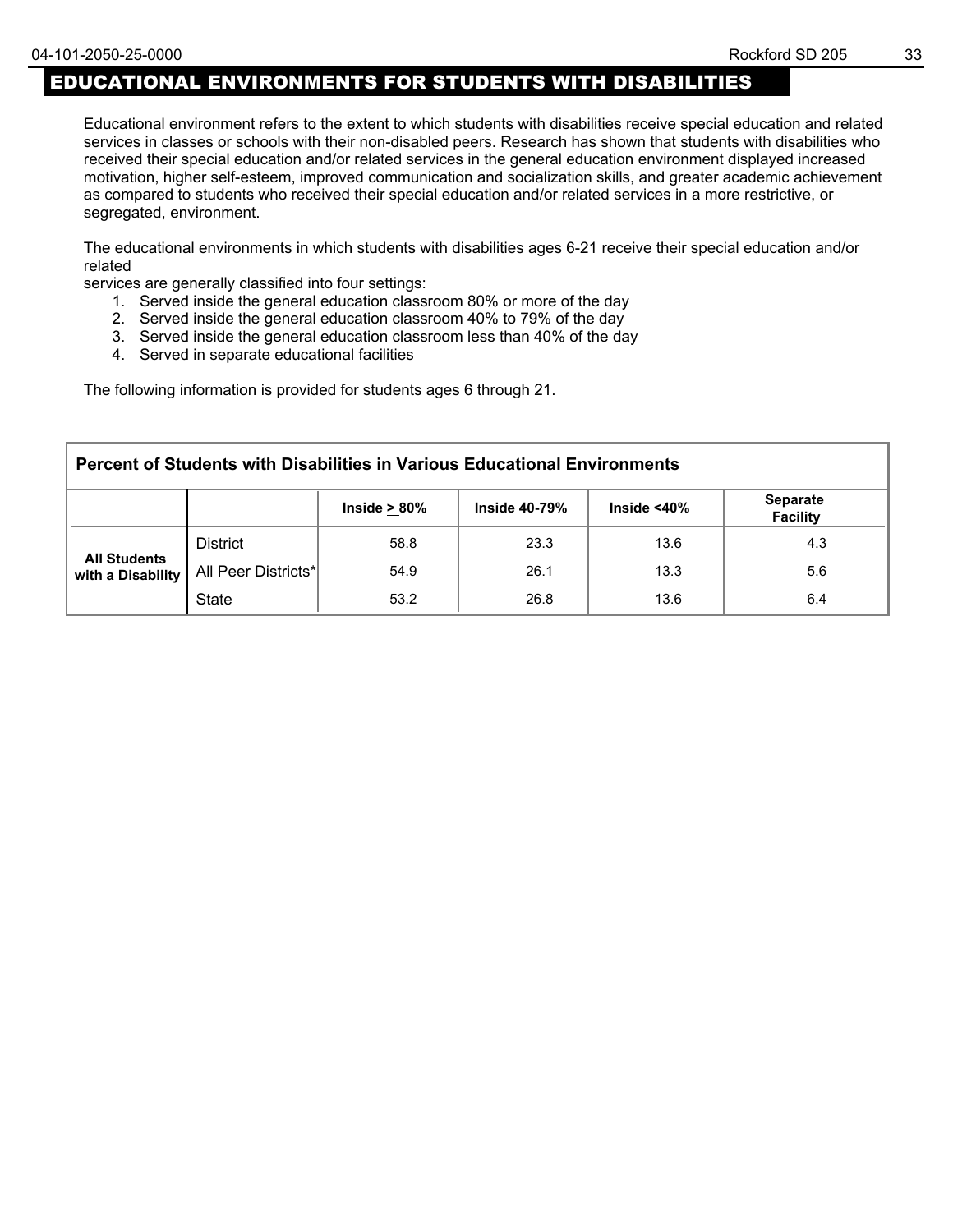# EDUCATIONAL ENVIRONMENTS FOR STUDENTS WITH DISABILITIES

Educational environment refers to the extent to which students with disabilities receive special education and related services in classes or schools with their non-disabled peers. Research has shown that students with disabilities who received their special education and/or related services in the general education environment displayed increased motivation, higher self-esteem, improved communication and socialization skills, and greater academic achievement as compared to students who received their special education and/or related services in a more restrictive, or segregated, environment.

The educational environments in which students with disabilities ages 6-21 receive their special education and/or related
services are generally classified into four settings:

1. Served inside the general education classroom 80% or more of the day
2. Served inside the general education classroom 40% to 79% of the day
3. Served inside the general education classroom less than 40% of the day
4. Served in separate educational facilities

The following information is provided for students ages 6 through 21.

**Percent of Students with Disabilities in Various Educational Environments**

| | | Inside ≥ 80% | Inside 40-79% | Inside <40% | Separate Facility |
|---|---|---|---|---|---|
| **All Students with a Disability** | District | 58.8 | 23.3 | 13.6 | 4.3 |
| | All Peer Districts* | 54.9 | 26.1 | 13.3 | 5.6 |
| | State | 53.2 | 26.8 | 13.6 | 6.4 |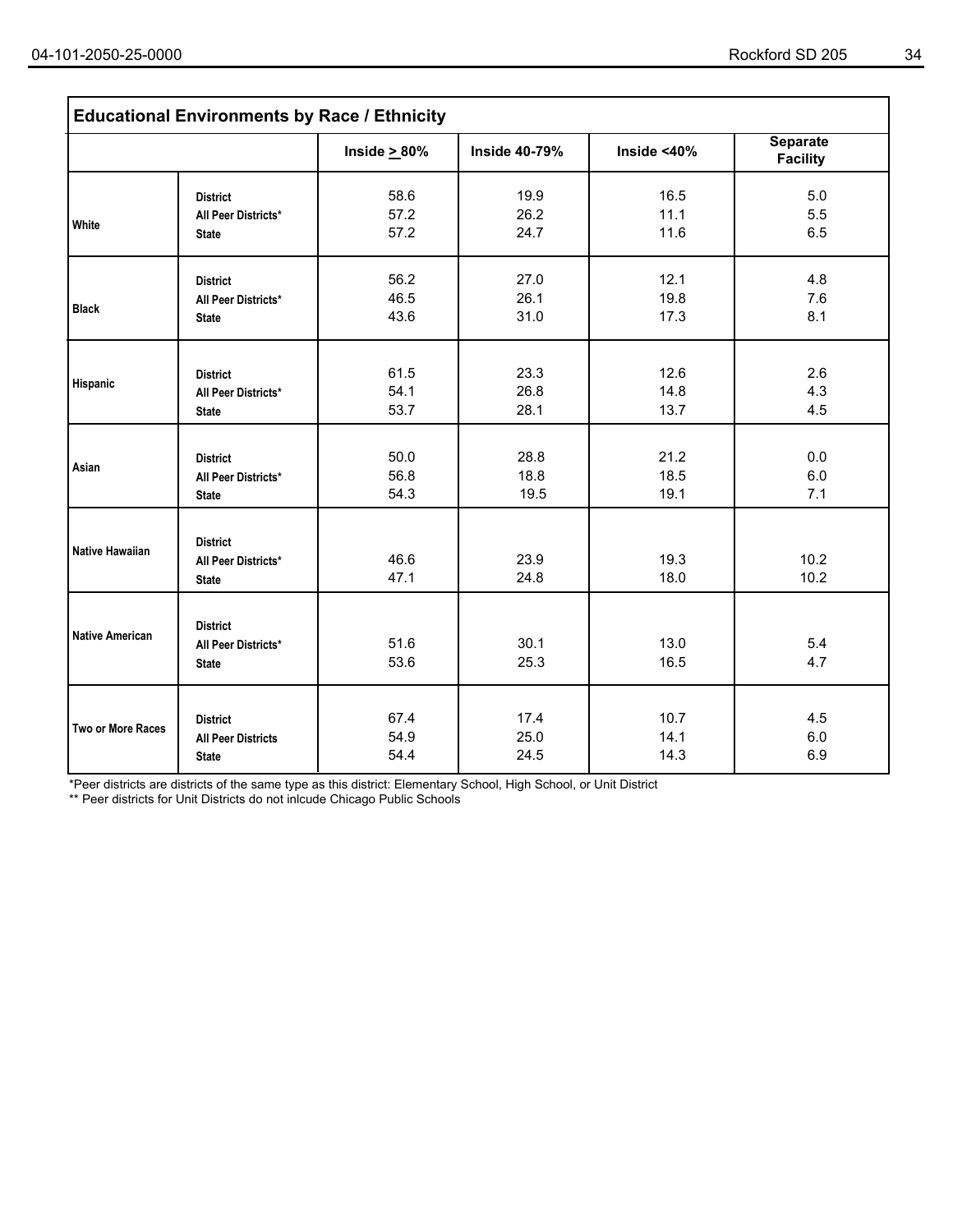| Educational Environments by Race / Ethnicity | | | | | |
|---|---|---|---|---|---|
| | | Inside ≥ 80% | Inside 40-79% | Inside <40% | Separate Facility |
| White | District | 58.6 | 19.9 | 16.5 | 5.0 |
| | All Peer Districts* | 57.2 | 26.2 | 11.1 | 5.5 |
| | State | 57.2 | 24.7 | 11.6 | 6.5 |
| Black | District | 56.2 | 27.0 | 12.1 | 4.8 |
| | All Peer Districts* | 46.5 | 26.1 | 19.8 | 7.6 |
| | State | 43.6 | 31.0 | 17.3 | 8.1 |
| Hispanic | District | 61.5 | 23.3 | 12.6 | 2.6 |
| | All Peer Districts* | 54.1 | 26.8 | 14.8 | 4.3 |
| | State | 53.7 | 28.1 | 13.7 | 4.5 |
| Asian | District | 50.0 | 28.8 | 21.2 | 0.0 |
| | All Peer Districts* | 56.8 | 18.8 | 18.5 | 6.0 |
| | State | 54.3 | 19.5 | 19.1 | 7.1 |
| Native Hawaiian | District | | | | |
| | All Peer Districts* | 46.6 | 23.9 | 19.3 | 10.2 |
| | State | 47.1 | 24.8 | 18.0 | 10.2 |
| Native American | District | | | | |
| | All Peer Districts* | 51.6 | 30.1 | 13.0 | 5.4 |
| | State | 53.6 | 25.3 | 16.5 | 4.7 |
| Two or More Races | District | 67.4 | 17.4 | 10.7 | 4.5 |
| | All Peer Districts | 54.9 | 25.0 | 14.1 | 6.0 |
| | State | 54.4 | 24.5 | 14.3 | 6.9 |

*Peer districts are districts of the same type as this district: Elementary School, High School, or Unit District

** Peer districts for Unit Districts do not inlcude Chicago Public Schools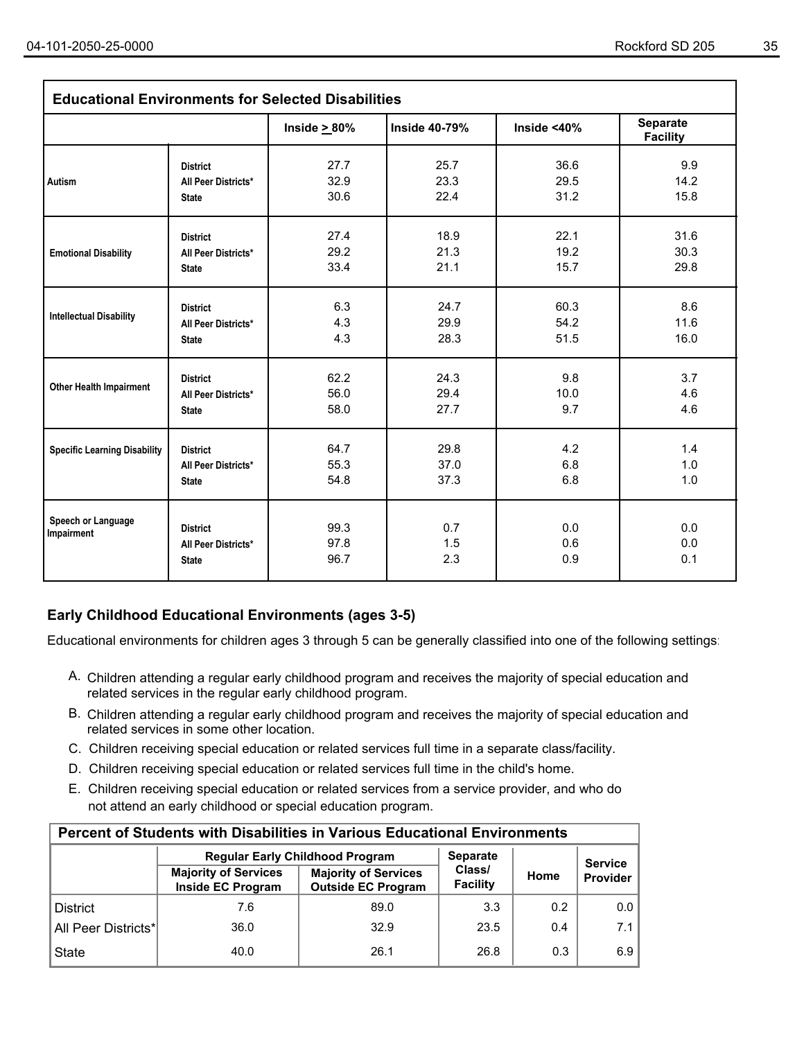| Educational Environments for Selected Disabilities | | | | | |
|---|---|---|---|---|---|
| | | Inside ≥ 80% | Inside 40-79% | Inside <40% | Separate Facility |
| Autism | District | 27.7 | 25.7 | 36.6 | 9.9 |
| | All Peer Districts* | 32.9 | 23.3 | 29.5 | 14.2 |
| | State | 30.6 | 22.4 | 31.2 | 15.8 |
| Emotional Disability | District | 27.4 | 18.9 | 22.1 | 31.6 |
| | All Peer Districts* | 29.2 | 21.3 | 19.2 | 30.3 |
| | State | 33.4 | 21.1 | 15.7 | 29.8 |
| Intellectual Disability | District | 6.3 | 24.7 | 60.3 | 8.6 |
| | All Peer Districts* | 4.3 | 29.9 | 54.2 | 11.6 |
| | State | 4.3 | 28.3 | 51.5 | 16.0 |
| Other Health Impairment | District | 62.2 | 24.3 | 9.8 | 3.7 |
| | All Peer Districts* | 56.0 | 29.4 | 10.0 | 4.6 |
| | State | 58.0 | 27.7 | 9.7 | 4.6 |
| Specific Learning Disability | District | 64.7 | 29.8 | 4.2 | 1.4 |
| | All Peer Districts* | 55.3 | 37.0 | 6.8 | 1.0 |
| | State | 54.8 | 37.3 | 6.8 | 1.0 |
| Speech or Language Impairment | District | 99.3 | 0.7 | 0.0 | 0.0 |
| | All Peer Districts* | 97.8 | 1.5 | 0.6 | 0.0 |
| | State | 96.7 | 2.3 | 0.9 | 0.1 |

## Early Childhood Educational Environments (ages 3-5)

Educational environments for children ages 3 through 5 can be generally classified into one of the following settings:

A. Children attending a regular early childhood program and receives the majority of special education and related services in the regular early childhood program.

B. Children attending a regular early childhood program and receives the majority of special education and related services in some other location.

C. Children receiving special education or related services full time in a separate class/facility.

D. Children receiving special education or related services full time in the child's home.

E. Children receiving special education or related services from a service provider, and who do not attend an early childhood or special education program.

| Percent of Students with Disabilities in Various Educational Environments | | | | | |
|---|---|---|---|---|---|
| | Regular Early Childhood Program | | Separate Class/ Facility | Home | Service Provider |
| | Majority of Services Inside EC Program | Majority of Services Outside EC Program | | | |
| District | 7.6 | 89.0 | 3.3 | 0.2 | 0.0 |
| All Peer Districts* | 36.0 | 32.9 | 23.5 | 0.4 | 7.1 |
| State | 40.0 | 26.1 | 26.8 | 0.3 | 6.9 |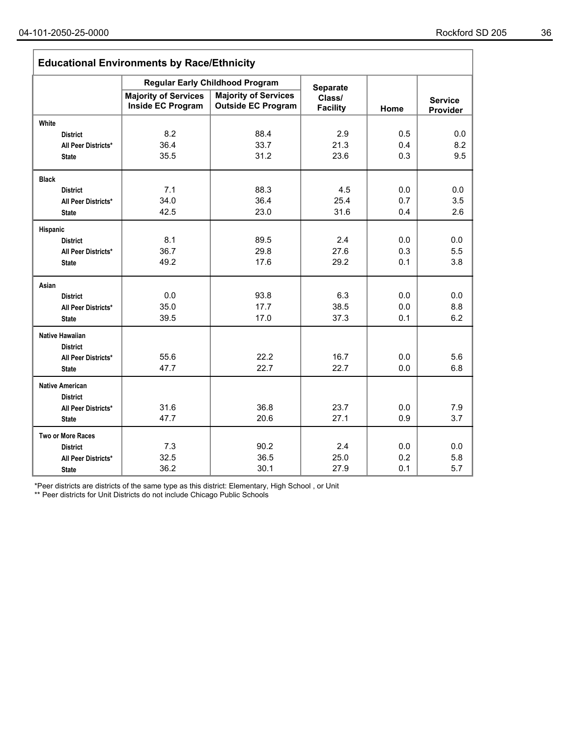## Educational Environments by Race/Ethnicity

| | Regular Early Childhood Program | | Separate Class/ Facility | Home | Service Provider |
|---|---|---|---|---|---|
| | Majority of Services Inside EC Program | Majority of Services Outside EC Program | | | |
| **White** | | | | | |
| District | 8.2 | 88.4 | 2.9 | 0.5 | 0.0 |
| All Peer Districts* | 36.4 | 33.7 | 21.3 | 0.4 | 8.2 |
| State | 35.5 | 31.2 | 23.6 | 0.3 | 9.5 |
| **Black** | | | | | |
| District | 7.1 | 88.3 | 4.5 | 0.0 | 0.0 |
| All Peer Districts* | 34.0 | 36.4 | 25.4 | 0.7 | 3.5 |
| State | 42.5 | 23.0 | 31.6 | 0.4 | 2.6 |
| **Hispanic** | | | | | |
| District | 8.1 | 89.5 | 2.4 | 0.0 | 0.0 |
| All Peer Districts* | 36.7 | 29.8 | 27.6 | 0.3 | 5.5 |
| State | 49.2 | 17.6 | 29.2 | 0.1 | 3.8 |
| **Asian** | | | | | |
| District | 0.0 | 93.8 | 6.3 | 0.0 | 0.0 |
| All Peer Districts* | 35.0 | 17.7 | 38.5 | 0.0 | 8.8 |
| State | 39.5 | 17.0 | 37.3 | 0.1 | 6.2 |
| **Native Hawaiian** | | | | | |
| District | | | | | |
| All Peer Districts* | 55.6 | 22.2 | 16.7 | 0.0 | 5.6 |
| State | 47.7 | 22.7 | 22.7 | 0.0 | 6.8 |
| **Native American** | | | | | |
| District | | | | | |
| All Peer Districts* | 31.6 | 36.8 | 23.7 | 0.0 | 7.9 |
| State | 47.7 | 20.6 | 27.1 | 0.9 | 3.7 |
| **Two or More Races** | | | | | |
| District | 7.3 | 90.2 | 2.4 | 0.0 | 0.0 |
| All Peer Districts* | 32.5 | 36.5 | 25.0 | 0.2 | 5.8 |
| State | 36.2 | 30.1 | 27.9 | 0.1 | 5.7 |

*Peer districts are districts of the same type as this district: Elementary, High School , or Unit

** Peer districts for Unit Districts do not include Chicago Public Schools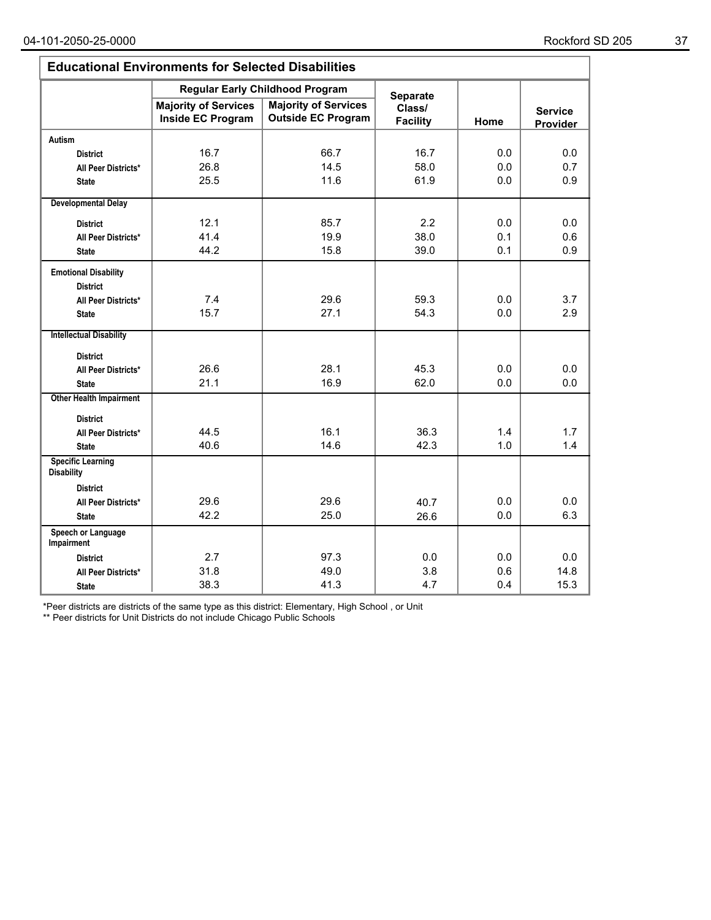## Educational Environments for Selected Disabilities

| | Regular Early Childhood Program | | Separate Class/ Facility | Home | Service Provider |
|---|---|---|---|---|---|
| | Majority of Services Inside EC Program | Majority of Services Outside EC Program | | | |
| **Autism** | | | | | |
| District | 16.7 | 66.7 | 16.7 | 0.0 | 0.0 |
| All Peer Districts* | 26.8 | 14.5 | 58.0 | 0.0 | 0.7 |
| State | 25.5 | 11.6 | 61.9 | 0.0 | 0.9 |
| **Developmental Delay** | | | | | |
| District | 12.1 | 85.7 | 2.2 | 0.0 | 0.0 |
| All Peer Districts* | 41.4 | 19.9 | 38.0 | 0.1 | 0.6 |
| State | 44.2 | 15.8 | 39.0 | 0.1 | 0.9 |
| **Emotional Disability** | | | | | |
| District | | | | | |
| All Peer Districts* | 7.4 | 29.6 | 59.3 | 0.0 | 3.7 |
| State | 15.7 | 27.1 | 54.3 | 0.0 | 2.9 |
| **Intellectual Disability** | | | | | |
| District | | | | | |
| All Peer Districts* | 26.6 | 28.1 | 45.3 | 0.0 | 0.0 |
| State | 21.1 | 16.9 | 62.0 | 0.0 | 0.0 |
| **Other Health Impairment** | | | | | |
| District | | | | | |
| All Peer Districts* | 44.5 | 16.1 | 36.3 | 1.4 | 1.7 |
| State | 40.6 | 14.6 | 42.3 | 1.0 | 1.4 |
| **Specific Learning Disability** | | | | | |
| District | | | | | |
| All Peer Districts* | 29.6 | 29.6 | 40.7 | 0.0 | 0.0 |
| State | 42.2 | 25.0 | 26.6 | 0.0 | 6.3 |
| **Speech or Language Impairment** | | | | | |
| District | 2.7 | 97.3 | 0.0 | 0.0 | 0.0 |
| All Peer Districts* | 31.8 | 49.0 | 3.8 | 0.6 | 14.8 |
| State | 38.3 | 41.3 | 4.7 | 0.4 | 15.3 |

*Peer districts are districts of the same type as this district: Elementary, High School , or Unit

** Peer districts for Unit Districts do not include Chicago Public Schools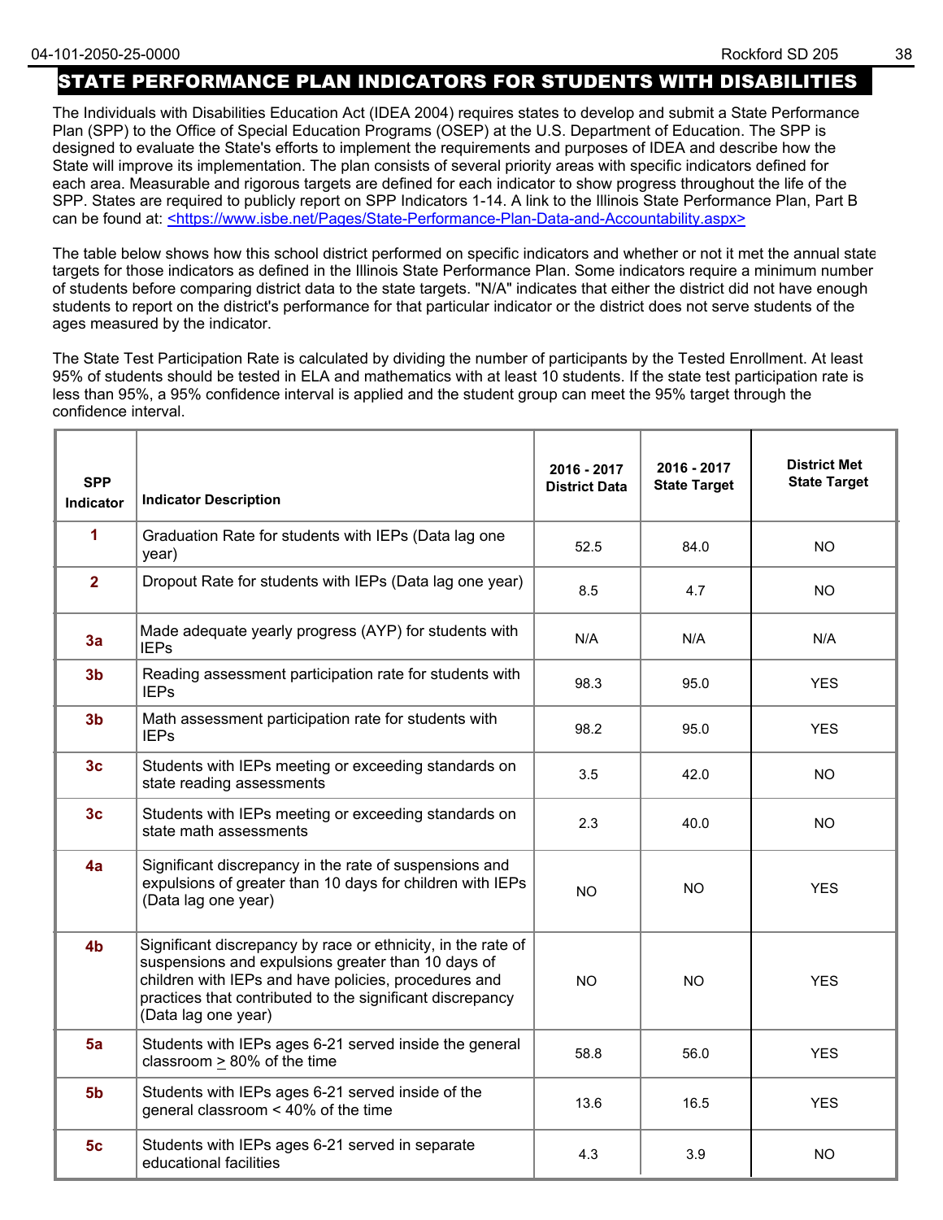## STATE PERFORMANCE PLAN INDICATORS FOR STUDENTS WITH DISABILITIES

The Individuals with Disabilities Education Act (IDEA 2004) requires states to develop and submit a State Performance Plan (SPP) to the Office of Special Education Programs (OSEP) at the U.S. Department of Education. The SPP is designed to evaluate the State's efforts to implement the requirements and purposes of IDEA and describe how the State will improve its implementation. The plan consists of several priority areas with specific indicators defined for each area. Measurable and rigorous targets are defined for each indicator to show progress throughout the life of the SPP. States are required to publicly report on SPP Indicators 1-14. A link to the Illinois State Performance Plan, Part B can be found at: <https://www.isbe.net/Pages/State-Performance-Plan-Data-and-Accountability.aspx>

The table below shows how this school district performed on specific indicators and whether or not it met the annual state targets for those indicators as defined in the Illinois State Performance Plan. Some indicators require a minimum number of students before comparing district data to the state targets. "N/A" indicates that either the district did not have enough students to report on the district's performance for that particular indicator or the district does not serve students of the ages measured by the indicator.

The State Test Participation Rate is calculated by dividing the number of participants by the Tested Enrollment. At least 95% of students should be tested in ELA and mathematics with at least 10 students. If the state test participation rate is less than 95%, a 95% confidence interval is applied and the student group can meet the 95% target through the confidence interval.

| SPP Indicator | Indicator Description | 2016 - 2017 District Data | 2016 - 2017 State Target | District Met State Target |
|---|---|---|---|---|
| 1 | Graduation Rate for students with IEPs (Data lag one year) | 52.5 | 84.0 | NO |
| 2 | Dropout Rate for students with IEPs (Data lag one year) | 8.5 | 4.7 | NO |
| 3a | Made adequate yearly progress (AYP) for students with IEPs | N/A | N/A | N/A |
| 3b | Reading assessment participation rate for students with IEPs | 98.3 | 95.0 | YES |
| 3b | Math assessment participation rate for students with IEPs | 98.2 | 95.0 | YES |
| 3c | Students with IEPs meeting or exceeding standards on state reading assessments | 3.5 | 42.0 | NO |
| 3c | Students with IEPs meeting or exceeding standards on state math assessments | 2.3 | 40.0 | NO |
| 4a | Significant discrepancy in the rate of suspensions and expulsions of greater than 10 days for children with IEPs (Data lag one year) | NO | NO | YES |
| 4b | Significant discrepancy by race or ethnicity, in the rate of suspensions and expulsions greater than 10 days of children with IEPs and have policies, procedures and practices that contributed to the significant discrepancy (Data lag one year) | NO | NO | YES |
| 5a | Students with IEPs ages 6-21 served inside the general classroom ≥ 80% of the time | 58.8 | 56.0 | YES |
| 5b | Students with IEPs ages 6-21 served inside of the general classroom < 40% of the time | 13.6 | 16.5 | YES |
| 5c | Students with IEPs ages 6-21 served in separate educational facilities | 4.3 | 3.9 | NO |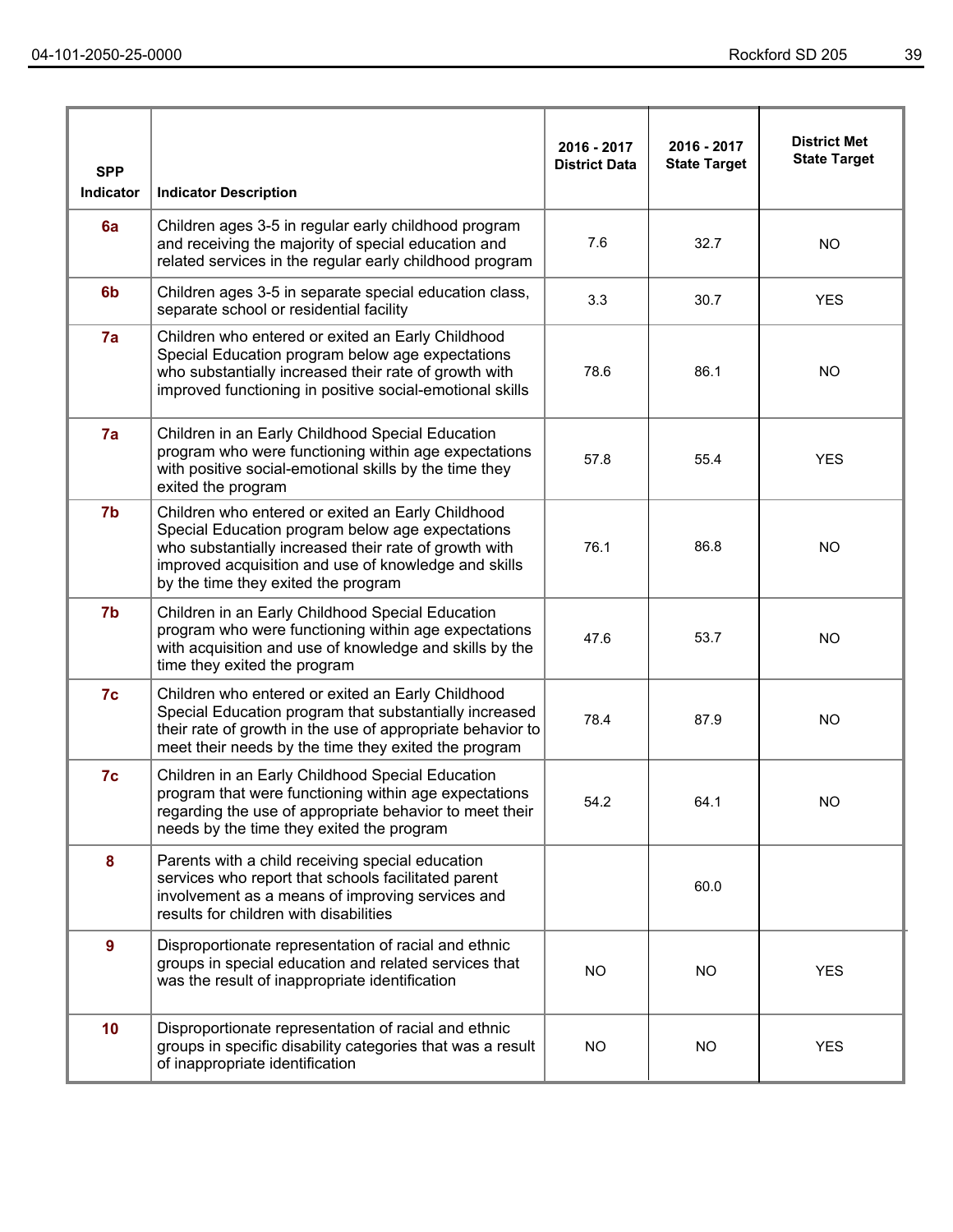| SPP Indicator | Indicator Description | 2016 - 2017 District Data | 2016 - 2017 State Target | District Met State Target |
|---|---|---|---|---|
| 6a | Children ages 3-5 in regular early childhood program and receiving the majority of special education and related services in the regular early childhood program | 7.6 | 32.7 | NO |
| 6b | Children ages 3-5 in separate special education class, separate school or residential facility | 3.3 | 30.7 | YES |
| 7a | Children who entered or exited an Early Childhood Special Education program below age expectations who substantially increased their rate of growth with improved functioning in positive social-emotional skills | 78.6 | 86.1 | NO |
| 7a | Children in an Early Childhood Special Education program who were functioning within age expectations with positive social-emotional skills by the time they exited the program | 57.8 | 55.4 | YES |
| 7b | Children who entered or exited an Early Childhood Special Education program below age expectations who substantially increased their rate of growth with improved acquisition and use of knowledge and skills by the time they exited the program | 76.1 | 86.8 | NO |
| 7b | Children in an Early Childhood Special Education program who were functioning within age expectations with acquisition and use of knowledge and skills by the time they exited the program | 47.6 | 53.7 | NO |
| 7c | Children who entered or exited an Early Childhood Special Education program that substantially increased their rate of growth in the use of appropriate behavior to meet their needs by the time they exited the program | 78.4 | 87.9 | NO |
| 7c | Children in an Early Childhood Special Education program that were functioning within age expectations regarding the use of appropriate behavior to meet their needs by the time they exited the program | 54.2 | 64.1 | NO |
| 8 | Parents with a child receiving special education services who report that schools facilitated parent involvement as a means of improving services and results for children with disabilities | | 60.0 | |
| 9 | Disproportionate representation of racial and ethnic groups in special education and related services that was the result of inappropriate identification | NO | NO | YES |
| 10 | Disproportionate representation of racial and ethnic groups in specific disability categories that was a result of inappropriate identification | NO | NO | YES |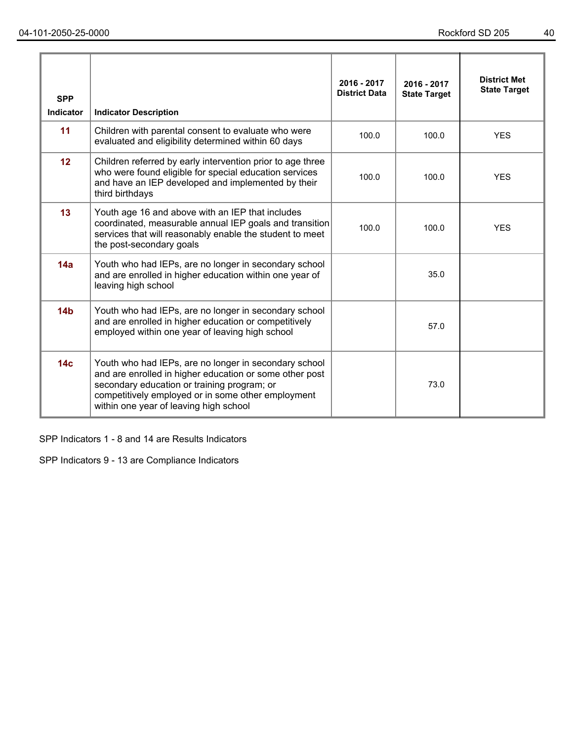| SPP Indicator | Indicator Description | 2016 - 2017 District Data | 2016 - 2017 State Target | District Met State Target |
|---|---|---|---|---|
| 11 | Children with parental consent to evaluate who were evaluated and eligibility determined within 60 days | 100.0 | 100.0 | YES |
| 12 | Children referred by early intervention prior to age three who were found eligible for special education services and have an IEP developed and implemented by their third birthdays | 100.0 | 100.0 | YES |
| 13 | Youth age 16 and above with an IEP that includes coordinated, measurable annual IEP goals and transition services that will reasonably enable the student to meet the post-secondary goals | 100.0 | 100.0 | YES |
| 14a | Youth who had IEPs, are no longer in secondary school and are enrolled in higher education within one year of leaving high school | | 35.0 | |
| 14b | Youth who had IEPs, are no longer in secondary school and are enrolled in higher education or competitively employed within one year of leaving high school | | 57.0 | |
| 14c | Youth who had IEPs, are no longer in secondary school and are enrolled in higher education or some other post secondary education or training program; or competitively employed or in some other employment within one year of leaving high school | | 73.0 | |

SPP Indicators 1 - 8 and 14 are Results Indicators

SPP Indicators 9 - 13 are Compliance Indicators